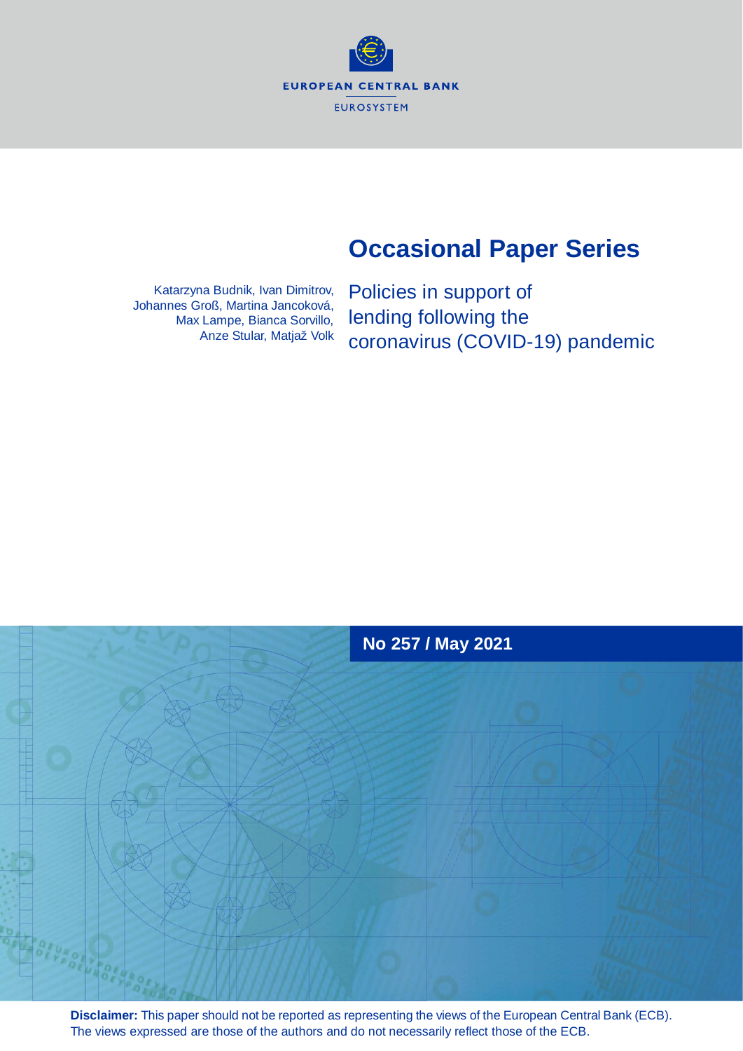EUROPEAN CENTRAL BANK

EUROSYSTEM

# Occasional Paper Series

Katarzyna Budnik, Ivan Dimitrov, Johannes Groß, Martina Jancoková, Max Lampe, Bianca Sorvillo, Anze Stular, Matjaž Volk

## Policies in support of lending following the coronavirus (COVID-19) pandemic

**No 257 / May 2021**

**Disclaimer:** This paper should not be reported as representing the views of the European Central Bank (ECB). The views expressed are those of the authors and do not necessarily reflect those of the ECB.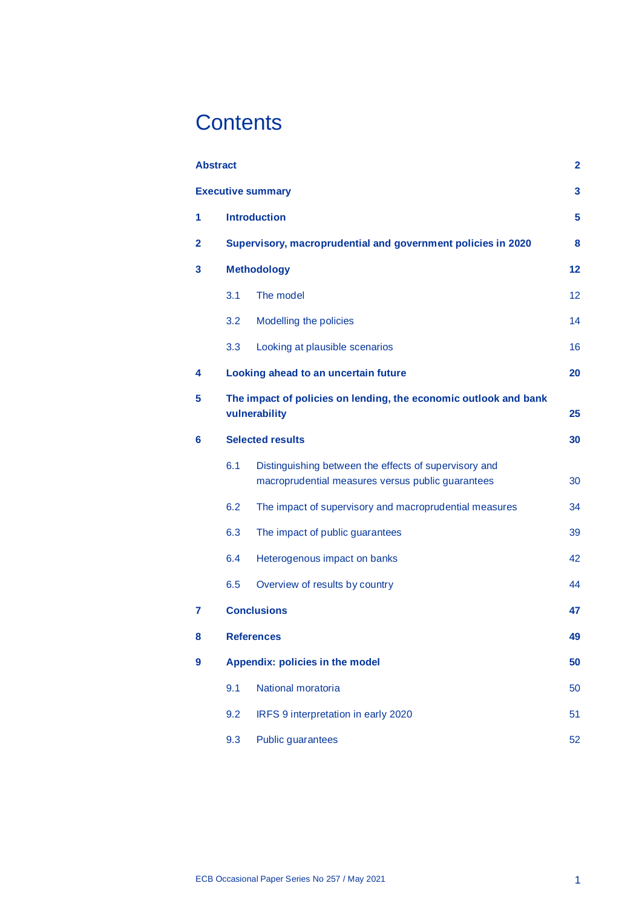# Contents

| | | |
|---|---|---|
| **Abstract** | | **2** |
| **Executive summary** | | **3** |
| **1** | **Introduction** | **5** |
| **2** | **Supervisory, macroprudential and government policies in 2020** | **8** |
| **3** | **Methodology** | **12** |
| | 3.1 The model | 12 |
| | 3.2 Modelling the policies | 14 |
| | 3.3 Looking at plausible scenarios | 16 |
| **4** | **Looking ahead to an uncertain future** | **20** |
| **5** | **The impact of policies on lending, the economic outlook and bank vulnerability** | **25** |
| **6** | **Selected results** | **30** |
| | 6.1 Distinguishing between the effects of supervisory and macroprudential measures versus public guarantees | 30 |
| | 6.2 The impact of supervisory and macroprudential measures | 34 |
| | 6.3 The impact of public guarantees | 39 |
| | 6.4 Heterogenous impact on banks | 42 |
| | 6.5 Overview of results by country | 44 |
| **7** | **Conclusions** | **47** |
| **8** | **References** | **49** |
| **9** | **Appendix: policies in the model** | **50** |
| | 9.1 National moratoria | 50 |
| | 9.2 IRFS 9 interpretation in early 2020 | 51 |
| | 9.3 Public guarantees | 52 |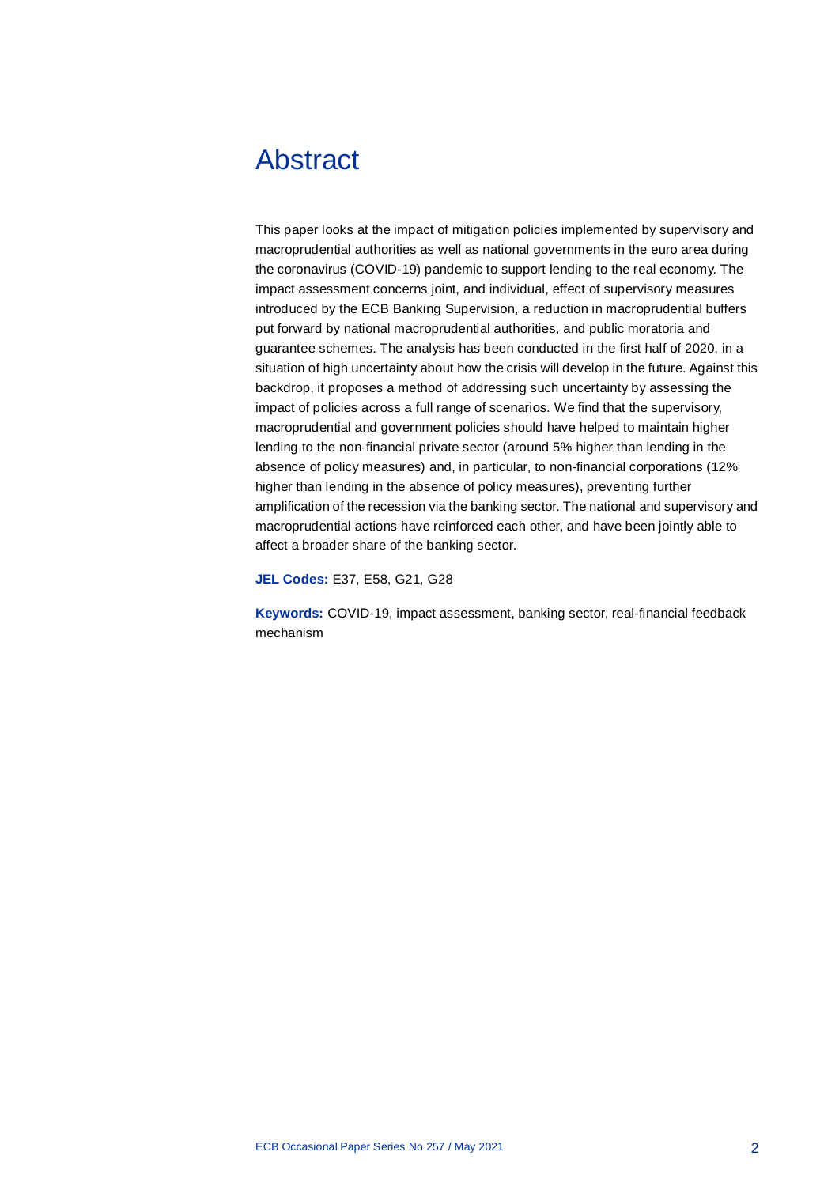# Abstract

This paper looks at the impact of mitigation policies implemented by supervisory and macroprudential authorities as well as national governments in the euro area during the coronavirus (COVID-19) pandemic to support lending to the real economy. The impact assessment concerns joint, and individual, effect of supervisory measures introduced by the ECB Banking Supervision, a reduction in macroprudential buffers put forward by national macroprudential authorities, and public moratoria and guarantee schemes. The analysis has been conducted in the first half of 2020, in a situation of high uncertainty about how the crisis will develop in the future. Against this backdrop, it proposes a method of addressing such uncertainty by assessing the impact of policies across a full range of scenarios. We find that the supervisory, macroprudential and government policies should have helped to maintain higher lending to the non-financial private sector (around 5% higher than lending in the absence of policy measures) and, in particular, to non-financial corporations (12% higher than lending in the absence of policy measures), preventing further amplification of the recession via the banking sector. The national and supervisory and macroprudential actions have reinforced each other, and have been jointly able to affect a broader share of the banking sector.

**JEL Codes:** E37, E58, G21, G28

**Keywords:** COVID-19, impact assessment, banking sector, real-financial feedback mechanism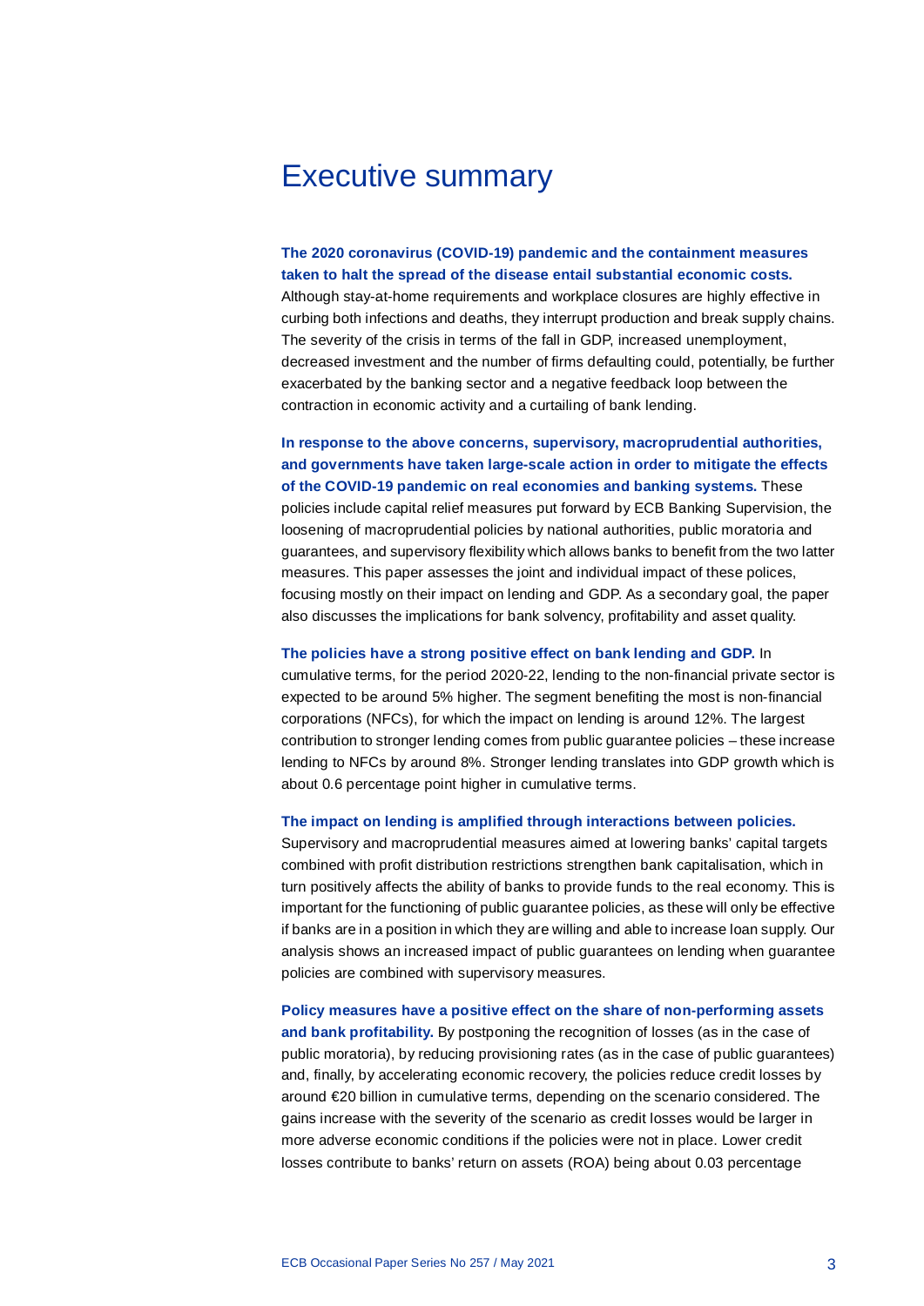# Executive summary

**The 2020 coronavirus (COVID-19) pandemic and the containment measures taken to halt the spread of the disease entail substantial economic costs.** Although stay-at-home requirements and workplace closures are highly effective in curbing both infections and deaths, they interrupt production and break supply chains. The severity of the crisis in terms of the fall in GDP, increased unemployment, decreased investment and the number of firms defaulting could, potentially, be further exacerbated by the banking sector and a negative feedback loop between the contraction in economic activity and a curtailing of bank lending.

**In response to the above concerns, supervisory, macroprudential authorities, and governments have taken large-scale action in order to mitigate the effects of the COVID-19 pandemic on real economies and banking systems.** These policies include capital relief measures put forward by ECB Banking Supervision, the loosening of macroprudential policies by national authorities, public moratoria and guarantees, and supervisory flexibility which allows banks to benefit from the two latter measures. This paper assesses the joint and individual impact of these polices, focusing mostly on their impact on lending and GDP. As a secondary goal, the paper also discusses the implications for bank solvency, profitability and asset quality.

**The policies have a strong positive effect on bank lending and GDP.** In cumulative terms, for the period 2020-22, lending to the non-financial private sector is expected to be around 5% higher. The segment benefiting the most is non-financial corporations (NFCs), for which the impact on lending is around 12%. The largest contribution to stronger lending comes from public guarantee policies – these increase lending to NFCs by around 8%. Stronger lending translates into GDP growth which is about 0.6 percentage point higher in cumulative terms.

**The impact on lending is amplified through interactions between policies.** Supervisory and macroprudential measures aimed at lowering banks' capital targets combined with profit distribution restrictions strengthen bank capitalisation, which in turn positively affects the ability of banks to provide funds to the real economy. This is important for the functioning of public guarantee policies, as these will only be effective if banks are in a position in which they are willing and able to increase loan supply. Our analysis shows an increased impact of public guarantees on lending when guarantee policies are combined with supervisory measures.

**Policy measures have a positive effect on the share of non-performing assets and bank profitability.** By postponing the recognition of losses (as in the case of public moratoria), by reducing provisioning rates (as in the case of public guarantees) and, finally, by accelerating economic recovery, the policies reduce credit losses by around €20 billion in cumulative terms, depending on the scenario considered. The gains increase with the severity of the scenario as credit losses would be larger in more adverse economic conditions if the policies were not in place. Lower credit losses contribute to banks' return on assets (ROA) being about 0.03 percentage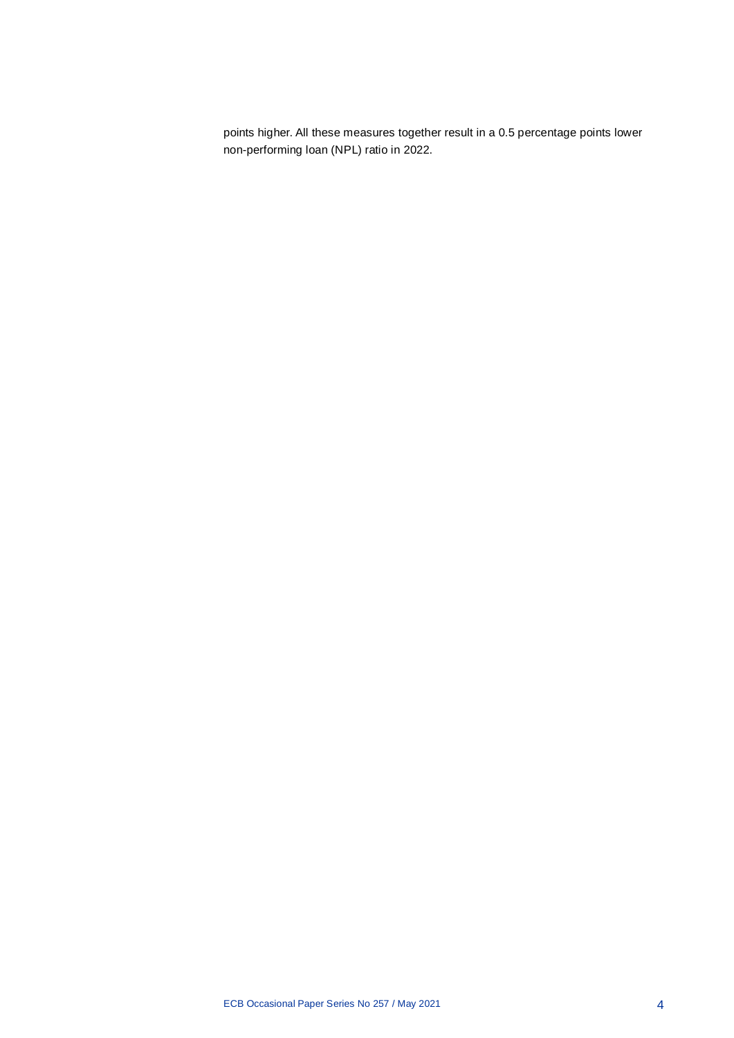points higher. All these measures together result in a 0.5 percentage points lower non-performing loan (NPL) ratio in 2022.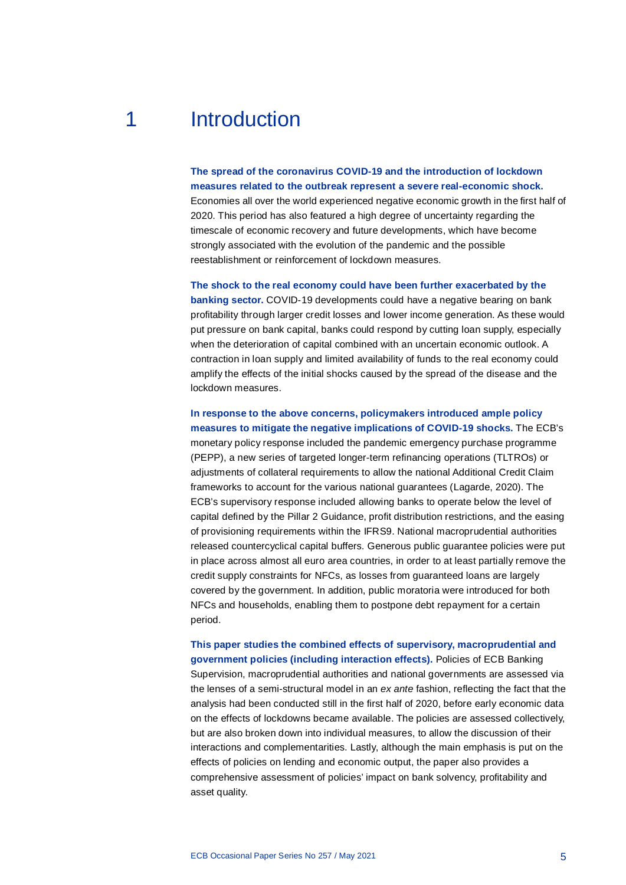# 1 Introduction

**The spread of the coronavirus COVID-19 and the introduction of lockdown measures related to the outbreak represent a severe real-economic shock.** Economies all over the world experienced negative economic growth in the first half of 2020. This period has also featured a high degree of uncertainty regarding the timescale of economic recovery and future developments, which have become strongly associated with the evolution of the pandemic and the possible reestablishment or reinforcement of lockdown measures.

**The shock to the real economy could have been further exacerbated by the banking sector.** COVID-19 developments could have a negative bearing on bank profitability through larger credit losses and lower income generation. As these would put pressure on bank capital, banks could respond by cutting loan supply, especially when the deterioration of capital combined with an uncertain economic outlook. A contraction in loan supply and limited availability of funds to the real economy could amplify the effects of the initial shocks caused by the spread of the disease and the lockdown measures.

**In response to the above concerns, policymakers introduced ample policy measures to mitigate the negative implications of COVID-19 shocks.** The ECB's monetary policy response included the pandemic emergency purchase programme (PEPP), a new series of targeted longer-term refinancing operations (TLTROs) or adjustments of collateral requirements to allow the national Additional Credit Claim frameworks to account for the various national guarantees (Lagarde, 2020). The ECB's supervisory response included allowing banks to operate below the level of capital defined by the Pillar 2 Guidance, profit distribution restrictions, and the easing of provisioning requirements within the IFRS9. National macroprudential authorities released countercyclical capital buffers. Generous public guarantee policies were put in place across almost all euro area countries, in order to at least partially remove the credit supply constraints for NFCs, as losses from guaranteed loans are largely covered by the government. In addition, public moratoria were introduced for both NFCs and households, enabling them to postpone debt repayment for a certain period.

**This paper studies the combined effects of supervisory, macroprudential and government policies (including interaction effects).** Policies of ECB Banking Supervision, macroprudential authorities and national governments are assessed via the lenses of a semi-structural model in an *ex ante* fashion, reflecting the fact that the analysis had been conducted still in the first half of 2020, before early economic data on the effects of lockdowns became available. The policies are assessed collectively, but are also broken down into individual measures, to allow the discussion of their interactions and complementarities. Lastly, although the main emphasis is put on the effects of policies on lending and economic output, the paper also provides a comprehensive assessment of policies' impact on bank solvency, profitability and asset quality.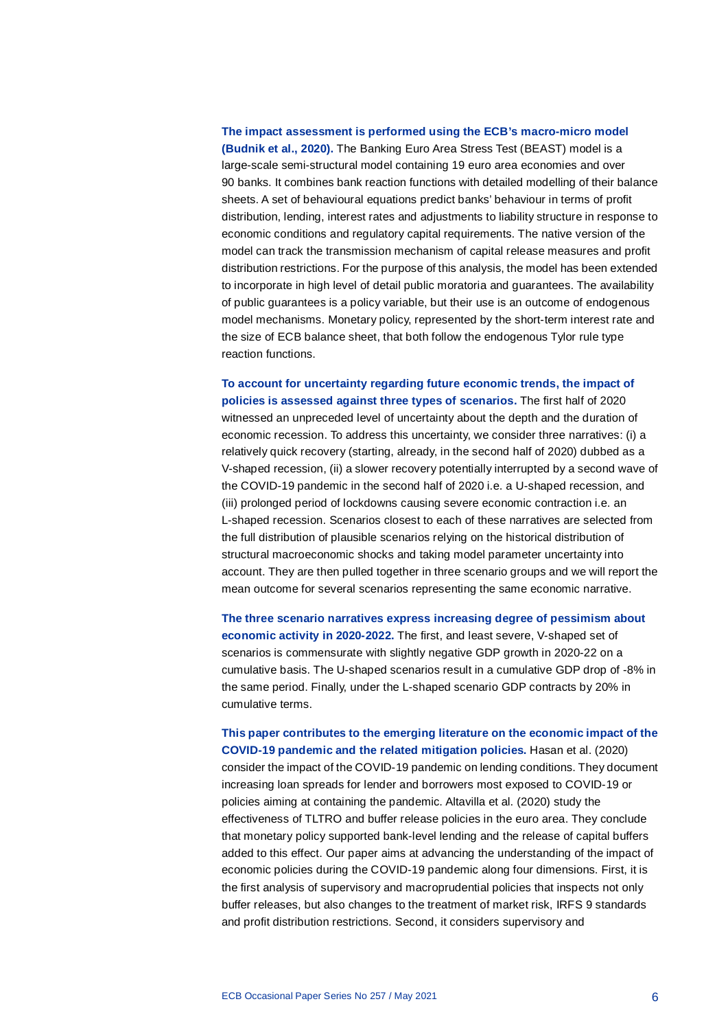**The impact assessment is performed using the ECB's macro-micro model (Budnik et al., 2020).** The Banking Euro Area Stress Test (BEAST) model is a large-scale semi-structural model containing 19 euro area economies and over 90 banks. It combines bank reaction functions with detailed modelling of their balance sheets. A set of behavioural equations predict banks' behaviour in terms of profit distribution, lending, interest rates and adjustments to liability structure in response to economic conditions and regulatory capital requirements. The native version of the model can track the transmission mechanism of capital release measures and profit distribution restrictions. For the purpose of this analysis, the model has been extended to incorporate in high level of detail public moratoria and guarantees. The availability of public guarantees is a policy variable, but their use is an outcome of endogenous model mechanisms. Monetary policy, represented by the short-term interest rate and the size of ECB balance sheet, that both follow the endogenous Tylor rule type reaction functions.

**To account for uncertainty regarding future economic trends, the impact of policies is assessed against three types of scenarios.** The first half of 2020 witnessed an unpreceded level of uncertainty about the depth and the duration of economic recession. To address this uncertainty, we consider three narratives: (i) a relatively quick recovery (starting, already, in the second half of 2020) dubbed as a V-shaped recession, (ii) a slower recovery potentially interrupted by a second wave of the COVID-19 pandemic in the second half of 2020 i.e. a U-shaped recession, and (iii) prolonged period of lockdowns causing severe economic contraction i.e. an L-shaped recession. Scenarios closest to each of these narratives are selected from the full distribution of plausible scenarios relying on the historical distribution of structural macroeconomic shocks and taking model parameter uncertainty into account. They are then pulled together in three scenario groups and we will report the mean outcome for several scenarios representing the same economic narrative.

**The three scenario narratives express increasing degree of pessimism about economic activity in 2020-2022.** The first, and least severe, V-shaped set of scenarios is commensurate with slightly negative GDP growth in 2020-22 on a cumulative basis. The U-shaped scenarios result in a cumulative GDP drop of -8% in the same period. Finally, under the L-shaped scenario GDP contracts by 20% in cumulative terms.

**This paper contributes to the emerging literature on the economic impact of the COVID-19 pandemic and the related mitigation policies.** Hasan et al. (2020) consider the impact of the COVID-19 pandemic on lending conditions. They document increasing loan spreads for lender and borrowers most exposed to COVID-19 or policies aiming at containing the pandemic. Altavilla et al. (2020) study the effectiveness of TLTRO and buffer release policies in the euro area. They conclude that monetary policy supported bank-level lending and the release of capital buffers added to this effect. Our paper aims at advancing the understanding of the impact of economic policies during the COVID-19 pandemic along four dimensions. First, it is the first analysis of supervisory and macroprudential policies that inspects not only buffer releases, but also changes to the treatment of market risk, IRFS 9 standards and profit distribution restrictions. Second, it considers supervisory and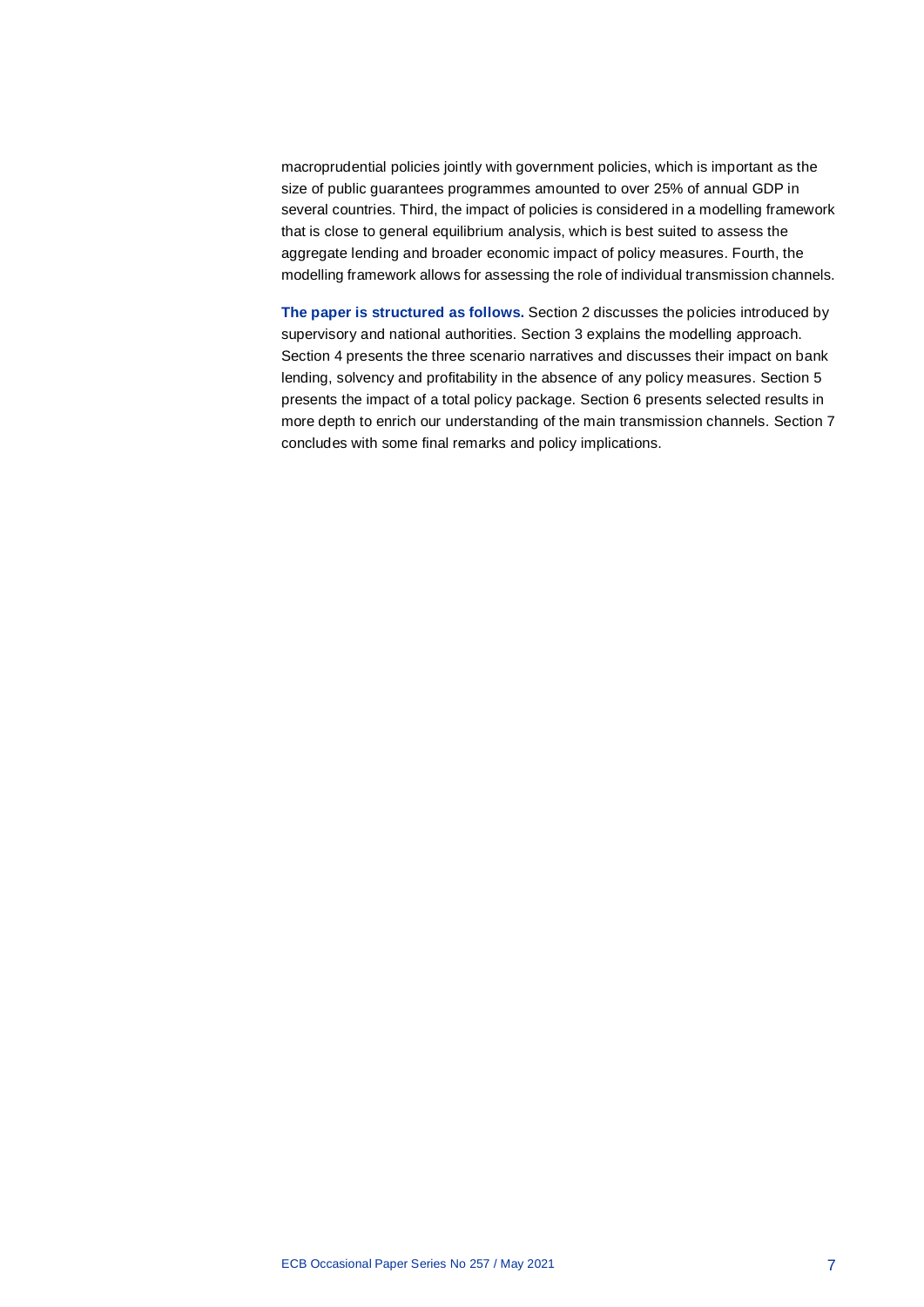macroprudential policies jointly with government policies, which is important as the size of public guarantees programmes amounted to over 25% of annual GDP in several countries. Third, the impact of policies is considered in a modelling framework that is close to general equilibrium analysis, which is best suited to assess the aggregate lending and broader economic impact of policy measures. Fourth, the modelling framework allows for assessing the role of individual transmission channels.

**The paper is structured as follows.** Section 2 discusses the policies introduced by supervisory and national authorities. Section 3 explains the modelling approach. Section 4 presents the three scenario narratives and discusses their impact on bank lending, solvency and profitability in the absence of any policy measures. Section 5 presents the impact of a total policy package. Section 6 presents selected results in more depth to enrich our understanding of the main transmission channels. Section 7 concludes with some final remarks and policy implications.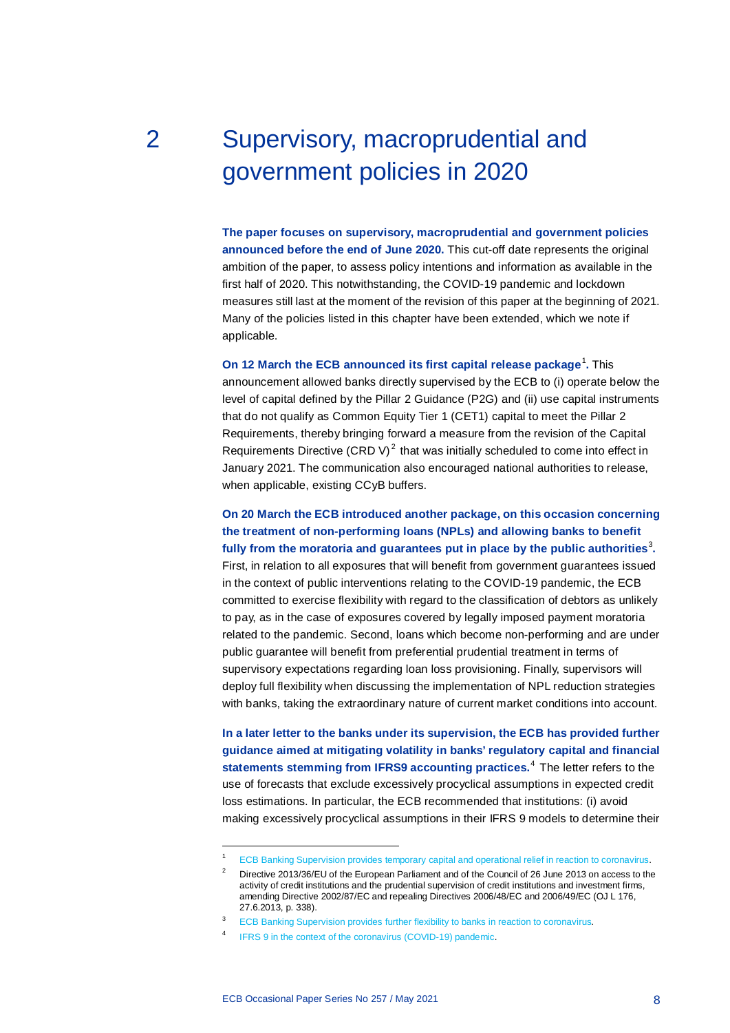# 2 Supervisory, macroprudential and government policies in 2020

**The paper focuses on supervisory, macroprudential and government policies announced before the end of June 2020.** This cut-off date represents the original ambition of the paper, to assess policy intentions and information as available in the first half of 2020. This notwithstanding, the COVID-19 pandemic and lockdown measures still last at the moment of the revision of this paper at the beginning of 2021. Many of the policies listed in this chapter have been extended, which we note if applicable.

**On 12 March the ECB announced its first capital release package[1].** This announcement allowed banks directly supervised by the ECB to (i) operate below the level of capital defined by the Pillar 2 Guidance (P2G) and (ii) use capital instruments that do not qualify as Common Equity Tier 1 (CET1) capital to meet the Pillar 2 Requirements, thereby bringing forward a measure from the revision of the Capital Requirements Directive (CRD V)[2] that was initially scheduled to come into effect in January 2021. The communication also encouraged national authorities to release, when applicable, existing CCyB buffers.

**On 20 March the ECB introduced another package, on this occasion concerning the treatment of non-performing loans (NPLs) and allowing banks to benefit fully from the moratoria and guarantees put in place by the public authorities[3].** First, in relation to all exposures that will benefit from government guarantees issued in the context of public interventions relating to the COVID-19 pandemic, the ECB committed to exercise flexibility with regard to the classification of debtors as unlikely to pay, as in the case of exposures covered by legally imposed payment moratoria related to the pandemic. Second, loans which become non-performing and are under public guarantee will benefit from preferential prudential treatment in terms of supervisory expectations regarding loan loss provisioning. Finally, supervisors will deploy full flexibility when discussing the implementation of NPL reduction strategies with banks, taking the extraordinary nature of current market conditions into account.

**In a later letter to the banks under its supervision, the ECB has provided further guidance aimed at mitigating volatility in banks' regulatory capital and financial statements stemming from IFRS9 accounting practices.**[4] The letter refers to the use of forecasts that exclude excessively procyclical assumptions in expected credit loss estimations. In particular, the ECB recommended that institutions: (i) avoid making excessively procyclical assumptions in their IFRS 9 models to determine their

---

[1] ECB Banking Supervision provides temporary capital and operational relief in reaction to coronavirus.

[2] Directive 2013/36/EU of the European Parliament and of the Council of 26 June 2013 on access to the activity of credit institutions and the prudential supervision of credit institutions and investment firms, amending Directive 2002/87/EC and repealing Directives 2006/48/EC and 2006/49/EC (OJ L 176, 27.6.2013, p. 338).

[3] ECB Banking Supervision provides further flexibility to banks in reaction to coronavirus.

[4] IFRS 9 in the context of the coronavirus (COVID-19) pandemic.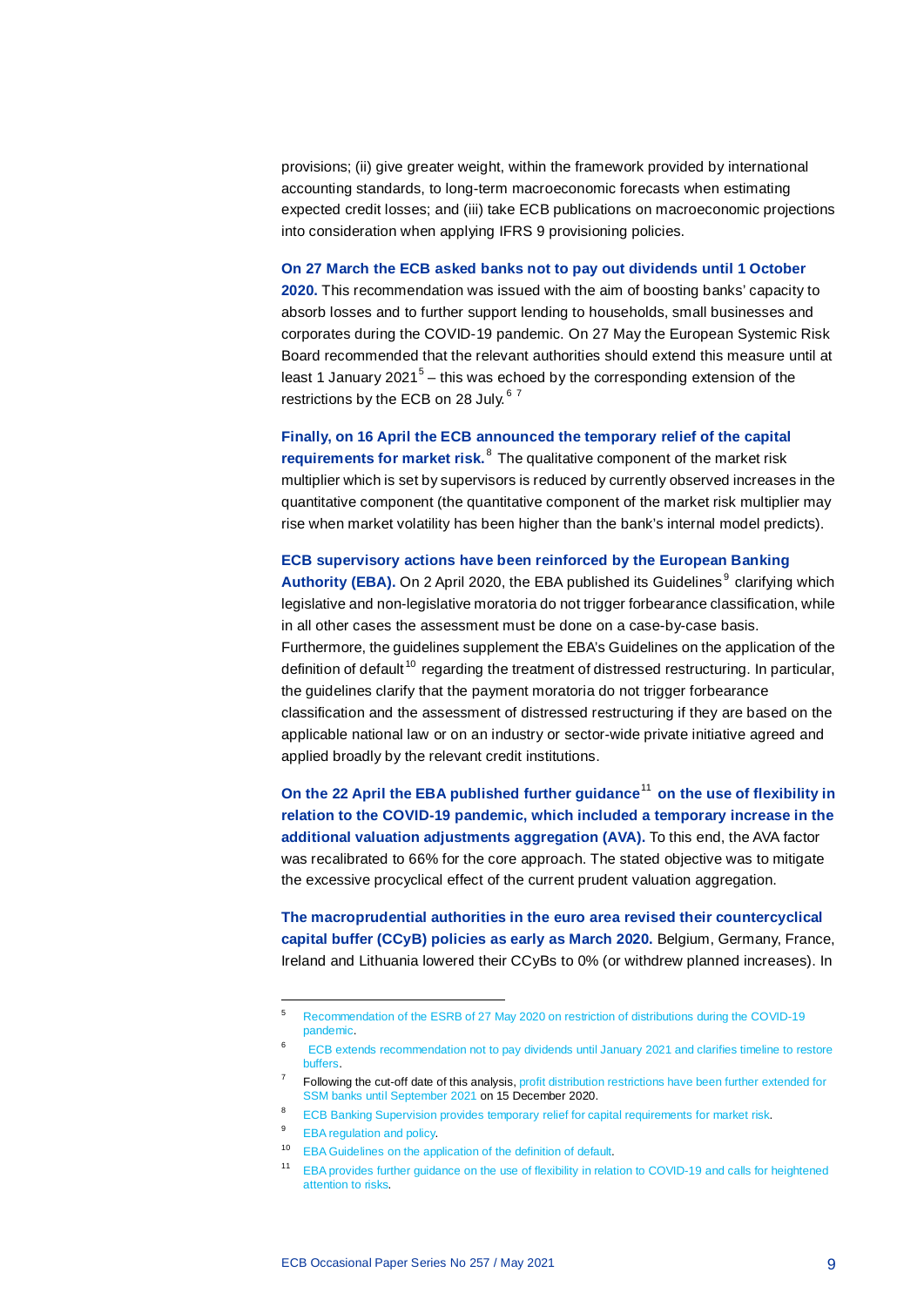provisions; (ii) give greater weight, within the framework provided by international accounting standards, to long-term macroeconomic forecasts when estimating expected credit losses; and (iii) take ECB publications on macroeconomic projections into consideration when applying IFRS 9 provisioning policies.

**On 27 March the ECB asked banks not to pay out dividends until 1 October 2020.** This recommendation was issued with the aim of boosting banks' capacity to absorb losses and to further support lending to households, small businesses and corporates during the COVID-19 pandemic. On 27 May the European Systemic Risk Board recommended that the relevant authorities should extend this measure until at least 1 January 2021[5] – this was echoed by the corresponding extension of the restrictions by the ECB on 28 July.[6] [7]

**Finally, on 16 April the ECB announced the temporary relief of the capital requirements for market risk.**[8] The qualitative component of the market risk multiplier which is set by supervisors is reduced by currently observed increases in the quantitative component (the quantitative component of the market risk multiplier may rise when market volatility has been higher than the bank's internal model predicts).

**ECB supervisory actions have been reinforced by the European Banking Authority (EBA).** On 2 April 2020, the EBA published its Guidelines[9] clarifying which legislative and non-legislative moratoria do not trigger forbearance classification, while in all other cases the assessment must be done on a case-by-case basis. Furthermore, the guidelines supplement the EBA's Guidelines on the application of the definition of default[10] regarding the treatment of distressed restructuring. In particular, the guidelines clarify that the payment moratoria do not trigger forbearance classification and the assessment of distressed restructuring if they are based on the applicable national law or on an industry or sector-wide private initiative agreed and applied broadly by the relevant credit institutions.

**On the 22 April the EBA published further guidance[11] on the use of flexibility in relation to the COVID-19 pandemic, which included a temporary increase in the additional valuation adjustments aggregation (AVA).** To this end, the AVA factor was recalibrated to 66% for the core approach. The stated objective was to mitigate the excessive procyclical effect of the current prudent valuation aggregation.

**The macroprudential authorities in the euro area revised their countercyclical capital buffer (CCyB) policies as early as March 2020.** Belgium, Germany, France, Ireland and Lithuania lowered their CCyBs to 0% (or withdrew planned increases). In

---

[5] Recommendation of the ESRB of 27 May 2020 on restriction of distributions during the COVID-19 pandemic.

[6] ECB extends recommendation not to pay dividends until January 2021 and clarifies timeline to restore buffers.

[7] Following the cut-off date of this analysis, profit distribution restrictions have been further extended for SSM banks until September 2021 on 15 December 2020.

[8] ECB Banking Supervision provides temporary relief for capital requirements for market risk.

[9] EBA regulation and policy.

[10] EBA Guidelines on the application of the definition of default.

[11] EBA provides further guidance on the use of flexibility in relation to COVID-19 and calls for heightened attention to risks.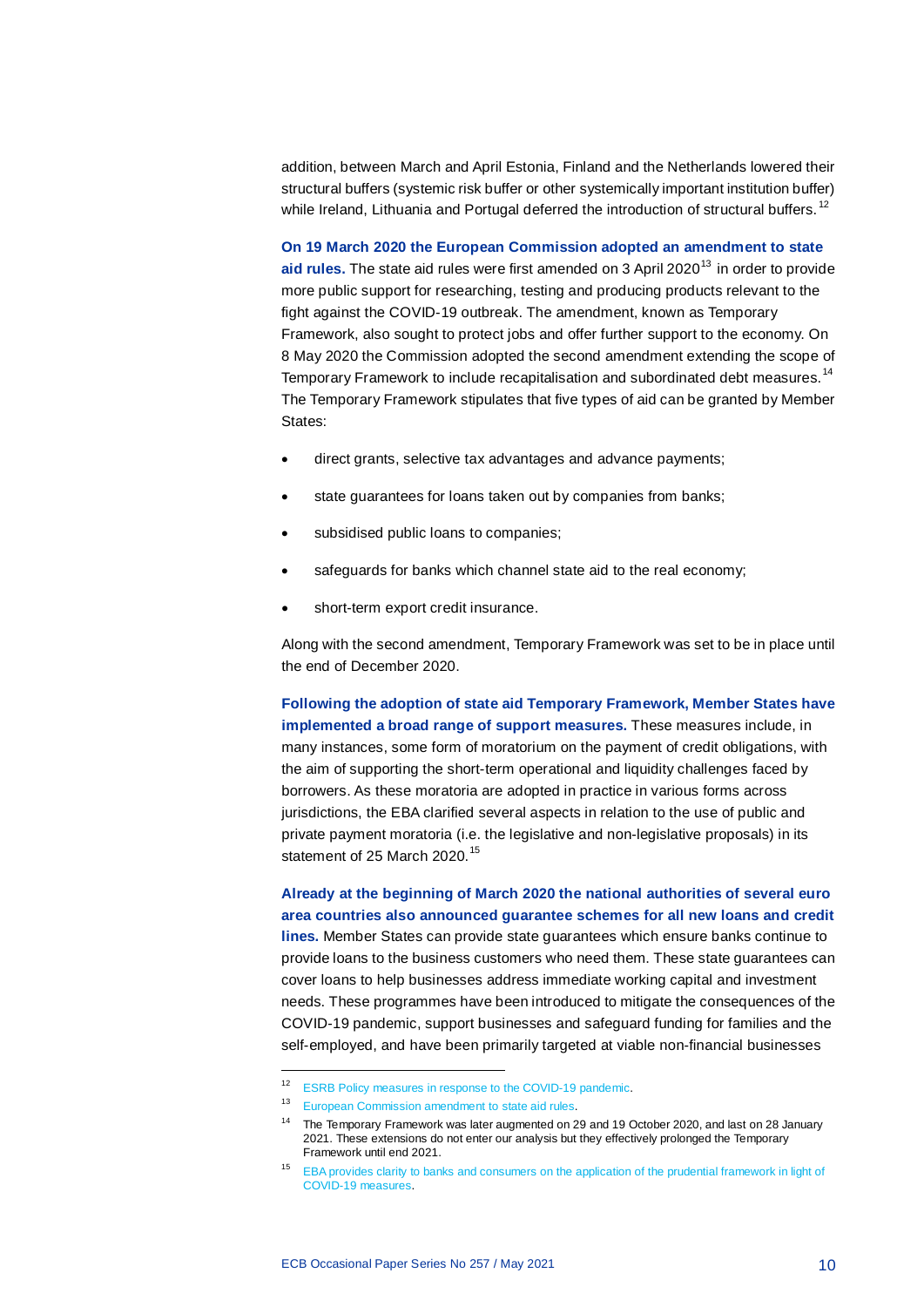addition, between March and April Estonia, Finland and the Netherlands lowered their structural buffers (systemic risk buffer or other systemically important institution buffer) while Ireland, Lithuania and Portugal deferred the introduction of structural buffers.[12]

**On 19 March 2020 the European Commission adopted an amendment to state aid rules.** The state aid rules were first amended on 3 April 2020[13] in order to provide more public support for researching, testing and producing products relevant to the fight against the COVID-19 outbreak. The amendment, known as Temporary Framework, also sought to protect jobs and offer further support to the economy. On 8 May 2020 the Commission adopted the second amendment extending the scope of Temporary Framework to include recapitalisation and subordinated debt measures.[14] The Temporary Framework stipulates that five types of aid can be granted by Member States:

- direct grants, selective tax advantages and advance payments;
- state guarantees for loans taken out by companies from banks;
- subsidised public loans to companies;
- safeguards for banks which channel state aid to the real economy;
- short-term export credit insurance.

Along with the second amendment, Temporary Framework was set to be in place until the end of December 2020.

**Following the adoption of state aid Temporary Framework, Member States have implemented a broad range of support measures.** These measures include, in many instances, some form of moratorium on the payment of credit obligations, with the aim of supporting the short-term operational and liquidity challenges faced by borrowers. As these moratoria are adopted in practice in various forms across jurisdictions, the EBA clarified several aspects in relation to the use of public and private payment moratoria (i.e. the legislative and non-legislative proposals) in its statement of 25 March 2020.[15]

**Already at the beginning of March 2020 the national authorities of several euro area countries also announced guarantee schemes for all new loans and credit lines.** Member States can provide state guarantees which ensure banks continue to provide loans to the business customers who need them. These state guarantees can cover loans to help businesses address immediate working capital and investment needs. These programmes have been introduced to mitigate the consequences of the COVID-19 pandemic, support businesses and safeguard funding for families and the self-employed, and have been primarily targeted at viable non-financial businesses

---

[12] ESRB Policy measures in response to the COVID-19 pandemic.

[13] European Commission amendment to state aid rules.

[14] The Temporary Framework was later augmented on 29 and 19 October 2020, and last on 28 January 2021. These extensions do not enter our analysis but they effectively prolonged the Temporary Framework until end 2021.

[15] EBA provides clarity to banks and consumers on the application of the prudential framework in light of COVID-19 measures.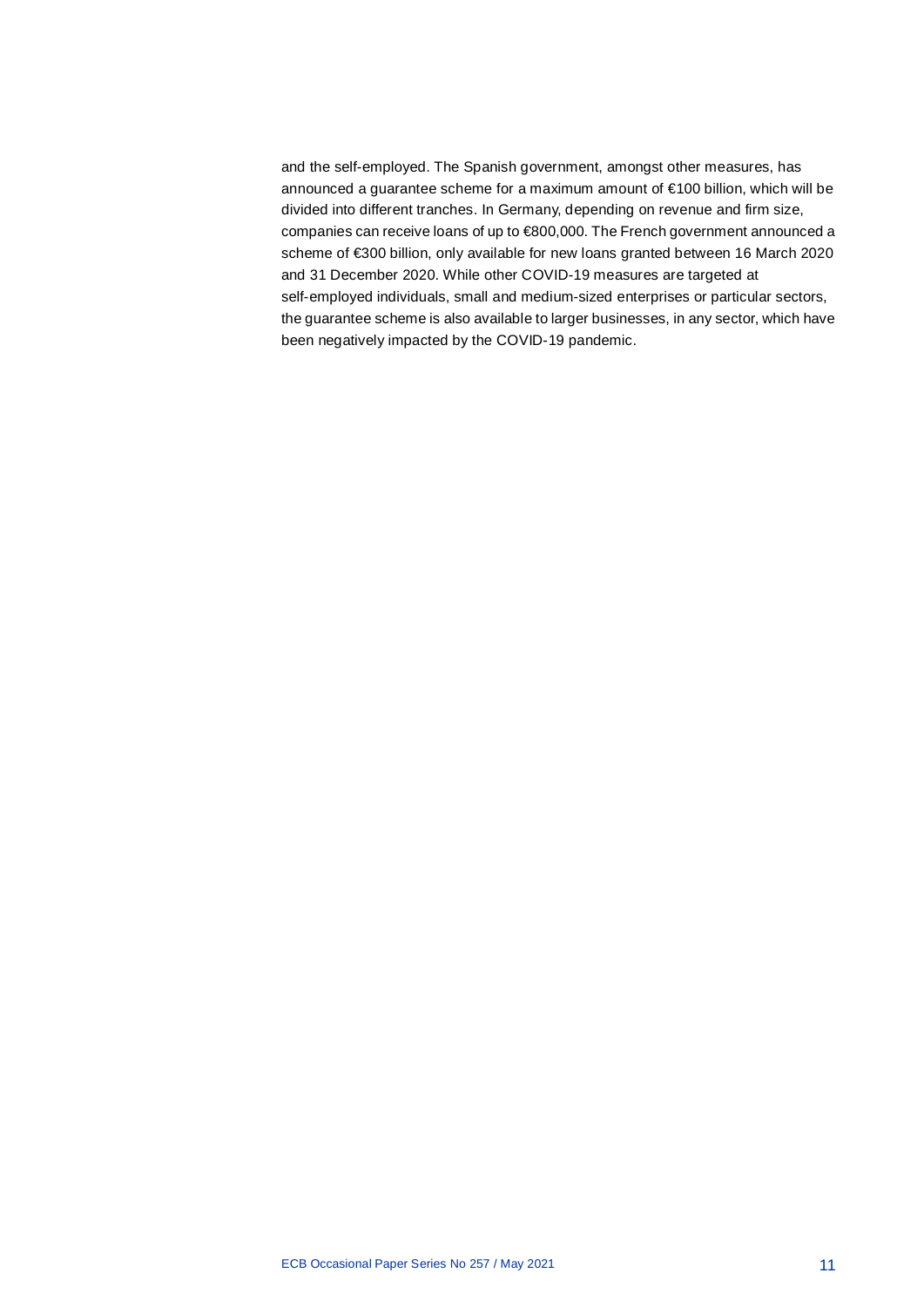and the self-employed. The Spanish government, amongst other measures, has announced a guarantee scheme for a maximum amount of €100 billion, which will be divided into different tranches. In Germany, depending on revenue and firm size, companies can receive loans of up to €800,000. The French government announced a scheme of €300 billion, only available for new loans granted between 16 March 2020 and 31 December 2020. While other COVID-19 measures are targeted at self-employed individuals, small and medium-sized enterprises or particular sectors, the guarantee scheme is also available to larger businesses, in any sector, which have been negatively impacted by the COVID-19 pandemic.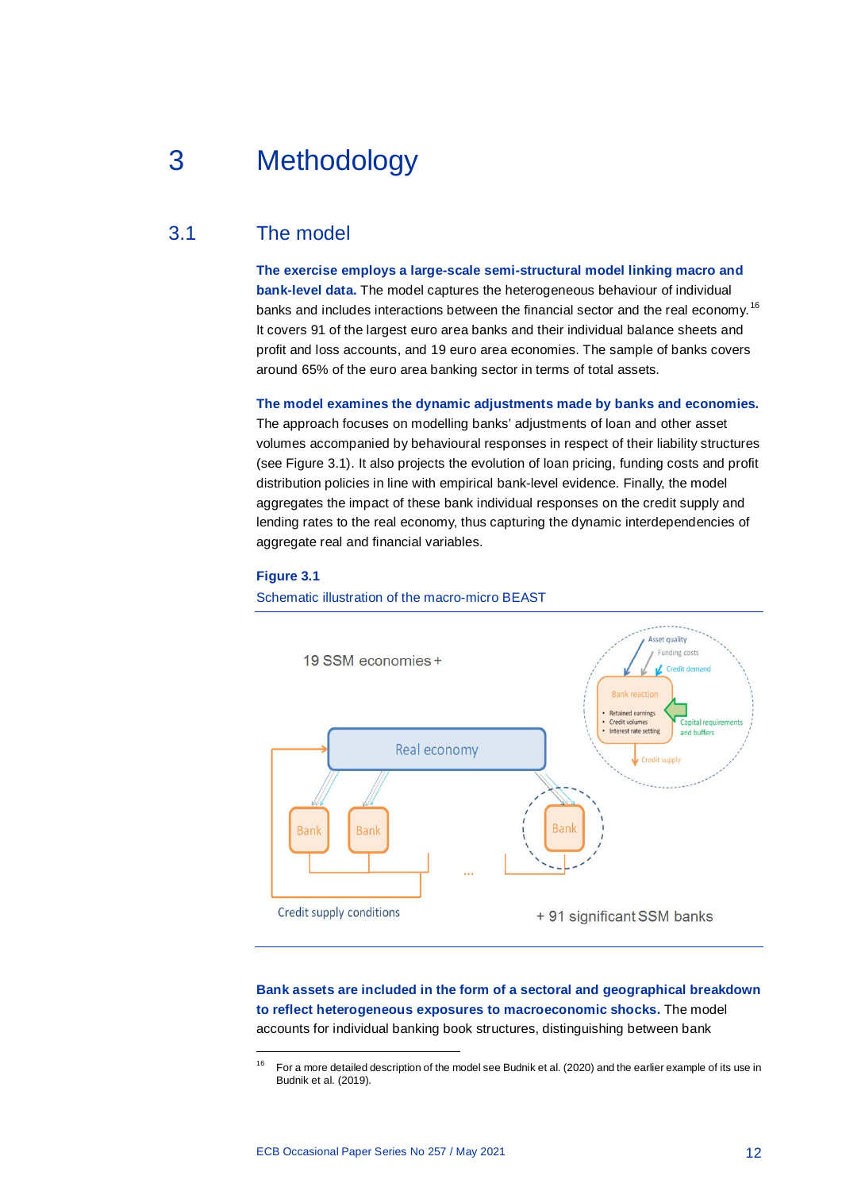# 3 Methodology

## 3.1 The model

**The exercise employs a large-scale semi-structural model linking macro and bank-level data.** The model captures the heterogeneous behaviour of individual banks and includes interactions between the financial sector and the real economy.[16] It covers 91 of the largest euro area banks and their individual balance sheets and profit and loss accounts, and 19 euro area economies. The sample of banks covers around 65% of the euro area banking sector in terms of total assets.

**The model examines the dynamic adjustments made by banks and economies.** The approach focuses on modelling banks' adjustments of loan and other asset volumes accompanied by behavioural responses in respect of their liability structures (see Figure 3.1). It also projects the evolution of loan pricing, funding costs and profit distribution policies in line with empirical bank-level evidence. Finally, the model aggregates the impact of these bank individual responses on the credit supply and lending rates to the real economy, thus capturing the dynamic interdependencies of aggregate real and financial variables.

**Figure 3.1**

Schematic illustration of the macro-micro BEAST

19 SSM economies +

Real economy

Bank, Bank, ..., Bank

Credit supply conditions

+ 91 significant SSM banks

Asset quality; Funding costs; Credit demand

Bank reaction:
- Retained earnings
- Credit volumes
- Interest rate setting

Capital requirements and buffers

Credit supply

**Bank assets are included in the form of a sectoral and geographical breakdown to reflect heterogeneous exposures to macroeconomic shocks.** The model accounts for individual banking book structures, distinguishing between bank

[16] For a more detailed description of the model see Budnik et al. (2020) and the earlier example of its use in Budnik et al. (2019).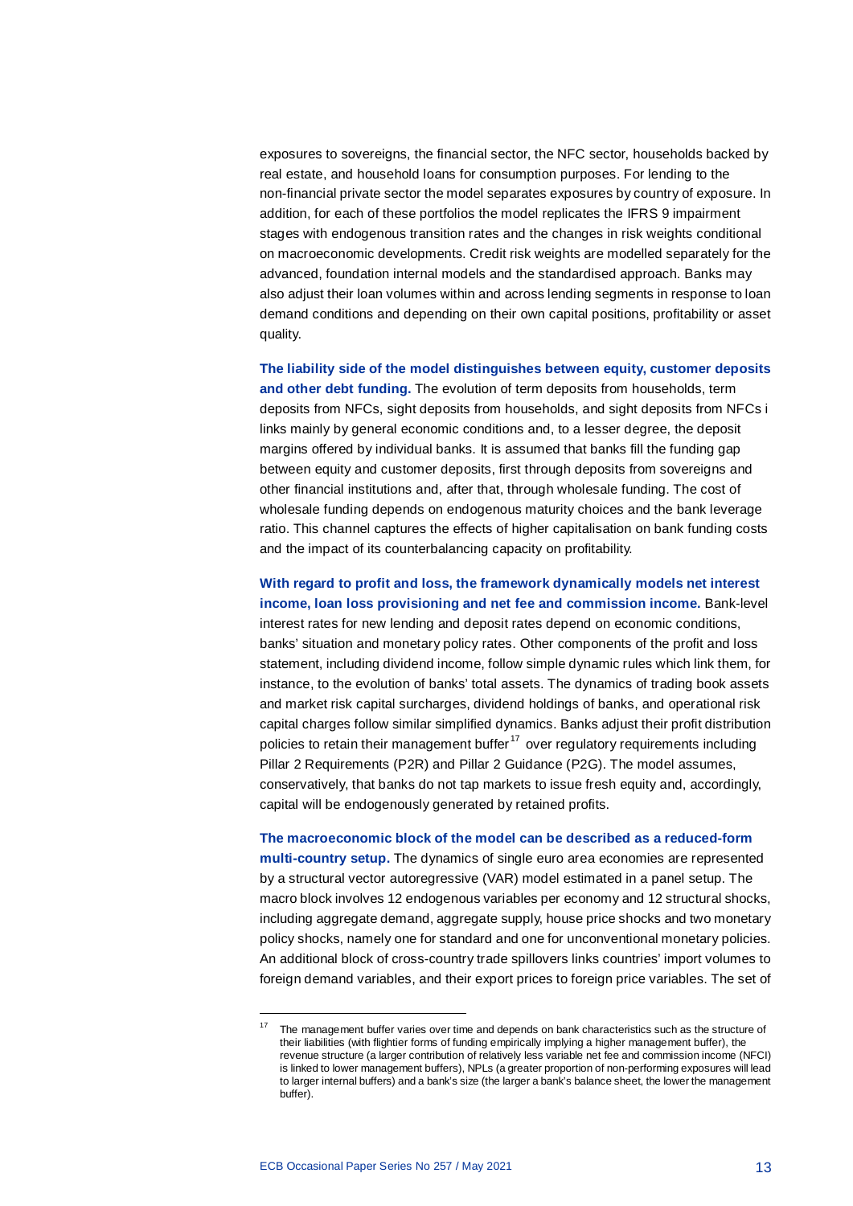exposures to sovereigns, the financial sector, the NFC sector, households backed by real estate, and household loans for consumption purposes. For lending to the non-financial private sector the model separates exposures by country of exposure. In addition, for each of these portfolios the model replicates the IFRS 9 impairment stages with endogenous transition rates and the changes in risk weights conditional on macroeconomic developments. Credit risk weights are modelled separately for the advanced, foundation internal models and the standardised approach. Banks may also adjust their loan volumes within and across lending segments in response to loan demand conditions and depending on their own capital positions, profitability or asset quality.

**The liability side of the model distinguishes between equity, customer deposits and other debt funding.** The evolution of term deposits from households, term deposits from NFCs, sight deposits from households, and sight deposits from NFCs i links mainly by general economic conditions and, to a lesser degree, the deposit margins offered by individual banks. It is assumed that banks fill the funding gap between equity and customer deposits, first through deposits from sovereigns and other financial institutions and, after that, through wholesale funding. The cost of wholesale funding depends on endogenous maturity choices and the bank leverage ratio. This channel captures the effects of higher capitalisation on bank funding costs and the impact of its counterbalancing capacity on profitability.

**With regard to profit and loss, the framework dynamically models net interest income, loan loss provisioning and net fee and commission income.** Bank-level interest rates for new lending and deposit rates depend on economic conditions, banks' situation and monetary policy rates. Other components of the profit and loss statement, including dividend income, follow simple dynamic rules which link them, for instance, to the evolution of banks' total assets. The dynamics of trading book assets and market risk capital surcharges, dividend holdings of banks, and operational risk capital charges follow similar simplified dynamics. Banks adjust their profit distribution policies to retain their management buffer[17] over regulatory requirements including Pillar 2 Requirements (P2R) and Pillar 2 Guidance (P2G). The model assumes, conservatively, that banks do not tap markets to issue fresh equity and, accordingly, capital will be endogenously generated by retained profits.

**The macroeconomic block of the model can be described as a reduced-form multi-country setup.** The dynamics of single euro area economies are represented by a structural vector autoregressive (VAR) model estimated in a panel setup. The macro block involves 12 endogenous variables per economy and 12 structural shocks, including aggregate demand, aggregate supply, house price shocks and two monetary policy shocks, namely one for standard and one for unconventional monetary policies. An additional block of cross-country trade spillovers links countries' import volumes to foreign demand variables, and their export prices to foreign price variables. The set of

---

[17] The management buffer varies over time and depends on bank characteristics such as the structure of their liabilities (with flightier forms of funding empirically implying a higher management buffer), the revenue structure (a larger contribution of relatively less variable net fee and commission income (NFCI) is linked to lower management buffers), NPLs (a greater proportion of non-performing exposures will lead to larger internal buffers) and a bank's size (the larger a bank's balance sheet, the lower the management buffer).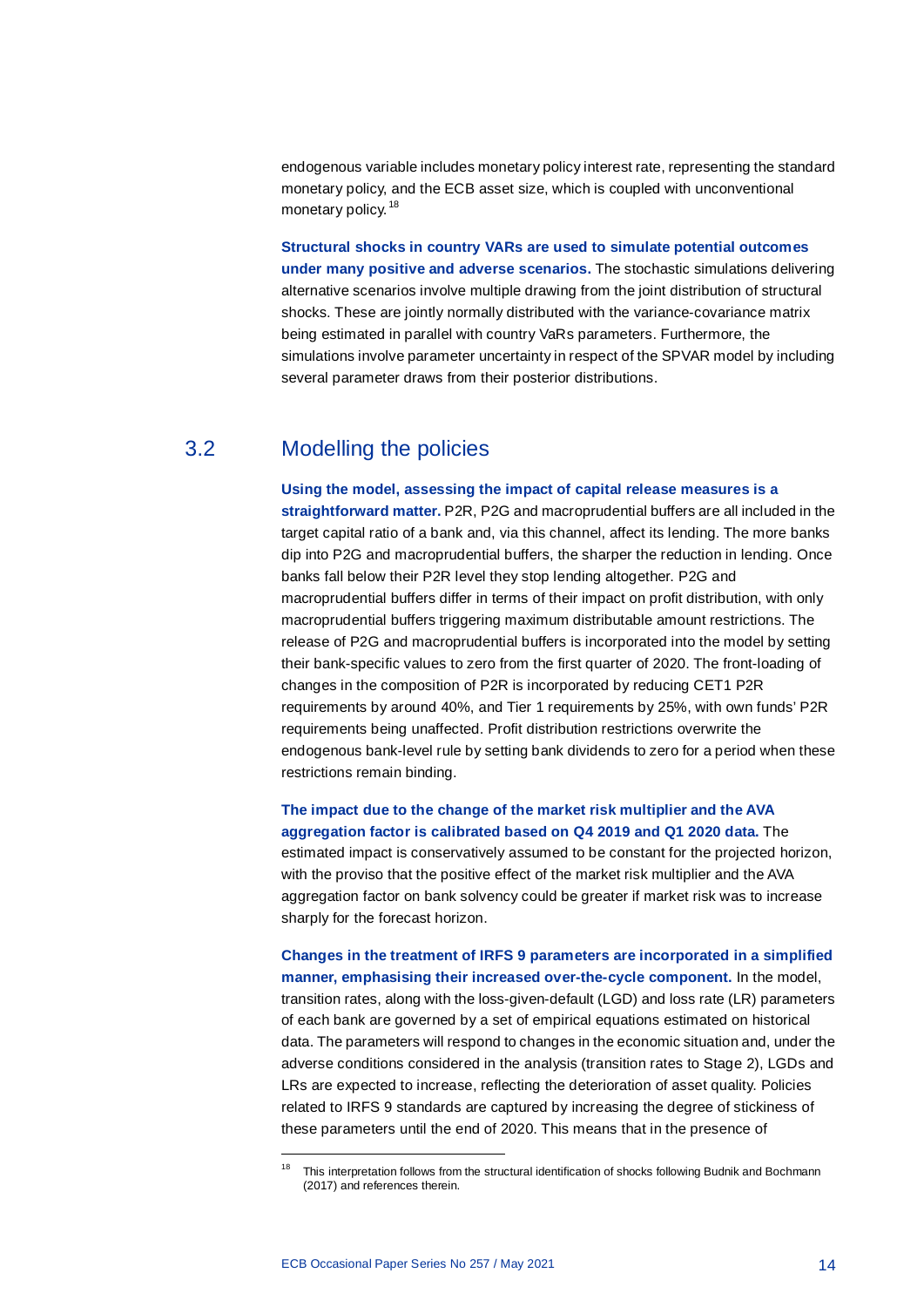endogenous variable includes monetary policy interest rate, representing the standard monetary policy, and the ECB asset size, which is coupled with unconventional monetary policy.[18]

**Structural shocks in country VARs are used to simulate potential outcomes under many positive and adverse scenarios.** The stochastic simulations delivering alternative scenarios involve multiple drawing from the joint distribution of structural shocks. These are jointly normally distributed with the variance-covariance matrix being estimated in parallel with country VaRs parameters. Furthermore, the simulations involve parameter uncertainty in respect of the SPVAR model by including several parameter draws from their posterior distributions.

## 3.2 Modelling the policies

**Using the model, assessing the impact of capital release measures is a straightforward matter.** P2R, P2G and macroprudential buffers are all included in the target capital ratio of a bank and, via this channel, affect its lending. The more banks dip into P2G and macroprudential buffers, the sharper the reduction in lending. Once banks fall below their P2R level they stop lending altogether. P2G and macroprudential buffers differ in terms of their impact on profit distribution, with only macroprudential buffers triggering maximum distributable amount restrictions. The release of P2G and macroprudential buffers is incorporated into the model by setting their bank-specific values to zero from the first quarter of 2020. The front-loading of changes in the composition of P2R is incorporated by reducing CET1 P2R requirements by around 40%, and Tier 1 requirements by 25%, with own funds' P2R requirements being unaffected. Profit distribution restrictions overwrite the endogenous bank-level rule by setting bank dividends to zero for a period when these restrictions remain binding.

**The impact due to the change of the market risk multiplier and the AVA aggregation factor is calibrated based on Q4 2019 and Q1 2020 data.** The estimated impact is conservatively assumed to be constant for the projected horizon, with the proviso that the positive effect of the market risk multiplier and the AVA aggregation factor on bank solvency could be greater if market risk was to increase sharply for the forecast horizon.

**Changes in the treatment of IRFS 9 parameters are incorporated in a simplified manner, emphasising their increased over-the-cycle component.** In the model, transition rates, along with the loss-given-default (LGD) and loss rate (LR) parameters of each bank are governed by a set of empirical equations estimated on historical data. The parameters will respond to changes in the economic situation and, under the adverse conditions considered in the analysis (transition rates to Stage 2), LGDs and LRs are expected to increase, reflecting the deterioration of asset quality. Policies related to IRFS 9 standards are captured by increasing the degree of stickiness of these parameters until the end of 2020. This means that in the presence of

---

[18] This interpretation follows from the structural identification of shocks following Budnik and Bochmann (2017) and references therein.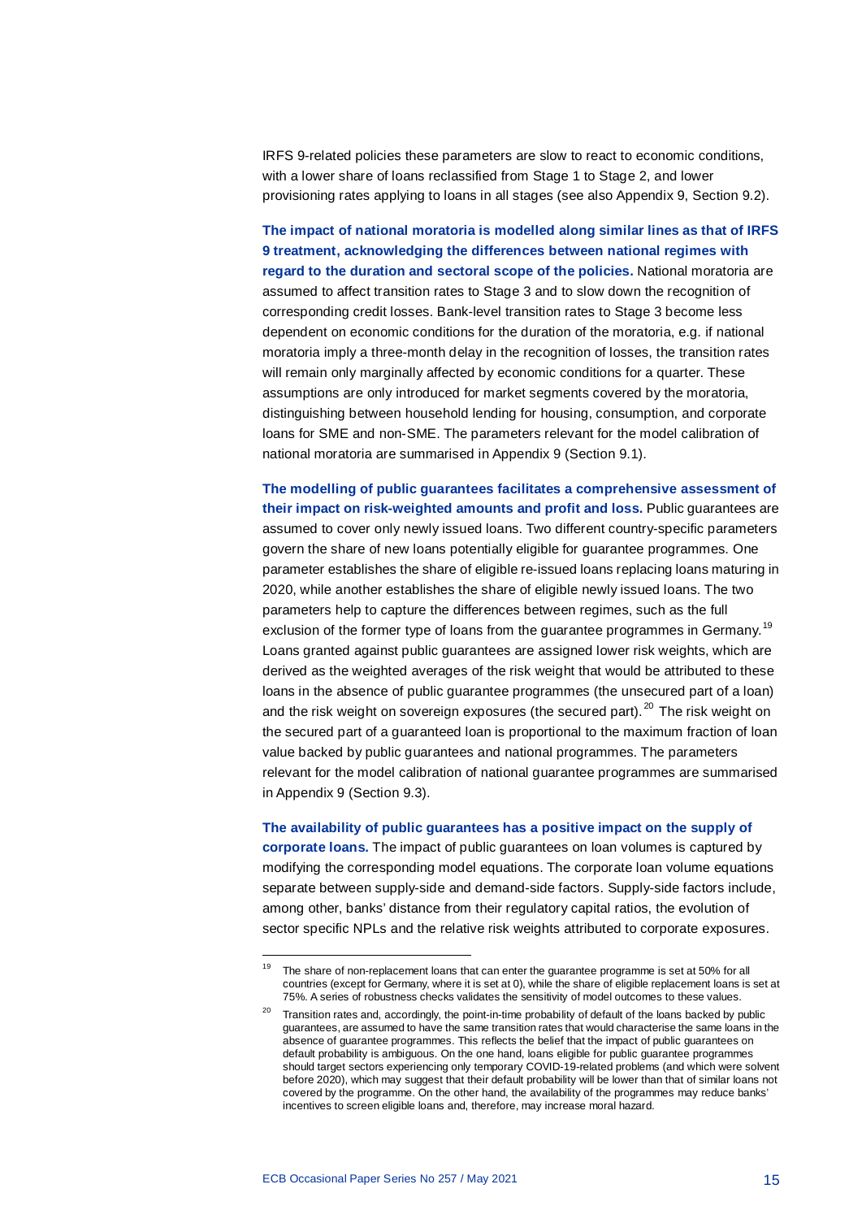IRFS 9-related policies these parameters are slow to react to economic conditions, with a lower share of loans reclassified from Stage 1 to Stage 2, and lower provisioning rates applying to loans in all stages (see also Appendix 9, Section 9.2).

**The impact of national moratoria is modelled along similar lines as that of IRFS 9 treatment, acknowledging the differences between national regimes with regard to the duration and sectoral scope of the policies.** National moratoria are assumed to affect transition rates to Stage 3 and to slow down the recognition of corresponding credit losses. Bank-level transition rates to Stage 3 become less dependent on economic conditions for the duration of the moratoria, e.g. if national moratoria imply a three-month delay in the recognition of losses, the transition rates will remain only marginally affected by economic conditions for a quarter. These assumptions are only introduced for market segments covered by the moratoria, distinguishing between household lending for housing, consumption, and corporate loans for SME and non-SME. The parameters relevant for the model calibration of national moratoria are summarised in Appendix 9 (Section 9.1).

**The modelling of public guarantees facilitates a comprehensive assessment of their impact on risk-weighted amounts and profit and loss.** Public guarantees are assumed to cover only newly issued loans. Two different country-specific parameters govern the share of new loans potentially eligible for guarantee programmes. One parameter establishes the share of eligible re-issued loans replacing loans maturing in 2020, while another establishes the share of eligible newly issued loans. The two parameters help to capture the differences between regimes, such as the full exclusion of the former type of loans from the guarantee programmes in Germany.[19] Loans granted against public guarantees are assigned lower risk weights, which are derived as the weighted averages of the risk weight that would be attributed to these loans in the absence of public guarantee programmes (the unsecured part of a loan) and the risk weight on sovereign exposures (the secured part).[20] The risk weight on the secured part of a guaranteed loan is proportional to the maximum fraction of loan value backed by public guarantees and national programmes. The parameters relevant for the model calibration of national guarantee programmes are summarised in Appendix 9 (Section 9.3).

**The availability of public guarantees has a positive impact on the supply of corporate loans.** The impact of public guarantees on loan volumes is captured by modifying the corresponding model equations. The corporate loan volume equations separate between supply-side and demand-side factors. Supply-side factors include, among other, banks' distance from their regulatory capital ratios, the evolution of sector specific NPLs and the relative risk weights attributed to corporate exposures.

---

[19] The share of non-replacement loans that can enter the guarantee programme is set at 50% for all countries (except for Germany, where it is set at 0), while the share of eligible replacement loans is set at 75%. A series of robustness checks validates the sensitivity of model outcomes to these values.

[20] Transition rates and, accordingly, the point-in-time probability of default of the loans backed by public guarantees, are assumed to have the same transition rates that would characterise the same loans in the absence of guarantee programmes. This reflects the belief that the impact of public guarantees on default probability is ambiguous. On the one hand, loans eligible for public guarantee programmes should target sectors experiencing only temporary COVID-19-related problems (and which were solvent before 2020), which may suggest that their default probability will be lower than that of similar loans not covered by the programme. On the other hand, the availability of the programmes may reduce banks' incentives to screen eligible loans and, therefore, may increase moral hazard.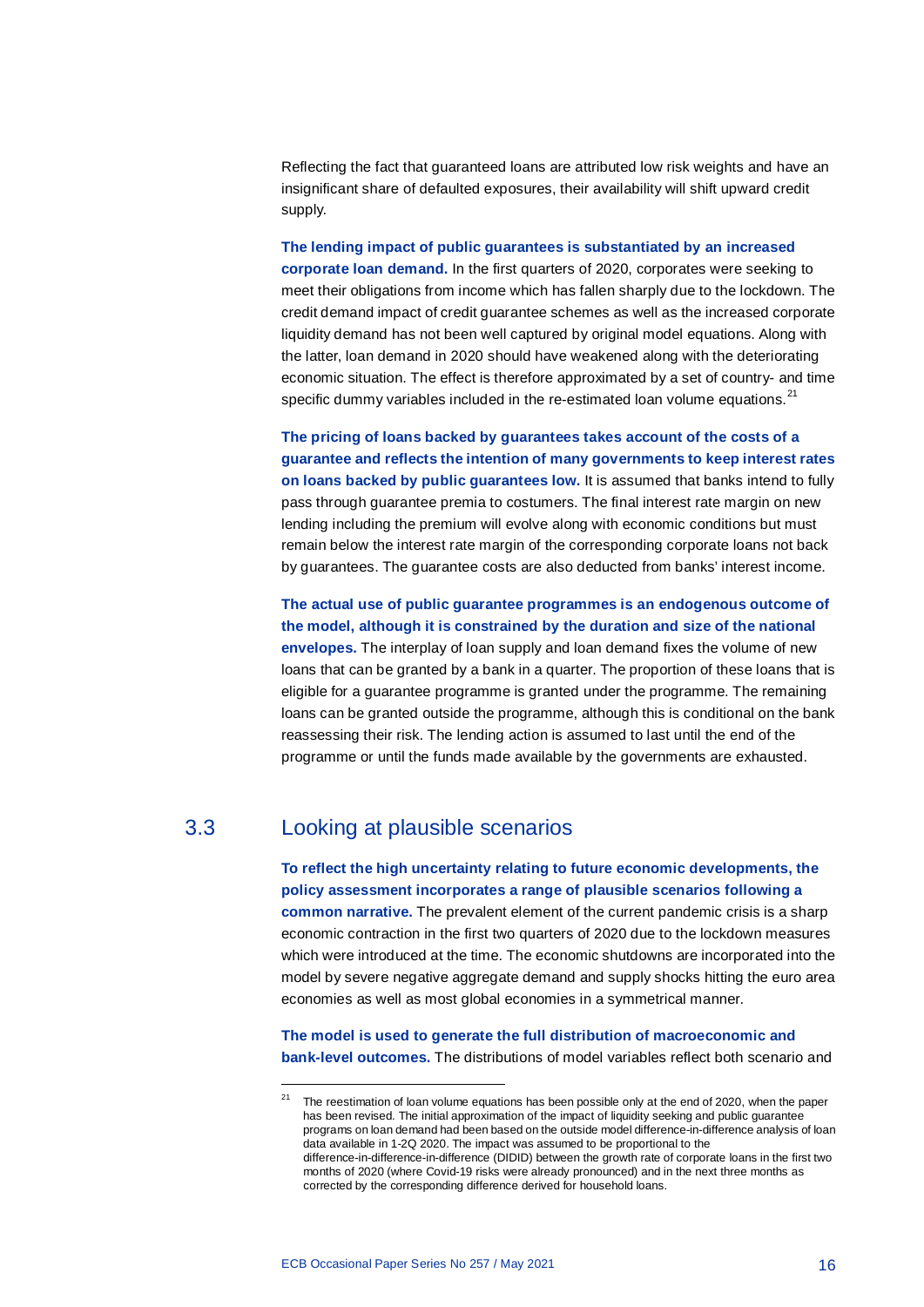Reflecting the fact that guaranteed loans are attributed low risk weights and have an insignificant share of defaulted exposures, their availability will shift upward credit supply.

**The lending impact of public guarantees is substantiated by an increased corporate loan demand.** In the first quarters of 2020, corporates were seeking to meet their obligations from income which has fallen sharply due to the lockdown. The credit demand impact of credit guarantee schemes as well as the increased corporate liquidity demand has not been well captured by original model equations. Along with the latter, loan demand in 2020 should have weakened along with the deteriorating economic situation. The effect is therefore approximated by a set of country- and time specific dummy variables included in the re-estimated loan volume equations.[21]

**The pricing of loans backed by guarantees takes account of the costs of a guarantee and reflects the intention of many governments to keep interest rates on loans backed by public guarantees low.** It is assumed that banks intend to fully pass through guarantee premia to costumers. The final interest rate margin on new lending including the premium will evolve along with economic conditions but must remain below the interest rate margin of the corresponding corporate loans not back by guarantees. The guarantee costs are also deducted from banks' interest income.

**The actual use of public guarantee programmes is an endogenous outcome of the model, although it is constrained by the duration and size of the national envelopes.** The interplay of loan supply and loan demand fixes the volume of new loans that can be granted by a bank in a quarter. The proportion of these loans that is eligible for a guarantee programme is granted under the programme. The remaining loans can be granted outside the programme, although this is conditional on the bank reassessing their risk. The lending action is assumed to last until the end of the programme or until the funds made available by the governments are exhausted.

## 3.3 Looking at plausible scenarios

**To reflect the high uncertainty relating to future economic developments, the policy assessment incorporates a range of plausible scenarios following a common narrative.** The prevalent element of the current pandemic crisis is a sharp economic contraction in the first two quarters of 2020 due to the lockdown measures which were introduced at the time. The economic shutdowns are incorporated into the model by severe negative aggregate demand and supply shocks hitting the euro area economies as well as most global economies in a symmetrical manner.

**The model is used to generate the full distribution of macroeconomic and bank-level outcomes.** The distributions of model variables reflect both scenario and

---

[21] The reestimation of loan volume equations has been possible only at the end of 2020, when the paper has been revised. The initial approximation of the impact of liquidity seeking and public guarantee programs on loan demand had been based on the outside model difference-in-difference analysis of loan data available in 1-2Q 2020. The impact was assumed to be proportional to the difference-in-difference-in-difference (DIDID) between the growth rate of corporate loans in the first two months of 2020 (where Covid-19 risks were already pronounced) and in the next three months as corrected by the corresponding difference derived for household loans.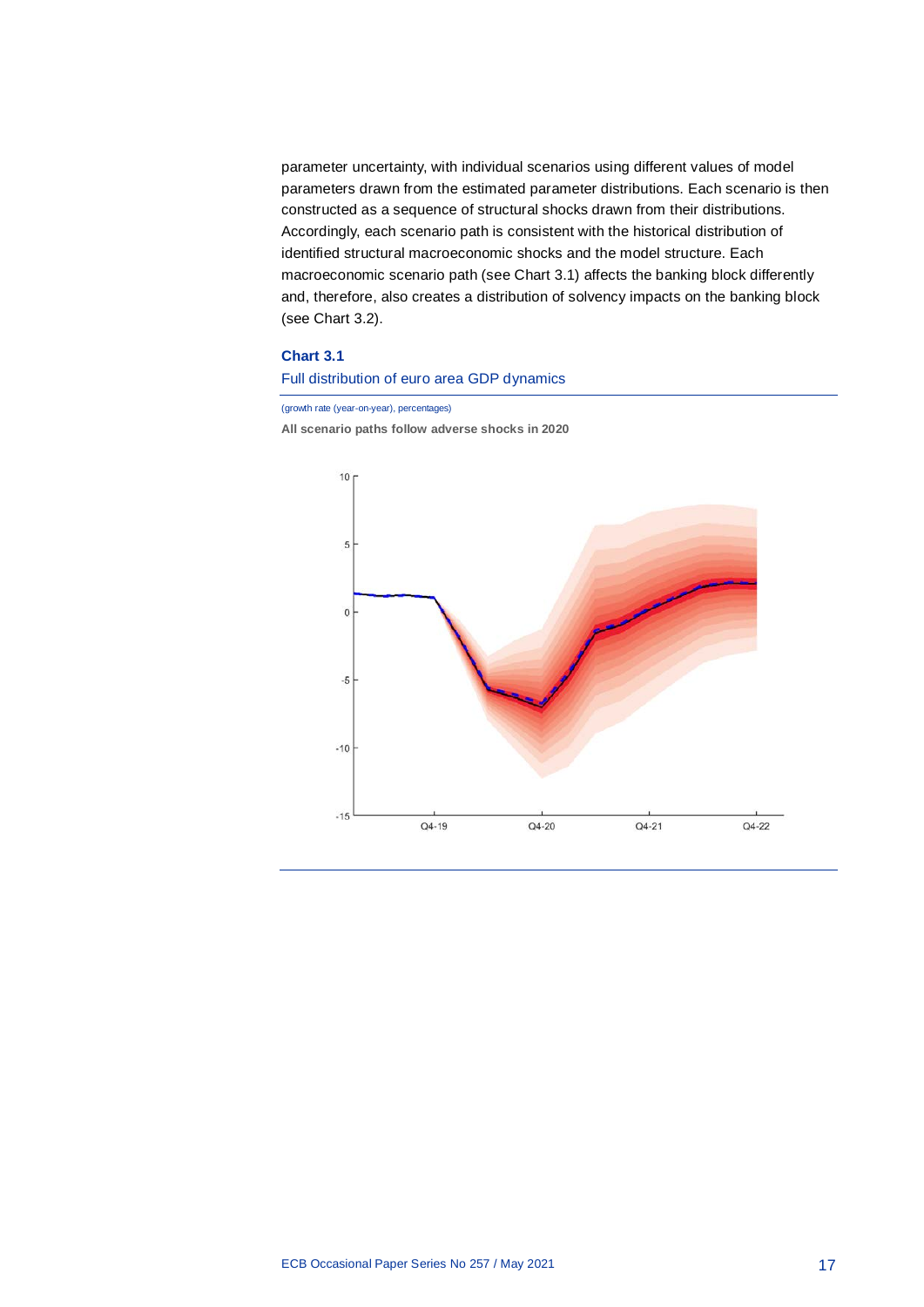parameter uncertainty, with individual scenarios using different values of model parameters drawn from the estimated parameter distributions. Each scenario is then constructed as a sequence of structural shocks drawn from their distributions. Accordingly, each scenario path is consistent with the historical distribution of identified structural macroeconomic shocks and the model structure. Each macroeconomic scenario path (see Chart 3.1) affects the banking block differently and, therefore, also creates a distribution of solvency impacts on the banking block (see Chart 3.2).

**Chart 3.1**

Full distribution of euro area GDP dynamics

(growth rate (year-on-year), percentages)

**All scenario paths follow adverse shocks in 2020**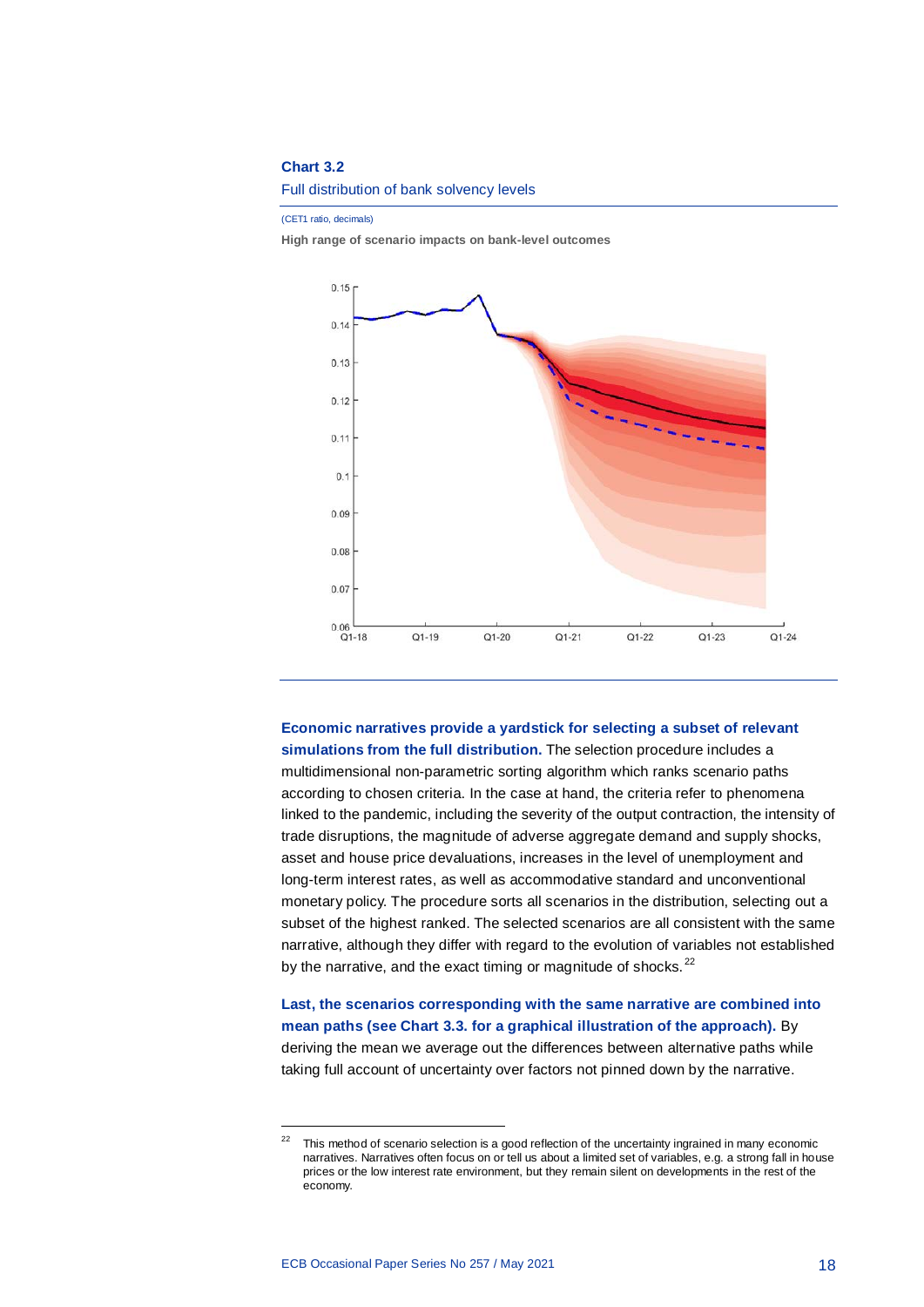**Chart 3.2**

Full distribution of bank solvency levels

(CET1 ratio, decimals)

**High range of scenario impacts on bank-level outcomes**

**Economic narratives provide a yardstick for selecting a subset of relevant simulations from the full distribution.** The selection procedure includes a multidimensional non-parametric sorting algorithm which ranks scenario paths according to chosen criteria. In the case at hand, the criteria refer to phenomena linked to the pandemic, including the severity of the output contraction, the intensity of trade disruptions, the magnitude of adverse aggregate demand and supply shocks, asset and house price devaluations, increases in the level of unemployment and long-term interest rates, as well as accommodative standard and unconventional monetary policy. The procedure sorts all scenarios in the distribution, selecting out a subset of the highest ranked. The selected scenarios are all consistent with the same narrative, although they differ with regard to the evolution of variables not established by the narrative, and the exact timing or magnitude of shocks.[22]

**Last, the scenarios corresponding with the same narrative are combined into mean paths (see Chart 3.3. for a graphical illustration of the approach).** By deriving the mean we average out the differences between alternative paths while taking full account of uncertainty over factors not pinned down by the narrative.

[22] This method of scenario selection is a good reflection of the uncertainty ingrained in many economic narratives. Narratives often focus on or tell us about a limited set of variables, e.g. a strong fall in house prices or the low interest rate environment, but they remain silent on developments in the rest of the economy.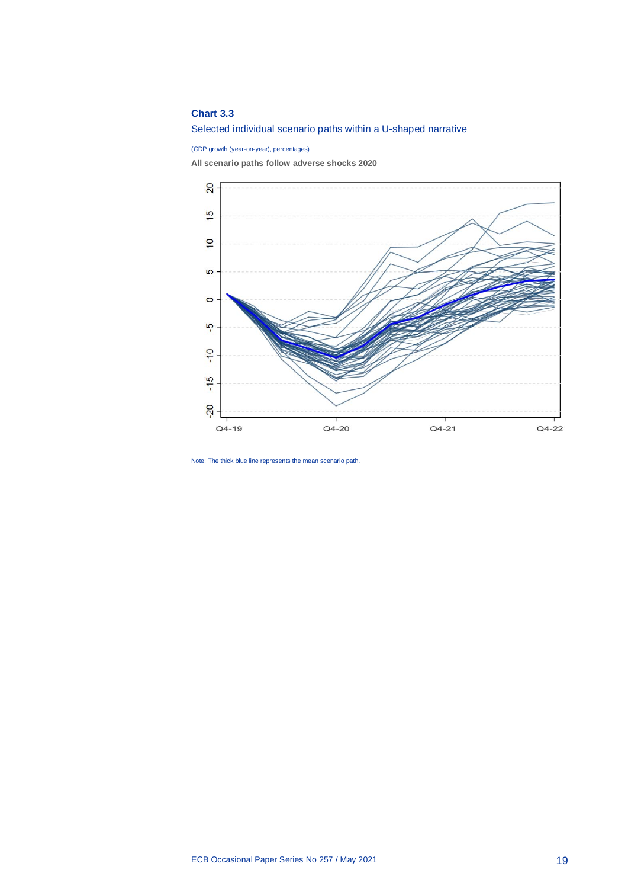**Chart 3.3**

Selected individual scenario paths within a U-shaped narrative

(GDP growth (year-on-year), percentages)

**All scenario paths follow adverse shocks 2020**

Note: The thick blue line represents the mean scenario path.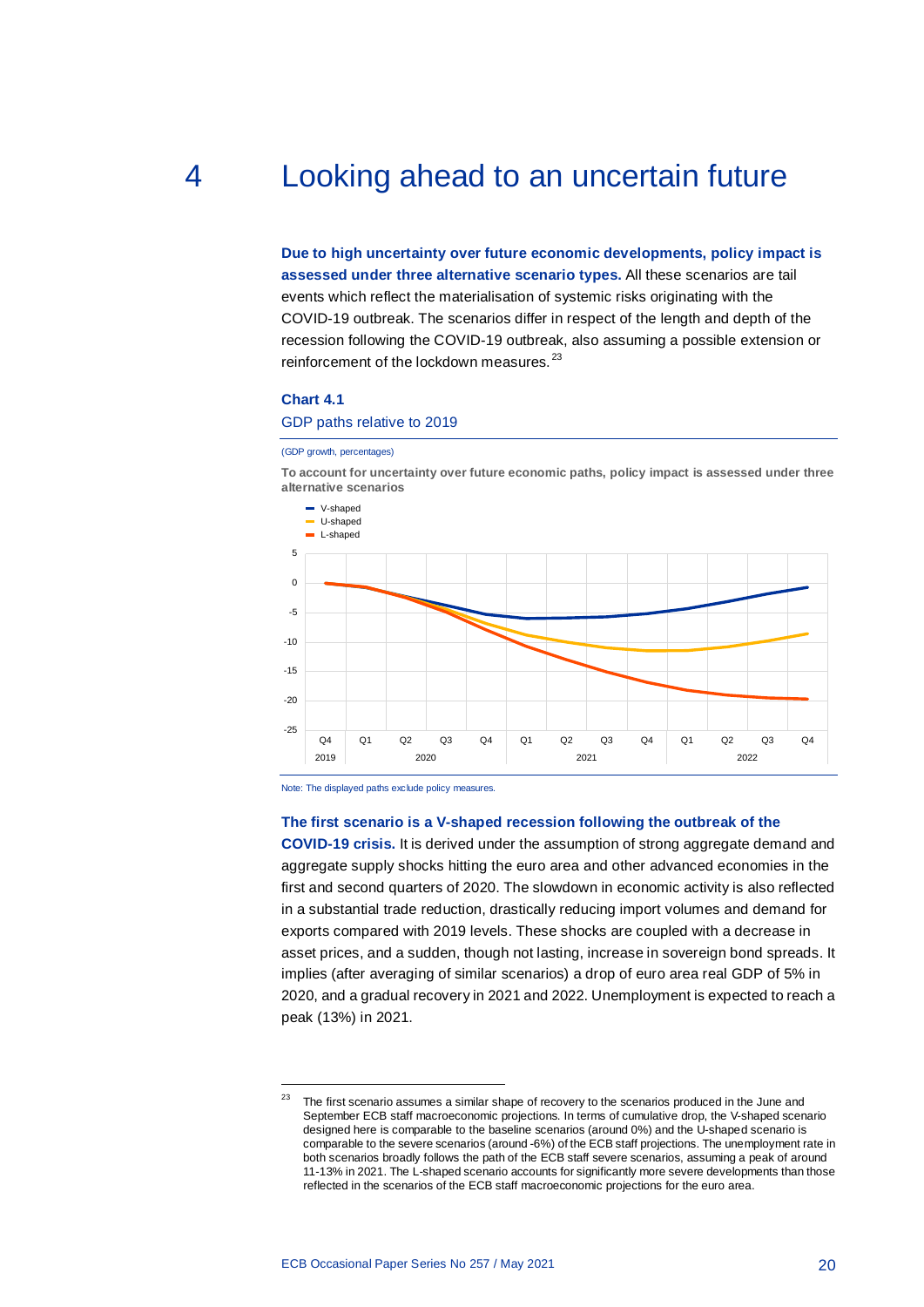# 4 Looking ahead to an uncertain future

**Due to high uncertainty over future economic developments, policy impact is assessed under three alternative scenario types.** All these scenarios are tail events which reflect the materialisation of systemic risks originating with the COVID-19 outbreak. The scenarios differ in respect of the length and depth of the recession following the COVID-19 outbreak, also assuming a possible extension or reinforcement of the lockdown measures.[23]

**Chart 4.1**

GDP paths relative to 2019

(GDP growth, percentages)

**To account for uncertainty over future economic paths, policy impact is assessed under three alternative scenarios**

Note: The displayed paths exclude policy measures.

**The first scenario is a V-shaped recession following the outbreak of the COVID-19 crisis.** It is derived under the assumption of strong aggregate demand and aggregate supply shocks hitting the euro area and other advanced economies in the first and second quarters of 2020. The slowdown in economic activity is also reflected in a substantial trade reduction, drastically reducing import volumes and demand for exports compared with 2019 levels. These shocks are coupled with a decrease in asset prices, and a sudden, though not lasting, increase in sovereign bond spreads. It implies (after averaging of similar scenarios) a drop of euro area real GDP of 5% in 2020, and a gradual recovery in 2021 and 2022. Unemployment is expected to reach a peak (13%) in 2021.

[23] The first scenario assumes a similar shape of recovery to the scenarios produced in the June and September ECB staff macroeconomic projections. In terms of cumulative drop, the V-shaped scenario designed here is comparable to the baseline scenarios (around 0%) and the U-shaped scenario is comparable to the severe scenarios (around -6%) of the ECB staff projections. The unemployment rate in both scenarios broadly follows the path of the ECB staff severe scenarios, assuming a peak of around 11-13% in 2021. The L-shaped scenario accounts for significantly more severe developments than those reflected in the scenarios of the ECB staff macroeconomic projections for the euro area.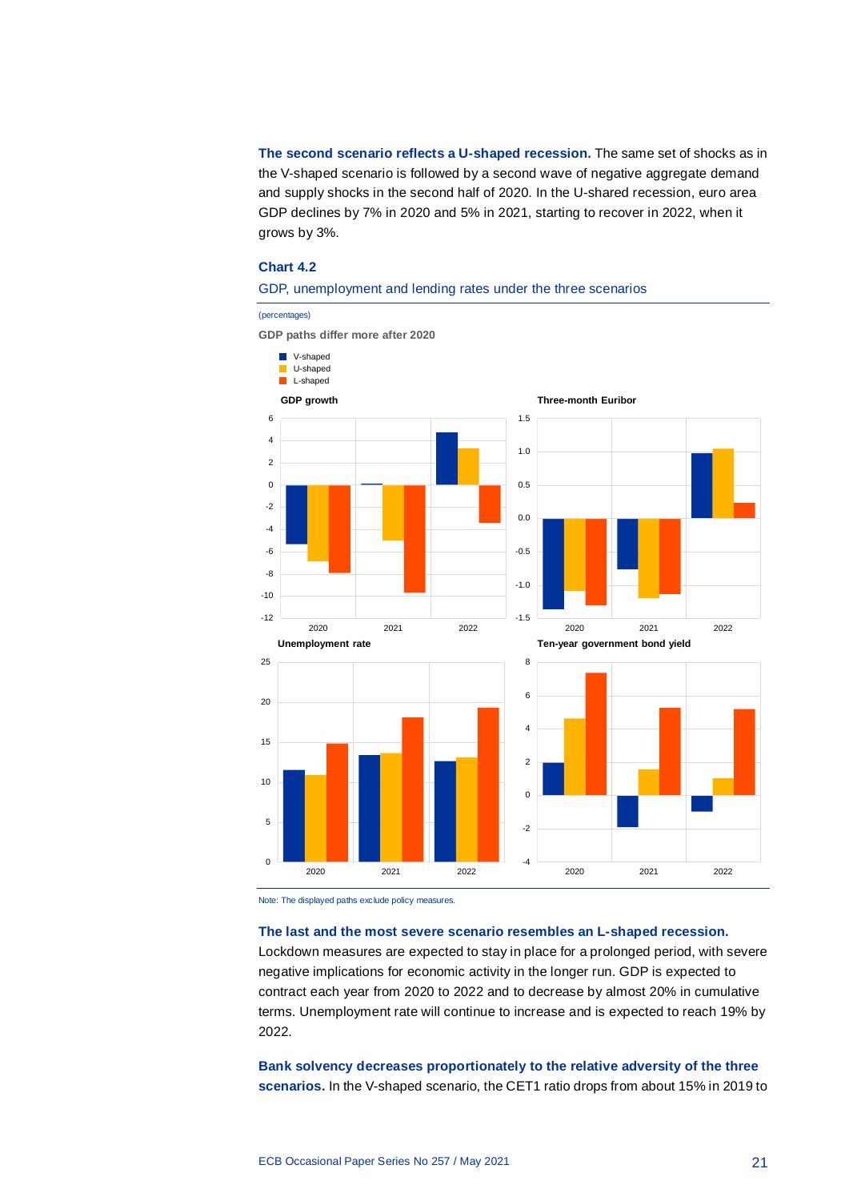**The second scenario reflects a U-shaped recession.** The same set of shocks as in the V-shaped scenario is followed by a second wave of negative aggregate demand and supply shocks in the second half of 2020. In the U-shared recession, euro area GDP declines by 7% in 2020 and 5% in 2021, starting to recover in 2022, when it grows by 3%.

**Chart 4.2**

GDP, unemployment and lending rates under the three scenarios

(percentages)

**GDP paths differ more after 2020**

Note: The displayed paths exclude policy measures.

**The last and the most severe scenario resembles an L-shaped recession.** Lockdown measures are expected to stay in place for a prolonged period, with severe negative implications for economic activity in the longer run. GDP is expected to contract each year from 2020 to 2022 and to decrease by almost 20% in cumulative terms. Unemployment rate will continue to increase and is expected to reach 19% by 2022.

**Bank solvency decreases proportionately to the relative adversity of the three scenarios.** In the V-shaped scenario, the CET1 ratio drops from about 15% in 2019 to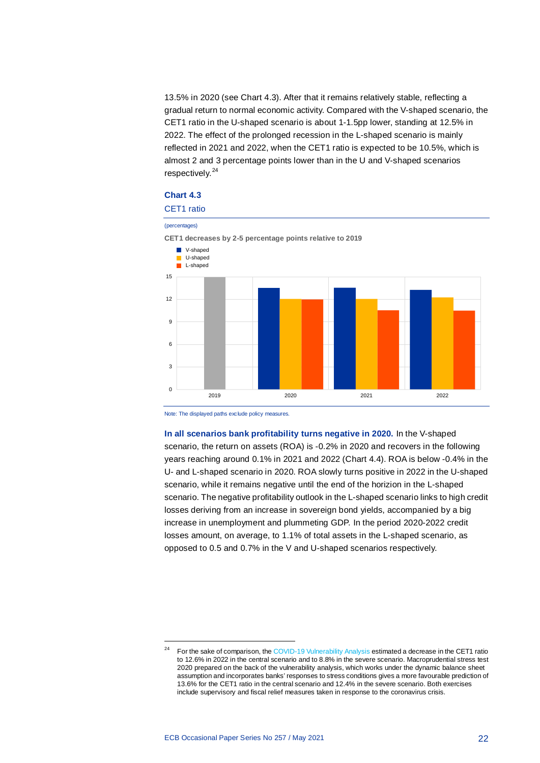13.5% in 2020 (see Chart 4.3). After that it remains relatively stable, reflecting a gradual return to normal economic activity. Compared with the V-shaped scenario, the CET1 ratio in the U-shaped scenario is about 1-1.5pp lower, standing at 12.5% in 2022. The effect of the prolonged recession in the L-shaped scenario is mainly reflected in 2021 and 2022, when the CET1 ratio is expected to be 10.5%, which is almost 2 and 3 percentage points lower than in the U and V-shaped scenarios respectively.[24]

**Chart 4.3**

CET1 ratio

(percentages)

CET1 decreases by 2-5 percentage points relative to 2019

Note: The displayed paths exclude policy measures.

**In all scenarios bank profitability turns negative in 2020.** In the V-shaped scenario, the return on assets (ROA) is -0.2% in 2020 and recovers in the following years reaching around 0.1% in 2021 and 2022 (Chart 4.4). ROA is below -0.4% in the U- and L-shaped scenario in 2020. ROA slowly turns positive in 2022 in the U-shaped scenario, while it remains negative until the end of the horizion in the L-shaped scenario. The negative profitability outlook in the L-shaped scenario links to high credit losses deriving from an increase in sovereign bond yields, accompanied by a big increase in unemployment and plummeting GDP. In the period 2020-2022 credit losses amount, on average, to 1.1% of total assets in the L-shaped scenario, as opposed to 0.5 and 0.7% in the V and U-shaped scenarios respectively.

[24] For the sake of comparison, the COVID-19 Vulnerability Analysis estimated a decrease in the CET1 ratio to 12.6% in 2022 in the central scenario and to 8.8% in the severe scenario. Macroprudential stress test 2020 prepared on the back of the vulnerability analysis, which works under the dynamic balance sheet assumption and incorporates banks' responses to stress conditions gives a more favourable prediction of 13.6% for the CET1 ratio in the central scenario and 12.4% in the severe scenario. Both exercises include supervisory and fiscal relief measures taken in response to the coronavirus crisis.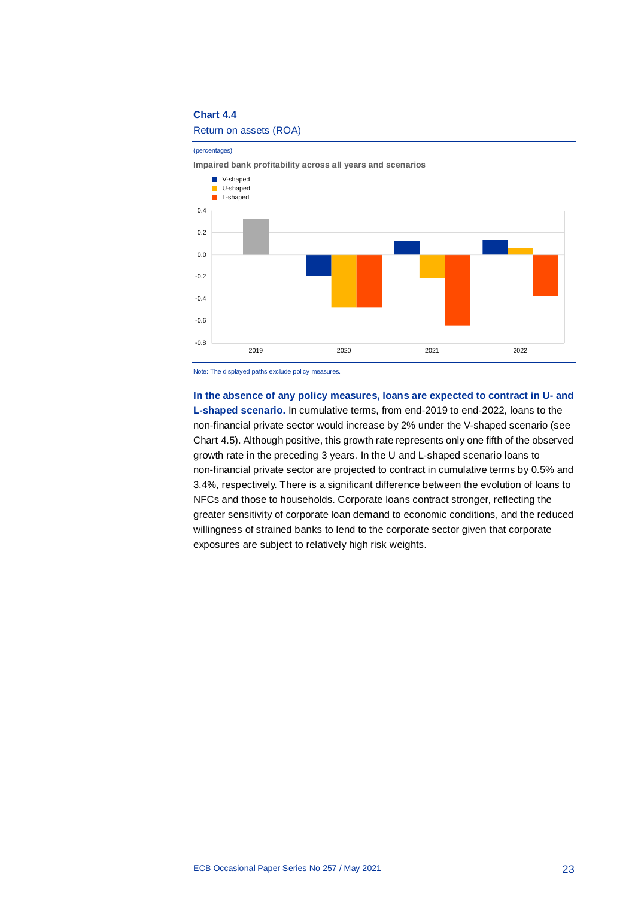**Chart 4.4**

Return on assets (ROA)

(percentages)

**Impaired bank profitability across all years and scenarios**

Note: The displayed paths exclude policy measures.

**In the absence of any policy measures, loans are expected to contract in U- and L-shaped scenario.** In cumulative terms, from end-2019 to end-2022, loans to the non-financial private sector would increase by 2% under the V-shaped scenario (see Chart 4.5). Although positive, this growth rate represents only one fifth of the observed growth rate in the preceding 3 years. In the U and L-shaped scenario loans to non-financial private sector are projected to contract in cumulative terms by 0.5% and 3.4%, respectively. There is a significant difference between the evolution of loans to NFCs and those to households. Corporate loans contract stronger, reflecting the greater sensitivity of corporate loan demand to economic conditions, and the reduced willingness of strained banks to lend to the corporate sector given that corporate exposures are subject to relatively high risk weights.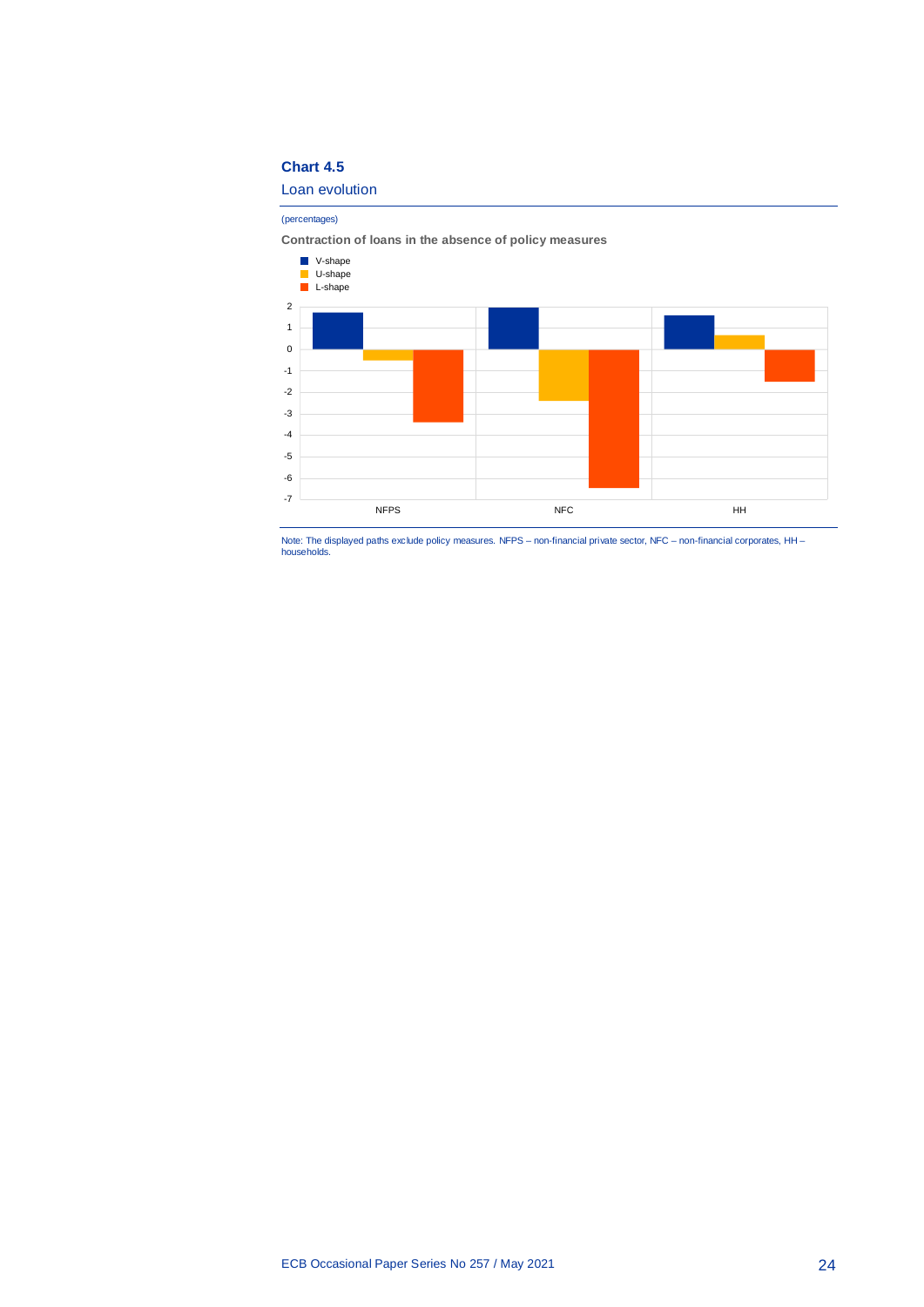**Chart 4.5**

Loan evolution

(percentages)

**Contraction of loans in the absence of policy measures**

Note: The displayed paths exclude policy measures. NFPS – non-financial private sector, NFC – non-financial corporates, HH – households.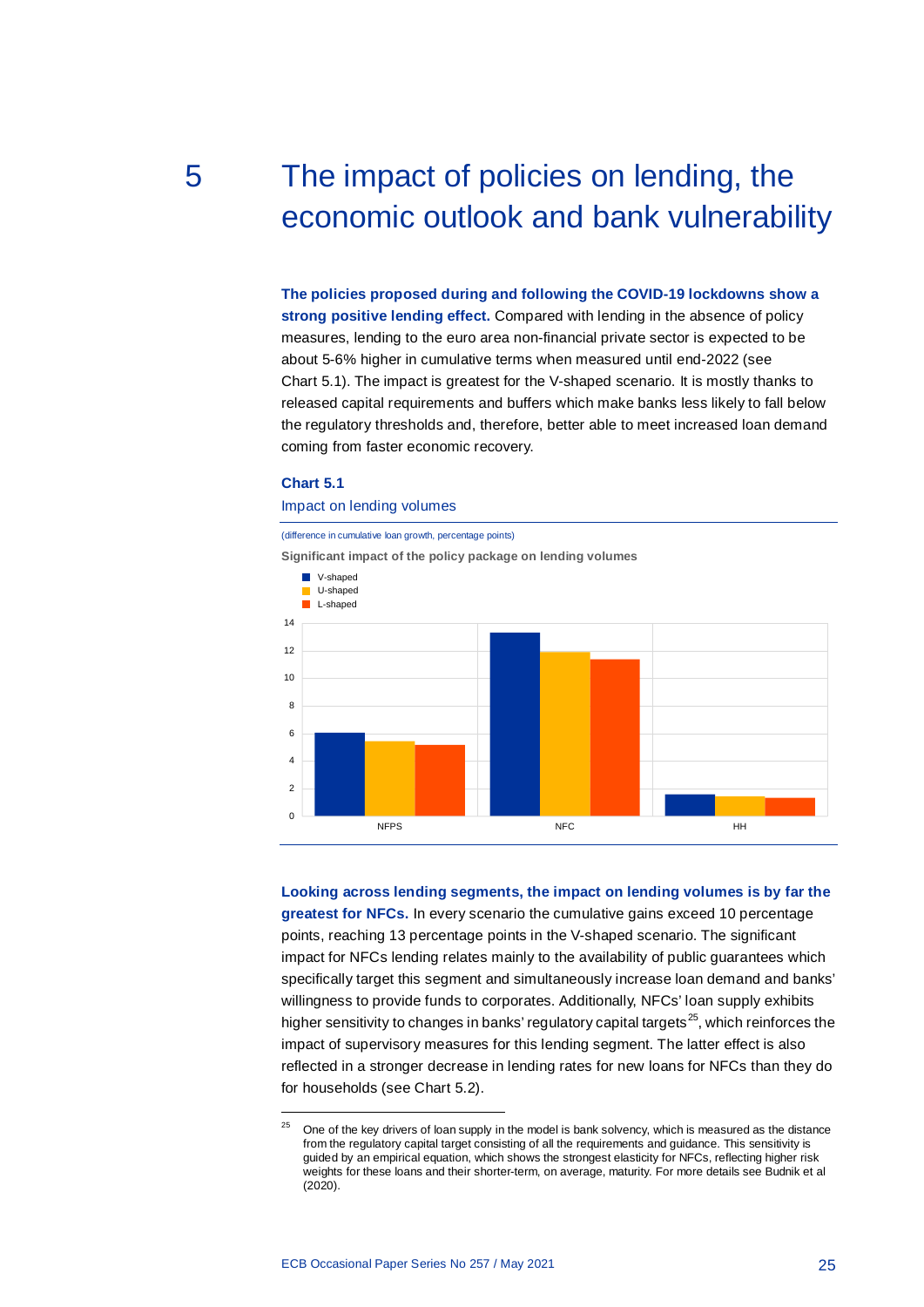# 5 The impact of policies on lending, the economic outlook and bank vulnerability

**The policies proposed during and following the COVID-19 lockdowns show a strong positive lending effect.** Compared with lending in the absence of policy measures, lending to the euro area non-financial private sector is expected to be about 5-6% higher in cumulative terms when measured until end-2022 (see Chart 5.1). The impact is greatest for the V-shaped scenario. It is mostly thanks to released capital requirements and buffers which make banks less likely to fall below the regulatory thresholds and, therefore, better able to meet increased loan demand coming from faster economic recovery.

**Chart 5.1**

Impact on lending volumes

(difference in cumulative loan growth, percentage points)

Significant impact of the policy package on lending volumes

**Looking across lending segments, the impact on lending volumes is by far the greatest for NFCs.** In every scenario the cumulative gains exceed 10 percentage points, reaching 13 percentage points in the V-shaped scenario. The significant impact for NFCs lending relates mainly to the availability of public guarantees which specifically target this segment and simultaneously increase loan demand and banks' willingness to provide funds to corporates. Additionally, NFCs' loan supply exhibits higher sensitivity to changes in banks' regulatory capital targets[25], which reinforces the impact of supervisory measures for this lending segment. The latter effect is also reflected in a stronger decrease in lending rates for new loans for NFCs than they do for households (see Chart 5.2).

[25] One of the key drivers of loan supply in the model is bank solvency, which is measured as the distance from the regulatory capital target consisting of all the requirements and guidance. This sensitivity is guided by an empirical equation, which shows the strongest elasticity for NFCs, reflecting higher risk weights for these loans and their shorter-term, on average, maturity. For more details see Budnik et al (2020).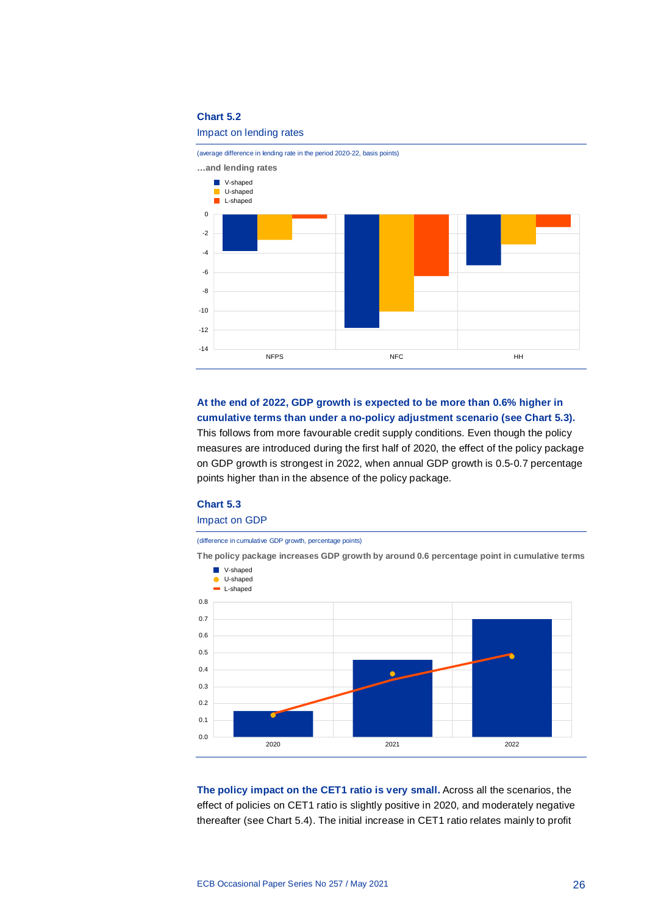**Chart 5.2**

Impact on lending rates

(average difference in lending rate in the period 2020-22, basis points)

**…and lending rates**

- V-shaped
- U-shaped
- L-shaped

**At the end of 2022, GDP growth is expected to be more than 0.6% higher in cumulative terms than under a no-policy adjustment scenario (see Chart 5.3).** This follows from more favourable credit supply conditions. Even though the policy measures are introduced during the first half of 2020, the effect of the policy package on GDP growth is strongest in 2022, when annual GDP growth is 0.5-0.7 percentage points higher than in the absence of the policy package.

**Chart 5.3**

Impact on GDP

(difference in cumulative GDP growth, percentage points)

**The policy package increases GDP growth by around 0.6 percentage point in cumulative terms**

- V-shaped
- U-shaped
- L-shaped

**The policy impact on the CET1 ratio is very small.** Across all the scenarios, the effect of policies on CET1 ratio is slightly positive in 2020, and moderately negative thereafter (see Chart 5.4). The initial increase in CET1 ratio relates mainly to profit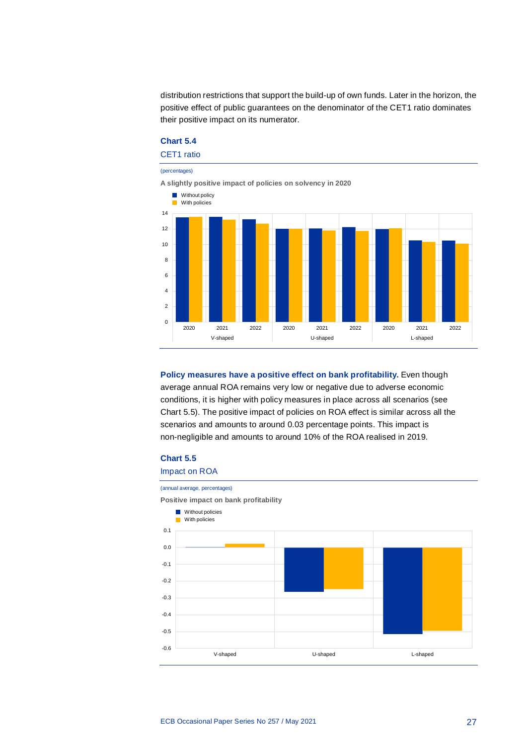distribution restrictions that support the build-up of own funds. Later in the horizon, the positive effect of public guarantees on the denominator of the CET1 ratio dominates their positive impact on its numerator.

**Chart 5.4**

CET1 ratio

(percentages)

**A slightly positive impact of policies on solvency in 2020**

- Without policy
- With policies

**Policy measures have a positive effect on bank profitability.** Even though average annual ROA remains very low or negative due to adverse economic conditions, it is higher with policy measures in place across all scenarios (see Chart 5.5). The positive impact of policies on ROA effect is similar across all the scenarios and amounts to around 0.03 percentage points. This impact is non-negligible and amounts to around 10% of the ROA realised in 2019.

**Chart 5.5**

Impact on ROA

(annual average, percentages)

**Positive impact on bank profitability**

- Without policies
- With policies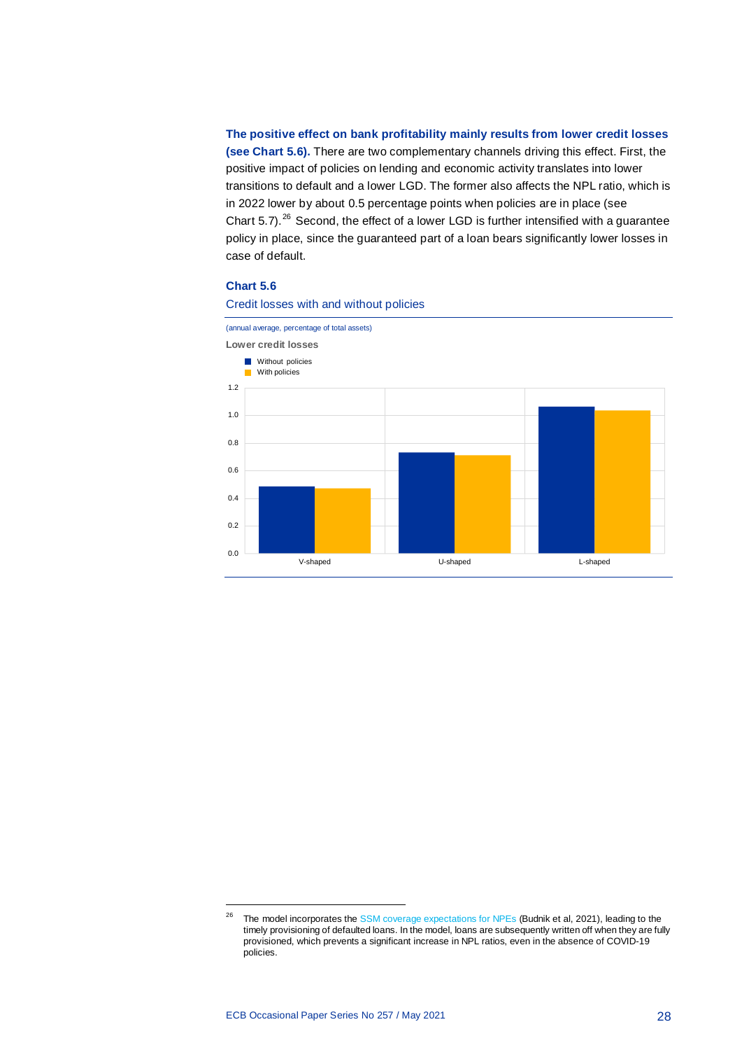**The positive effect on bank profitability mainly results from lower credit losses (see Chart 5.6).** There are two complementary channels driving this effect. First, the positive impact of policies on lending and economic activity translates into lower transitions to default and a lower LGD. The former also affects the NPL ratio, which is in 2022 lower by about 0.5 percentage points when policies are in place (see Chart 5.7).[26] Second, the effect of a lower LGD is further intensified with a guarantee policy in place, since the guaranteed part of a loan bears significantly lower losses in case of default.

**Chart 5.6**

Credit losses with and without policies

(annual average, percentage of total assets)

**Lower credit losses**

- Without policies
- With policies

[26] The model incorporates the SSM coverage expectations for NPEs (Budnik et al, 2021), leading to the timely provisioning of defaulted loans. In the model, loans are subsequently written off when they are fully provisioned, which prevents a significant increase in NPL ratios, even in the absence of COVID-19 policies.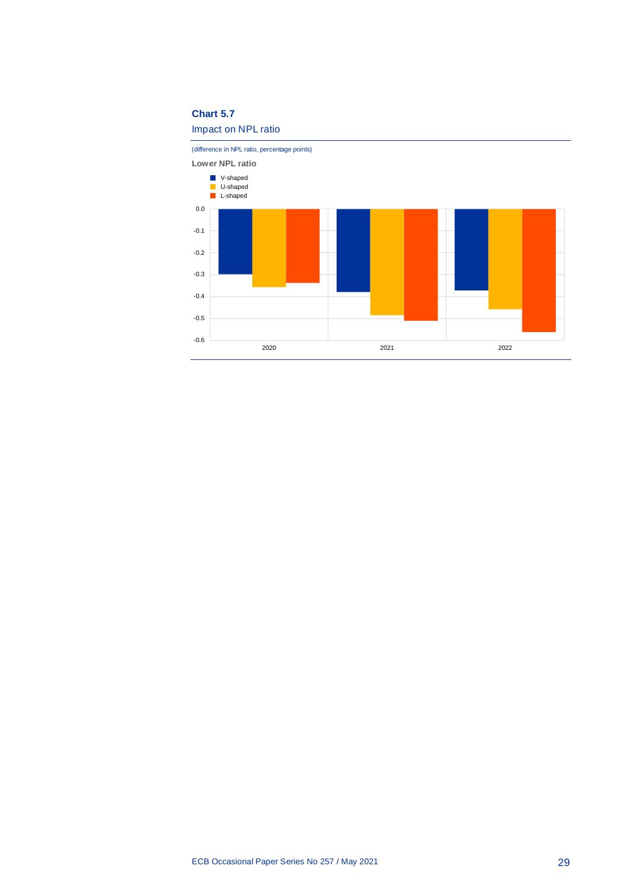**Chart 5.7**

Impact on NPL ratio

(difference in NPL ratio, percentage points)

**Lower NPL ratio**

- V-shaped
- U-shaped
- L-shaped

| | V-shaped | U-shaped | L-shaped |
|---|---|---|---|
| 2020 | -0.30 | -0.36 | -0.34 |
| 2021 | -0.38 | -0.49 | -0.51 |
| 2022 | -0.37 | -0.46 | -0.56 |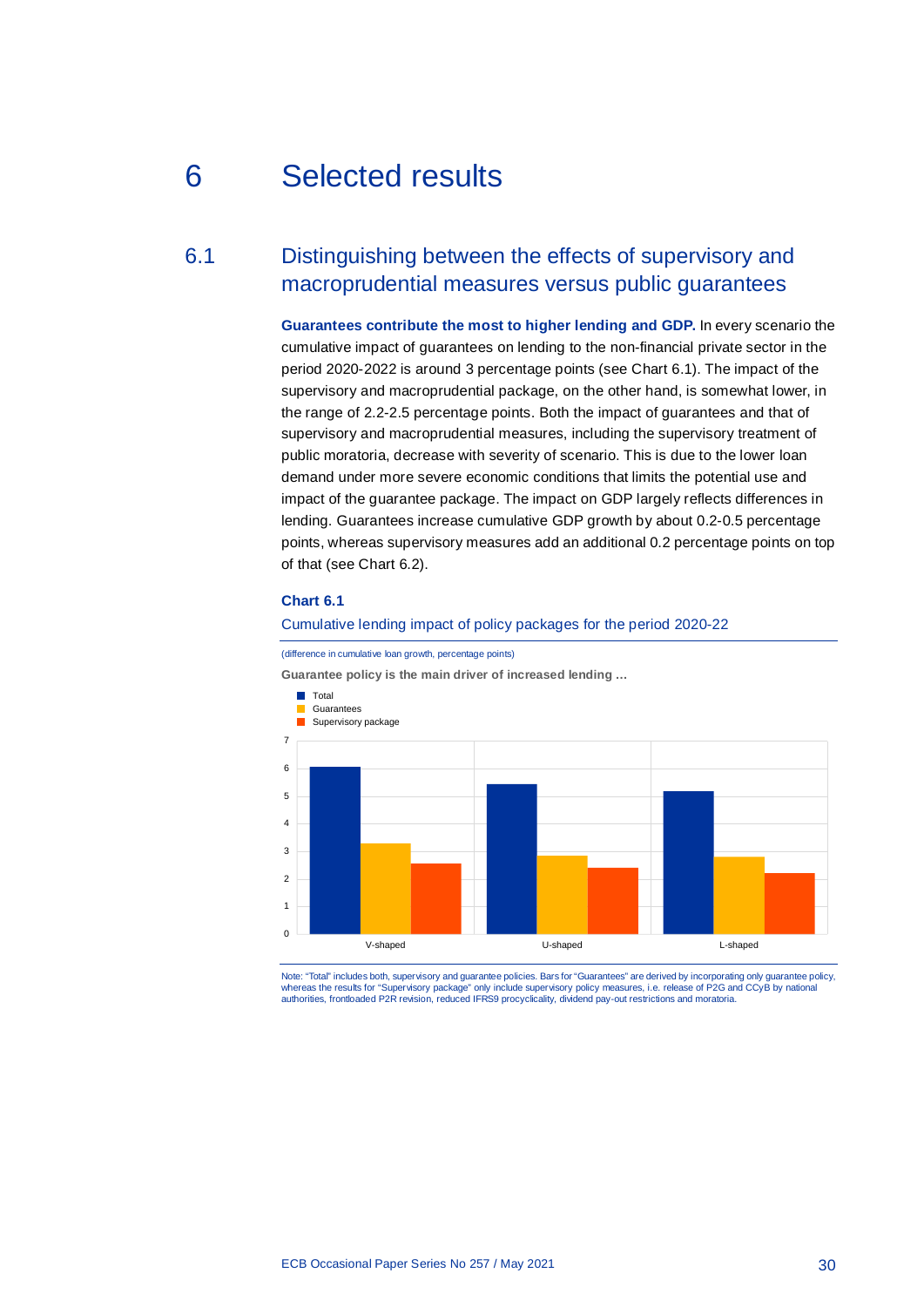# 6 Selected results

## 6.1 Distinguishing between the effects of supervisory and macroprudential measures versus public guarantees

**Guarantees contribute the most to higher lending and GDP.** In every scenario the cumulative impact of guarantees on lending to the non-financial private sector in the period 2020-2022 is around 3 percentage points (see Chart 6.1). The impact of the supervisory and macroprudential package, on the other hand, is somewhat lower, in the range of 2.2-2.5 percentage points. Both the impact of guarantees and that of supervisory and macroprudential measures, including the supervisory treatment of public moratoria, decrease with severity of scenario. This is due to the lower loan demand under more severe economic conditions that limits the potential use and impact of the guarantee package. The impact on GDP largely reflects differences in lending. Guarantees increase cumulative GDP growth by about 0.2-0.5 percentage points, whereas supervisory measures add an additional 0.2 percentage points on top of that (see Chart 6.2).

**Chart 6.1**

Cumulative lending impact of policy packages for the period 2020-22

(difference in cumulative loan growth, percentage points)

**Guarantee policy is the main driver of increased lending …**

Legend: Total; Guarantees; Supervisory package

Y-axis: 0, 1, 2, 3, 4, 5, 6, 7

X-axis: V-shaped, U-shaped, L-shaped

Note: "Total" includes both, supervisory and guarantee policies. Bars for "Guarantees" are derived by incorporating only guarantee policy, whereas the results for "Supervisory package" only include supervisory policy measures, i.e. release of P2G and CCyB by national authorities, frontloaded P2R revision, reduced IFRS9 procyclicality, dividend pay-out restrictions and moratoria.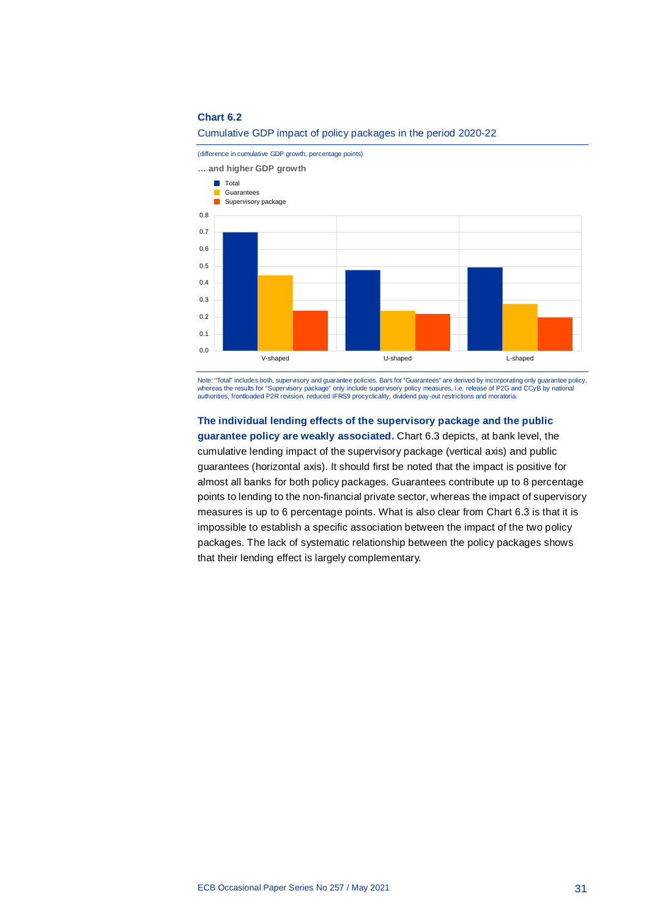**Chart 6.2**

Cumulative GDP impact of policy packages in the period 2020-22

(difference in cumulative GDP growth, percentage points)

**… and higher GDP growth**

Note: "Total" includes both, supervisory and guarantee policies. Bars for "Guarantees" are derived by incorporating only guarantee policy, whereas the results for "Supervisory package" only include supervisory policy measures, i.e. release of P2G and CCyB by national authorities, frontloaded P2R revision, reduced IFRS9 procyclicality, dividend pay-out restrictions and moratoria.

**The individual lending effects of the supervisory package and the public guarantee policy are weakly associated.** Chart 6.3 depicts, at bank level, the cumulative lending impact of the supervisory package (vertical axis) and public guarantees (horizontal axis). It should first be noted that the impact is positive for almost all banks for both policy packages. Guarantees contribute up to 8 percentage points to lending to the non-financial private sector, whereas the impact of supervisory measures is up to 6 percentage points. What is also clear from Chart 6.3 is that it is impossible to establish a specific association between the impact of the two policy packages. The lack of systematic relationship between the policy packages shows that their lending effect is largely complementary.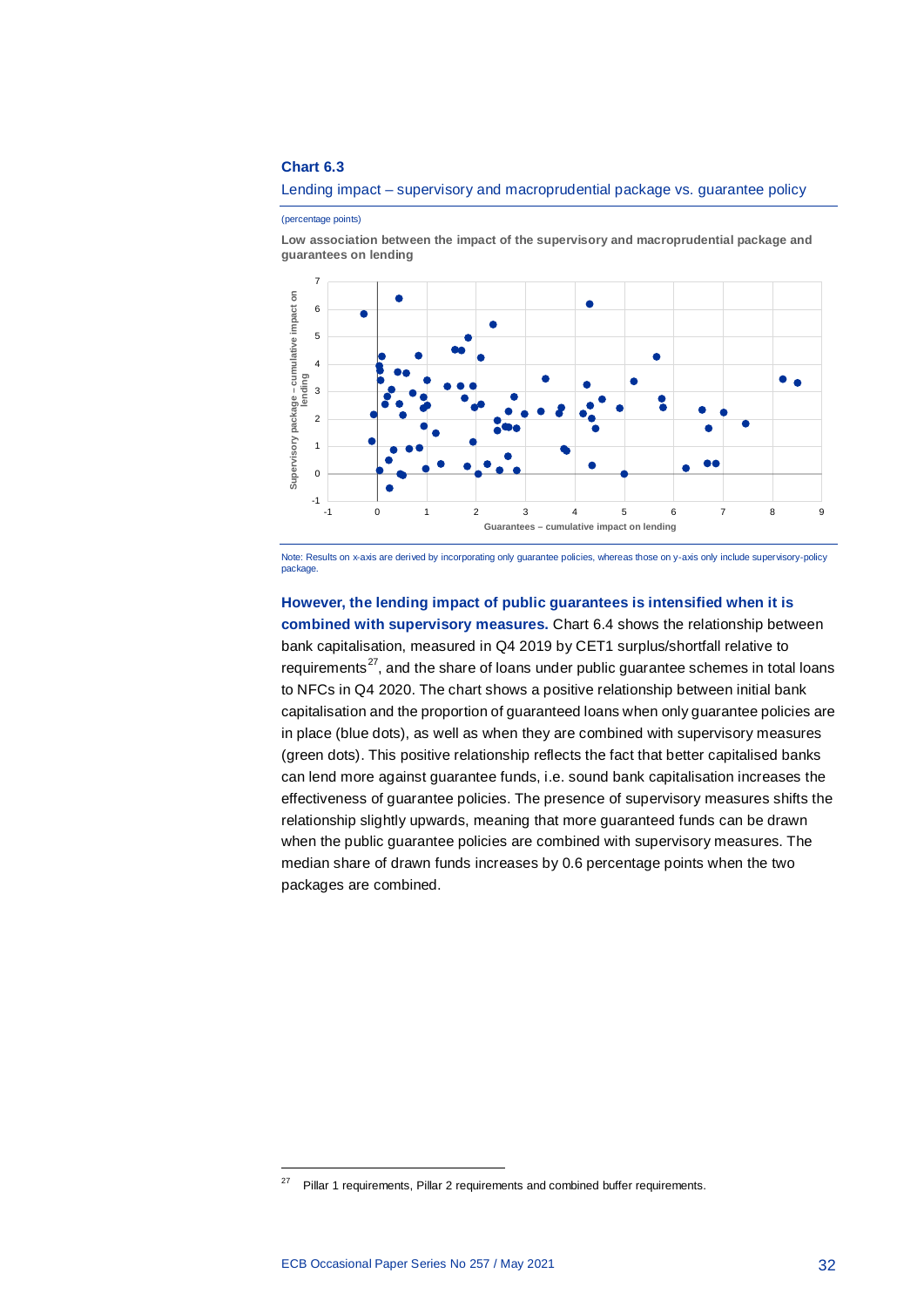**Chart 6.3**

Lending impact – supervisory and macroprudential package vs. guarantee policy

(percentage points)

**Low association between the impact of the supervisory and macroprudential package and guarantees on lending**

Note: Results on x-axis are derived by incorporating only guarantee policies, whereas those on y-axis only include supervisory-policy package.

**However, the lending impact of public guarantees is intensified when it is combined with supervisory measures.** Chart 6.4 shows the relationship between bank capitalisation, measured in Q4 2019 by CET1 surplus/shortfall relative to requirements[27], and the share of loans under public guarantee schemes in total loans to NFCs in Q4 2020. The chart shows a positive relationship between initial bank capitalisation and the proportion of guaranteed loans when only guarantee policies are in place (blue dots), as well as when they are combined with supervisory measures (green dots). This positive relationship reflects the fact that better capitalised banks can lend more against guarantee funds, i.e. sound bank capitalisation increases the effectiveness of guarantee policies. The presence of supervisory measures shifts the relationship slightly upwards, meaning that more guaranteed funds can be drawn when the public guarantee policies are combined with supervisory measures. The median share of drawn funds increases by 0.6 percentage points when the two packages are combined.

[27] Pillar 1 requirements, Pillar 2 requirements and combined buffer requirements.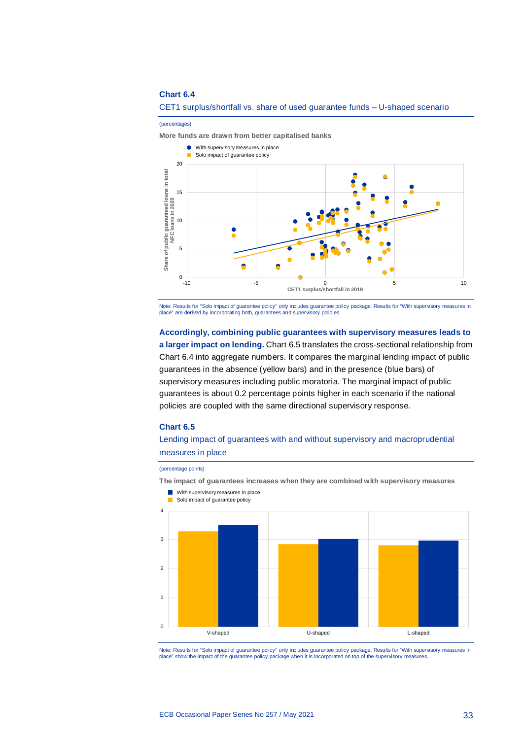**Chart 6.4**

CET1 surplus/shortfall vs. share of used guarantee funds – U-shaped scenario

(percentages)

More funds are drawn from better capitalised banks

Note: Results for "Solo impact of guarantee policy" only includes guarantee policy package. Results for "With supervisory measures in place" are derived by incorporating both, guarantees and supervisory policies.

**Accordingly, combining public guarantees with supervisory measures leads to a larger impact on lending.** Chart 6.5 translates the cross-sectional relationship from Chart 6.4 into aggregate numbers. It compares the marginal lending impact of public guarantees in the absence (yellow bars) and in the presence (blue bars) of supervisory measures including public moratoria. The marginal impact of public guarantees is about 0.2 percentage points higher in each scenario if the national policies are coupled with the same directional supervisory response.

**Chart 6.5**

Lending impact of guarantees with and without supervisory and macroprudential measures in place

(percentage points)

The impact of guarantees increases when they are combined with supervisory measures

Note: Results for "Solo impact of guarantee policy" only includes guarantee policy package. Results for "With supervisory measures in place" show the impact of the guarantee policy package when it is incorporated on top of the supervisory measures.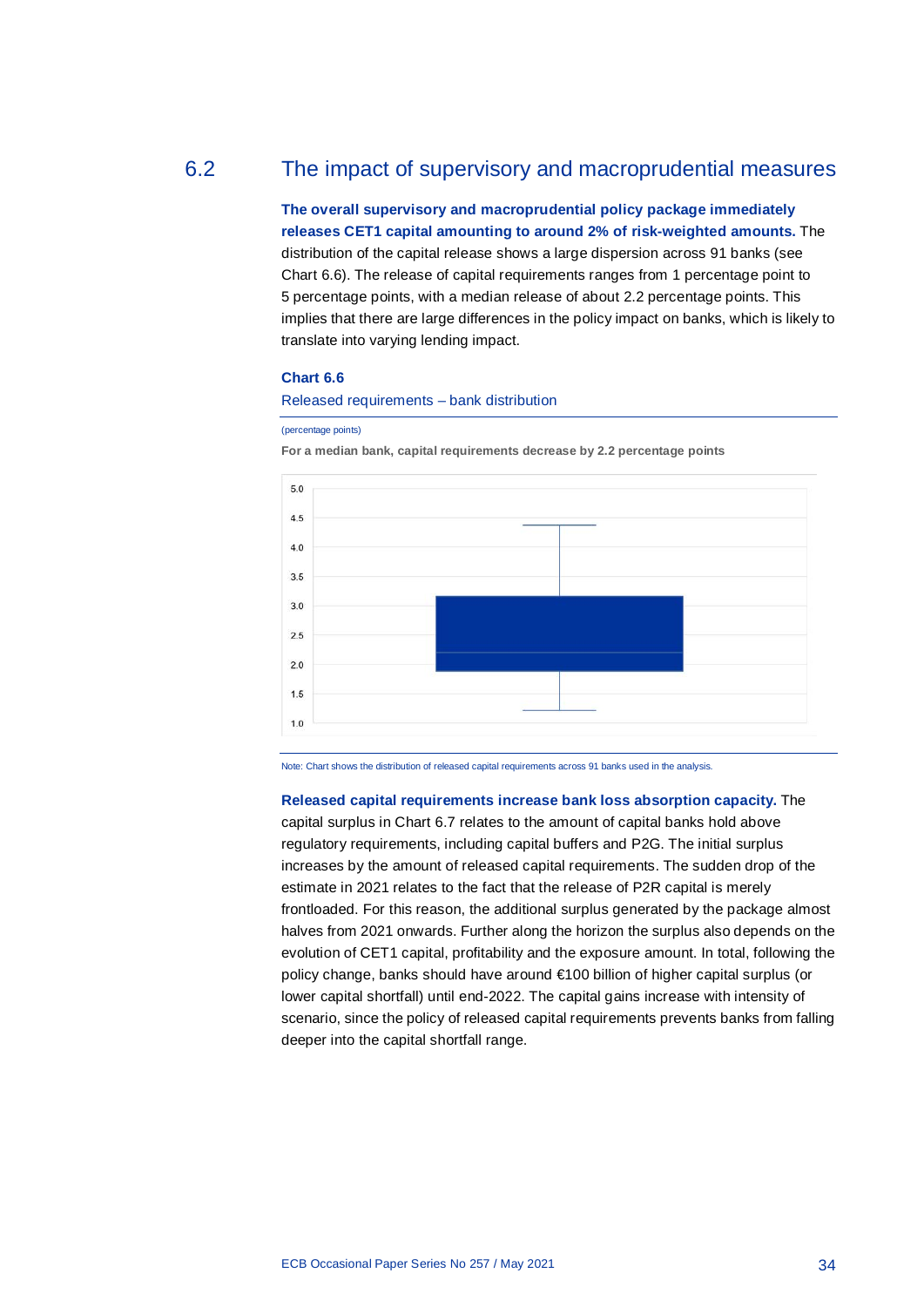## 6.2 The impact of supervisory and macroprudential measures

**The overall supervisory and macroprudential policy package immediately releases CET1 capital amounting to around 2% of risk-weighted amounts.** The distribution of the capital release shows a large dispersion across 91 banks (see Chart 6.6). The release of capital requirements ranges from 1 percentage point to 5 percentage points, with a median release of about 2.2 percentage points. This implies that there are large differences in the policy impact on banks, which is likely to translate into varying lending impact.

**Chart 6.6**

Released requirements – bank distribution

(percentage points)

**For a median bank, capital requirements decrease by 2.2 percentage points**

Note: Chart shows the distribution of released capital requirements across 91 banks used in the analysis.

**Released capital requirements increase bank loss absorption capacity.** The capital surplus in Chart 6.7 relates to the amount of capital banks hold above regulatory requirements, including capital buffers and P2G. The initial surplus increases by the amount of released capital requirements. The sudden drop of the estimate in 2021 relates to the fact that the release of P2R capital is merely frontloaded. For this reason, the additional surplus generated by the package almost halves from 2021 onwards. Further along the horizon the surplus also depends on the evolution of CET1 capital, profitability and the exposure amount. In total, following the policy change, banks should have around €100 billion of higher capital surplus (or lower capital shortfall) until end-2022. The capital gains increase with intensity of scenario, since the policy of released capital requirements prevents banks from falling deeper into the capital shortfall range.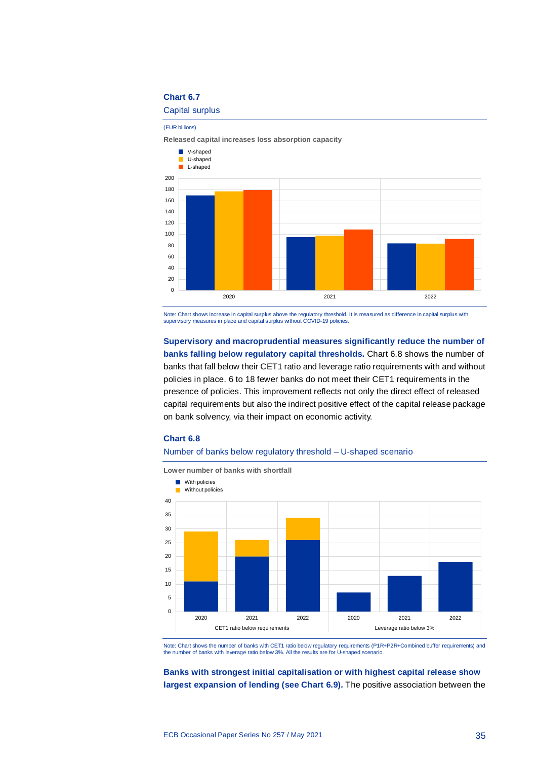**Chart 6.7**

Capital surplus

(EUR billions)

Released capital increases loss absorption capacity

Note: Chart shows increase in capital surplus above the regulatory threshold. It is measured as difference in capital surplus with supervisory measures in place and capital surplus without COVID-19 policies.

**Supervisory and macroprudential measures significantly reduce the number of banks falling below regulatory capital thresholds.** Chart 6.8 shows the number of banks that fall below their CET1 ratio and leverage ratio requirements with and without policies in place. 6 to 18 fewer banks do not meet their CET1 requirements in the presence of policies. This improvement reflects not only the direct effect of released capital requirements but also the indirect positive effect of the capital release package on bank solvency, via their impact on economic activity.

**Chart 6.8**

Number of banks below regulatory threshold – U-shaped scenario

Lower number of banks with shortfall

Note: Chart shows the number of banks with CET1 ratio below regulatory requirements (P1R+P2R+Combined buffer requirements) and the number of banks with leverage ratio below 3%. All the results are for U-shaped scenario.

**Banks with strongest initial capitalisation or with highest capital release show largest expansion of lending (see Chart 6.9).** The positive association between the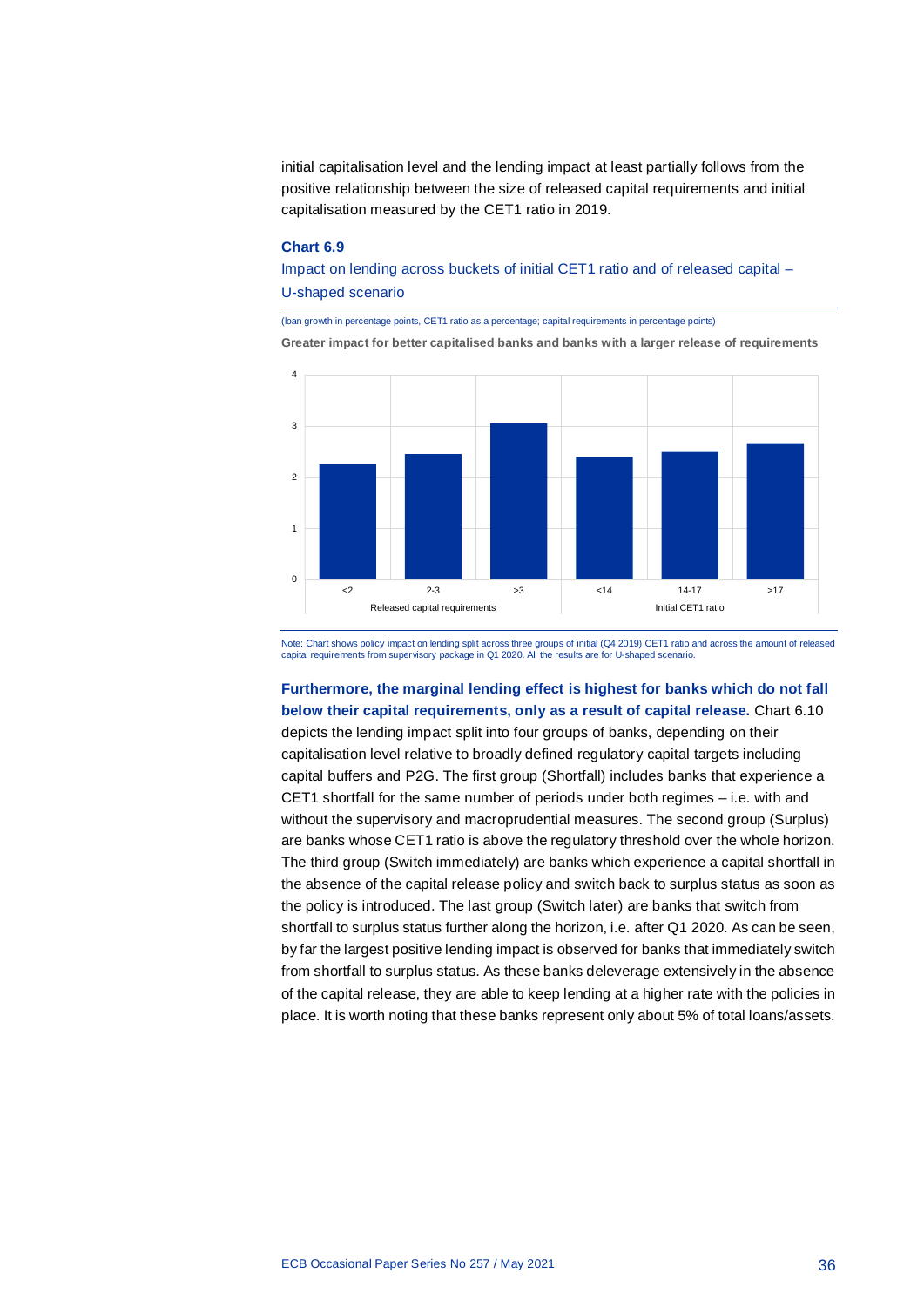initial capitalisation level and the lending impact at least partially follows from the positive relationship between the size of released capital requirements and initial capitalisation measured by the CET1 ratio in 2019.

**Chart 6.9**

Impact on lending across buckets of initial CET1 ratio and of released capital – U-shaped scenario

(loan growth in percentage points, CET1 ratio as a percentage; capital requirements in percentage points)

**Greater impact for better capitalised banks and banks with a larger release of requirements**

| Released capital requirements | | | Initial CET1 ratio | | |
|---|---|---|---|---|---|
| <2 | 2-3 | >3 | <14 | 14-17 | >17 |

Note: Chart shows policy impact on lending split across three groups of initial (Q4 2019) CET1 ratio and across the amount of released capital requirements from supervisory package in Q1 2020. All the results are for U-shaped scenario.

**Furthermore, the marginal lending effect is highest for banks which do not fall below their capital requirements, only as a result of capital release.** Chart 6.10 depicts the lending impact split into four groups of banks, depending on their capitalisation level relative to broadly defined regulatory capital targets including capital buffers and P2G. The first group (Shortfall) includes banks that experience a CET1 shortfall for the same number of periods under both regimes – i.e. with and without the supervisory and macroprudential measures. The second group (Surplus) are banks whose CET1 ratio is above the regulatory threshold over the whole horizon. The third group (Switch immediately) are banks which experience a capital shortfall in the absence of the capital release policy and switch back to surplus status as soon as the policy is introduced. The last group (Switch later) are banks that switch from shortfall to surplus status further along the horizon, i.e. after Q1 2020. As can be seen, by far the largest positive lending impact is observed for banks that immediately switch from shortfall to surplus status. As these banks deleverage extensively in the absence of the capital release, they are able to keep lending at a higher rate with the policies in place. It is worth noting that these banks represent only about 5% of total loans/assets.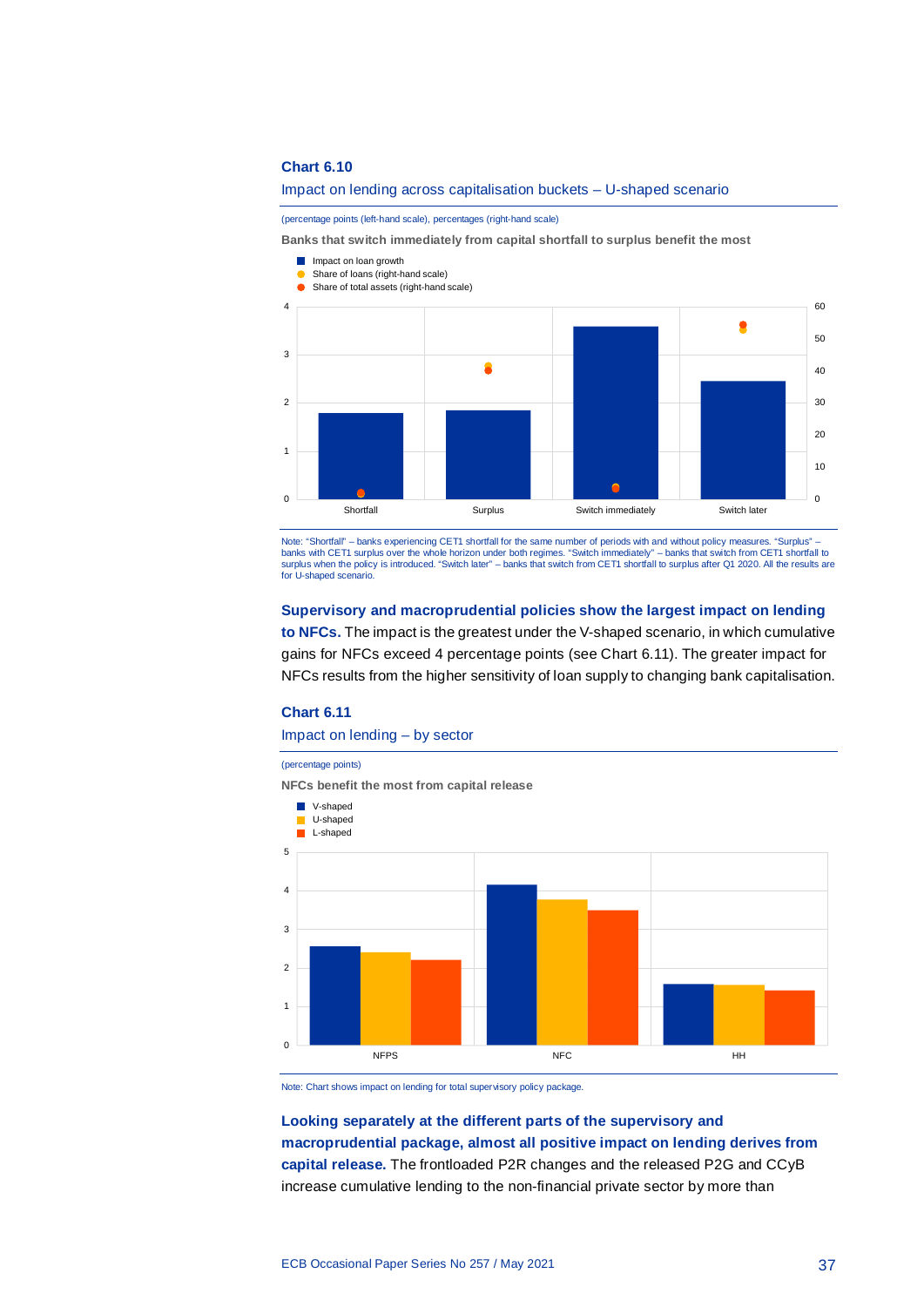**Chart 6.10**

Impact on lending across capitalisation buckets – U-shaped scenario

(percentage points (left-hand scale), percentages (right-hand scale)

Banks that switch immediately from capital shortfall to surplus benefit the most

Note: "Shortfall" – banks experiencing CET1 shortfall for the same number of periods with and without policy measures. "Surplus" – banks with CET1 surplus over the whole horizon under both regimes. "Switch immediately" – banks that switch from CET1 shortfall to surplus when the policy is introduced. "Switch later" – banks that switch from CET1 shortfall to surplus after Q1 2020. All the results are for U-shaped scenario.

**Supervisory and macroprudential policies show the largest impact on lending to NFCs.** The impact is the greatest under the V-shaped scenario, in which cumulative gains for NFCs exceed 4 percentage points (see Chart 6.11). The greater impact for NFCs results from the higher sensitivity of loan supply to changing bank capitalisation.

**Chart 6.11**

Impact on lending – by sector

(percentage points)

NFCs benefit the most from capital release

Note: Chart shows impact on lending for total supervisory policy package.

**Looking separately at the different parts of the supervisory and macroprudential package, almost all positive impact on lending derives from capital release.** The frontloaded P2R changes and the released P2G and CCyB increase cumulative lending to the non-financial private sector by more than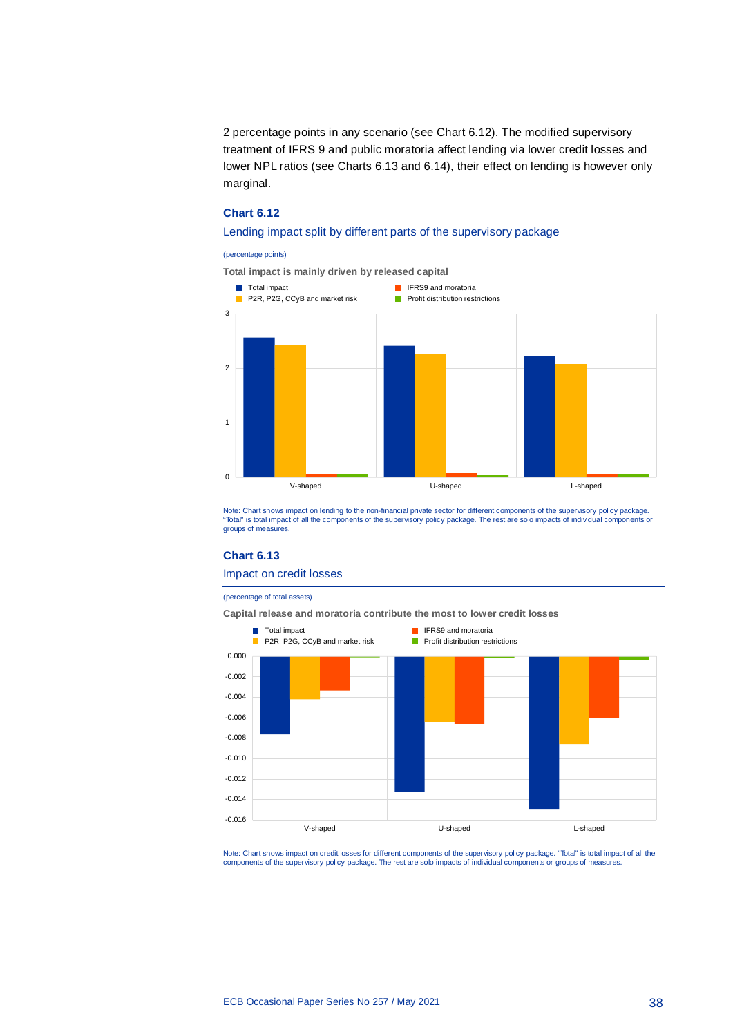2 percentage points in any scenario (see Chart 6.12). The modified supervisory treatment of IFRS 9 and public moratoria affect lending via lower credit losses and lower NPL ratios (see Charts 6.13 and 6.14), their effect on lending is however only marginal.

**Chart 6.12**

Lending impact split by different parts of the supervisory package

(percentage points)

**Total impact is mainly driven by released capital**

Note: Chart shows impact on lending to the non-financial private sector for different components of the supervisory policy package. "Total" is total impact of all the components of the supervisory policy package. The rest are solo impacts of individual components or groups of measures.

**Chart 6.13**

Impact on credit losses

(percentage of total assets)

**Capital release and moratoria contribute the most to lower credit losses**

Note: Chart shows impact on credit losses for different components of the supervisory policy package. "Total" is total impact of all the components of the supervisory policy package. The rest are solo impacts of individual components or groups of measures.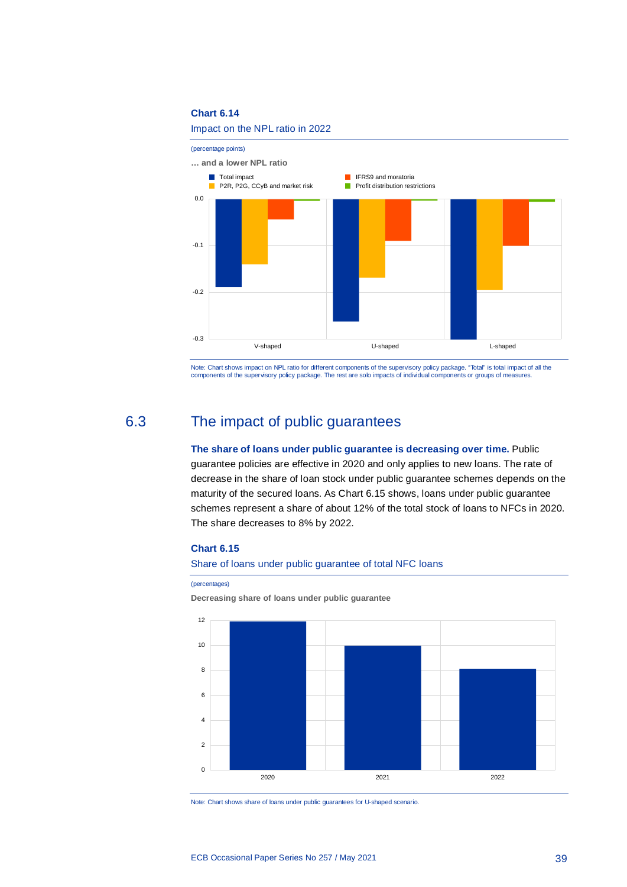**Chart 6.14**

Impact on the NPL ratio in 2022

(percentage points)

… and a lower NPL ratio

Note: Chart shows impact on NPL ratio for different components of the supervisory policy package. "Total" is total impact of all the components of the supervisory policy package. The rest are solo impacts of individual components or groups of measures.

## 6.3 The impact of public guarantees

**The share of loans under public guarantee is decreasing over time.** Public guarantee policies are effective in 2020 and only applies to new loans. The rate of decrease in the share of loan stock under public guarantee schemes depends on the maturity of the secured loans. As Chart 6.15 shows, loans under public guarantee schemes represent a share of about 12% of the total stock of loans to NFCs in 2020. The share decreases to 8% by 2022.

**Chart 6.15**

Share of loans under public guarantee of total NFC loans

(percentages)

Decreasing share of loans under public guarantee

Note: Chart shows share of loans under public guarantees for U-shaped scenario.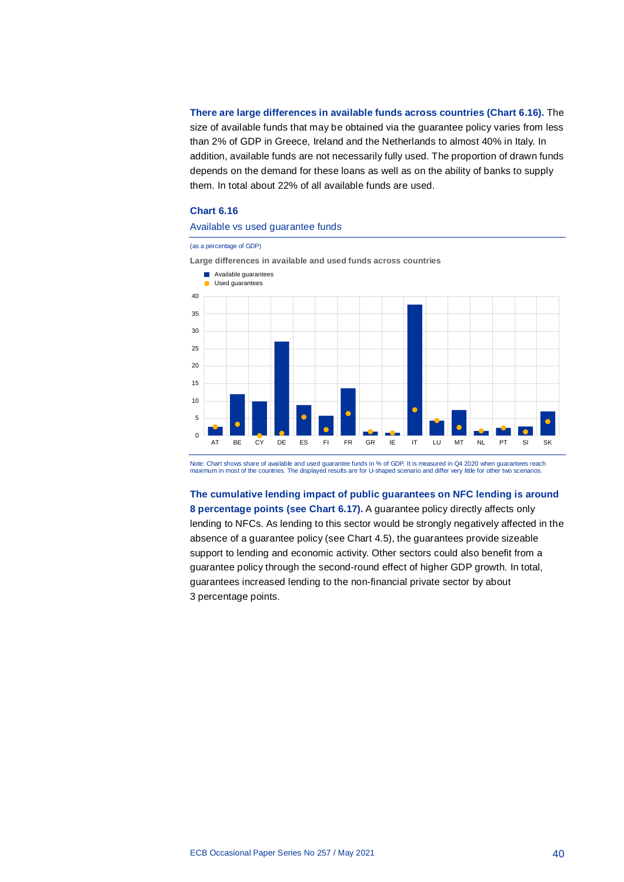**There are large differences in available funds across countries (Chart 6.16).** The size of available funds that may be obtained via the guarantee policy varies from less than 2% of GDP in Greece, Ireland and the Netherlands to almost 40% in Italy. In addition, available funds are not necessarily fully used. The proportion of drawn funds depends on the demand for these loans as well as on the ability of banks to supply them. In total about 22% of all available funds are used.

**Chart 6.16**

Available vs used guarantee funds

(as a percentage of GDP)

**Large differences in available and used funds across countries**

- Available guarantees
- Used guarantees

Note: Chart shows share of available and used guarantee funds in % of GDP. It is measured in Q4 2020 when guarantees reach maximum in most of the countries. The displayed results are for U-shaped scenario and differ very little for other two scenarios.

**The cumulative lending impact of public guarantees on NFC lending is around 8 percentage points (see Chart 6.17).** A guarantee policy directly affects only lending to NFCs. As lending to this sector would be strongly negatively affected in the absence of a guarantee policy (see Chart 4.5), the guarantees provide sizeable support to lending and economic activity. Other sectors could also benefit from a guarantee policy through the second-round effect of higher GDP growth. In total, guarantees increased lending to the non-financial private sector by about 3 percentage points.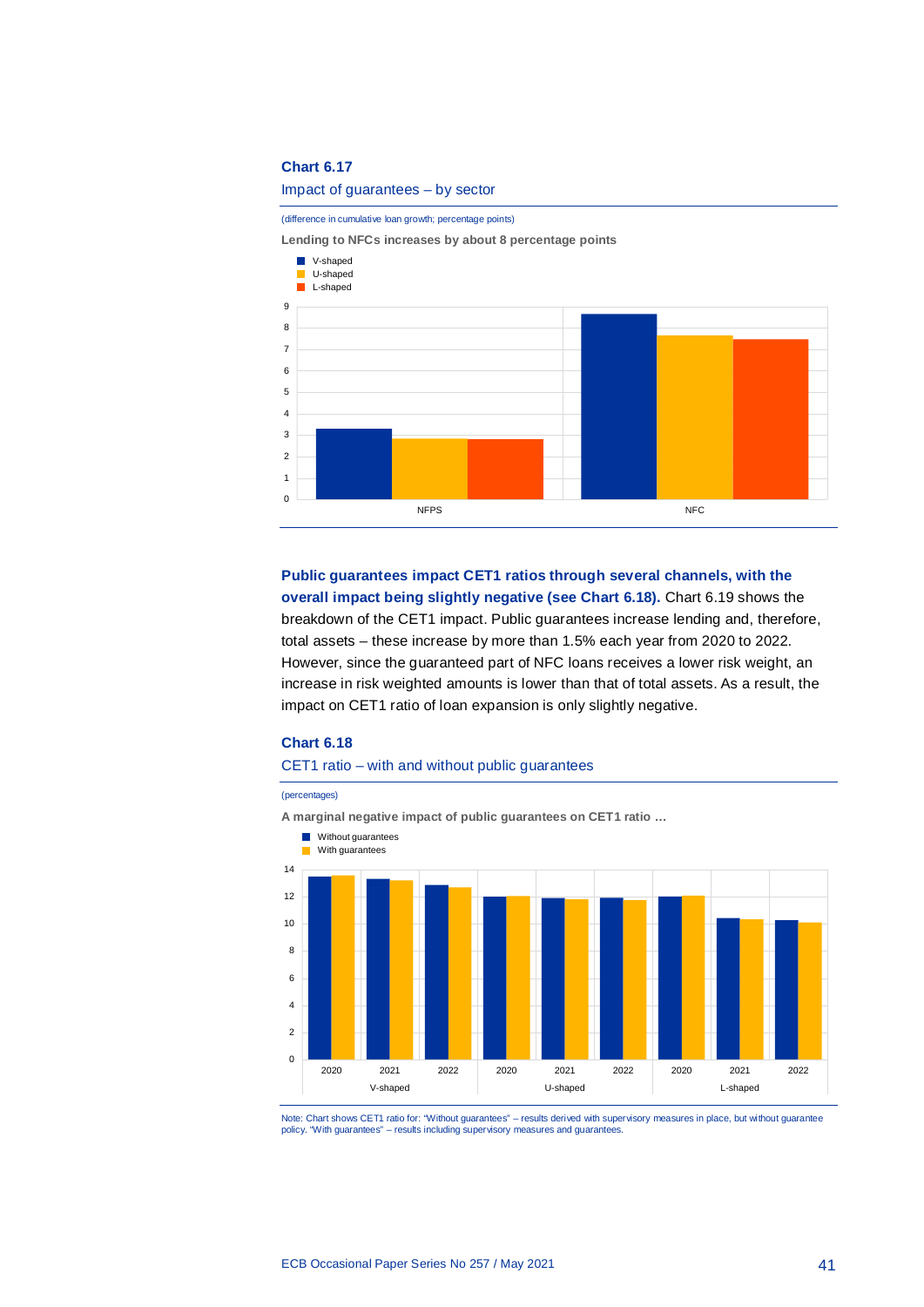**Chart 6.17**

Impact of guarantees – by sector

(difference in cumulative loan growth; percentage points)

**Lending to NFCs increases by about 8 percentage points**

**Public guarantees impact CET1 ratios through several channels, with the overall impact being slightly negative (see Chart 6.18).** Chart 6.19 shows the breakdown of the CET1 impact. Public guarantees increase lending and, therefore, total assets – these increase by more than 1.5% each year from 2020 to 2022. However, since the guaranteed part of NFC loans receives a lower risk weight, an increase in risk weighted amounts is lower than that of total assets. As a result, the impact on CET1 ratio of loan expansion is only slightly negative.

**Chart 6.18**

CET1 ratio – with and without public guarantees

(percentages)

**A marginal negative impact of public guarantees on CET1 ratio …**

Note: Chart shows CET1 ratio for: "Without guarantees" – results derived with supervisory measures in place, but without guarantee policy. "With guarantees" – results including supervisory measures and guarantees.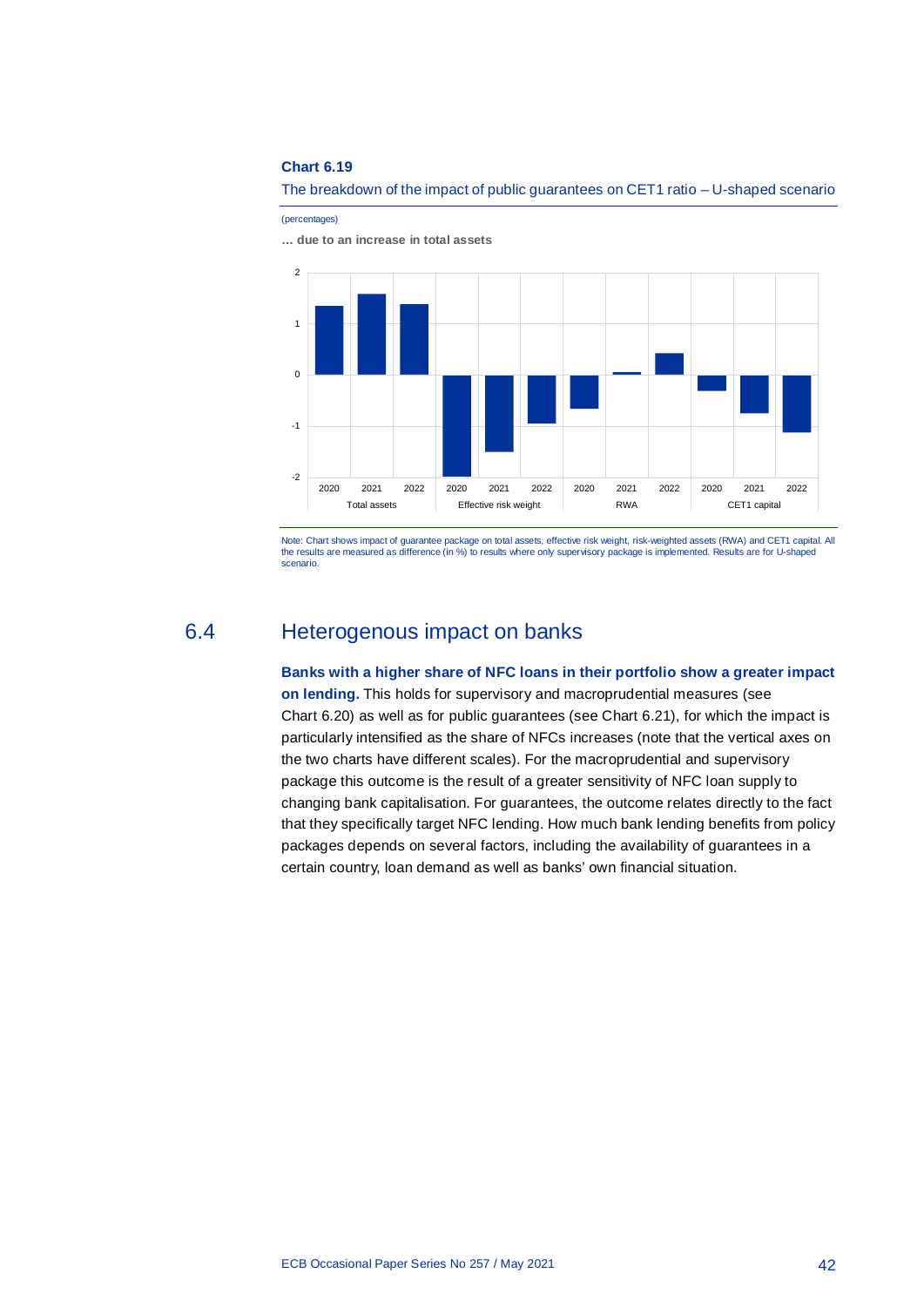**Chart 6.19**

The breakdown of the impact of public guarantees on CET1 ratio – U-shaped scenario

(percentages)

**… due to an increase in total assets**

Note: Chart shows impact of guarantee package on total assets, effective risk weight, risk-weighted assets (RWA) and CET1 capital. All the results are measured as difference (in %) to results where only supervisory package is implemented. Results are for U-shaped scenario.

## 6.4 Heterogenous impact on banks

**Banks with a higher share of NFC loans in their portfolio show a greater impact on lending.** This holds for supervisory and macroprudential measures (see Chart 6.20) as well as for public guarantees (see Chart 6.21), for which the impact is particularly intensified as the share of NFCs increases (note that the vertical axes on the two charts have different scales). For the macroprudential and supervisory package this outcome is the result of a greater sensitivity of NFC loan supply to changing bank capitalisation. For guarantees, the outcome relates directly to the fact that they specifically target NFC lending. How much bank lending benefits from policy packages depends on several factors, including the availability of guarantees in a certain country, loan demand as well as banks' own financial situation.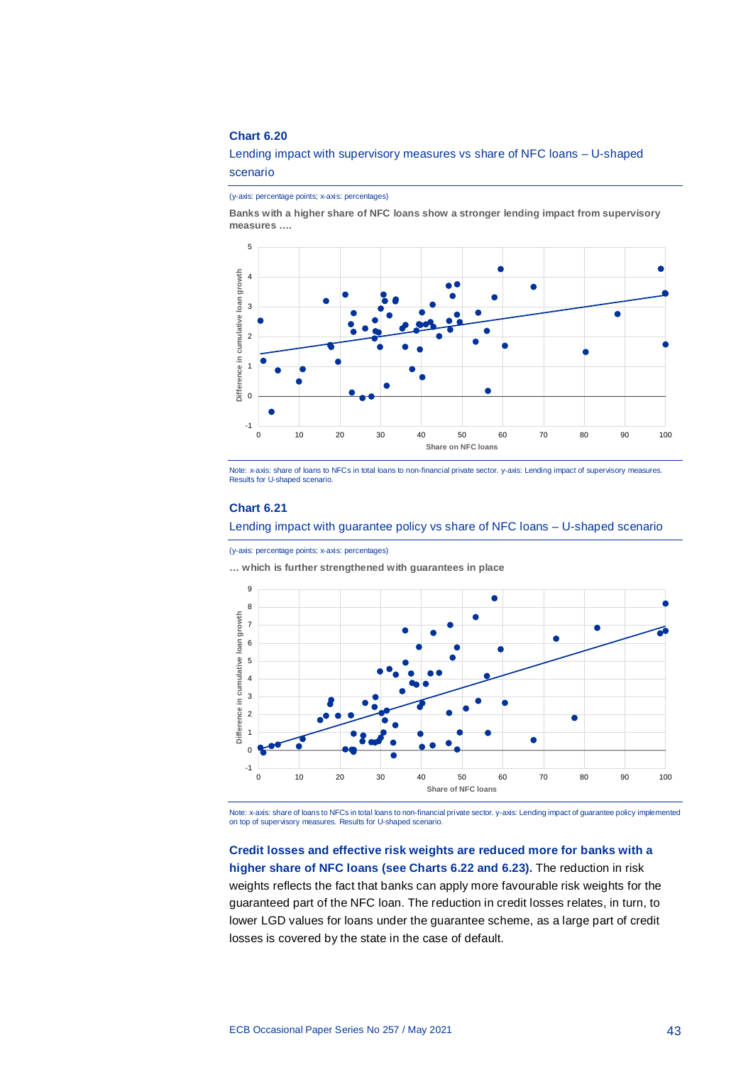**Chart 6.20**

Lending impact with supervisory measures vs share of NFC loans – U-shaped scenario

(y-axis: percentage points; x-axis: percentages)

**Banks with a higher share of NFC loans show a stronger lending impact from supervisory measures ….**

Note: x-axis: share of loans to NFCs in total loans to non-financial private sector. y-axis: Lending impact of supervisory measures. Results for U-shaped scenario.

**Chart 6.21**

Lending impact with guarantee policy vs share of NFC loans – U-shaped scenario

(y-axis: percentage points; x-axis: percentages)

**… which is further strengthened with guarantees in place**

Note: x-axis: share of loans to NFCs in total loans to non-financial private sector. y-axis: Lending impact of guarantee policy implemented on top of supervisory measures. Results for U-shaped scenario.

**Credit losses and effective risk weights are reduced more for banks with a higher share of NFC loans (see Charts 6.22 and 6.23).** The reduction in risk weights reflects the fact that banks can apply more favourable risk weights for the guaranteed part of the NFC loan. The reduction in credit losses relates, in turn, to lower LGD values for loans under the guarantee scheme, as a large part of credit losses is covered by the state in the case of default.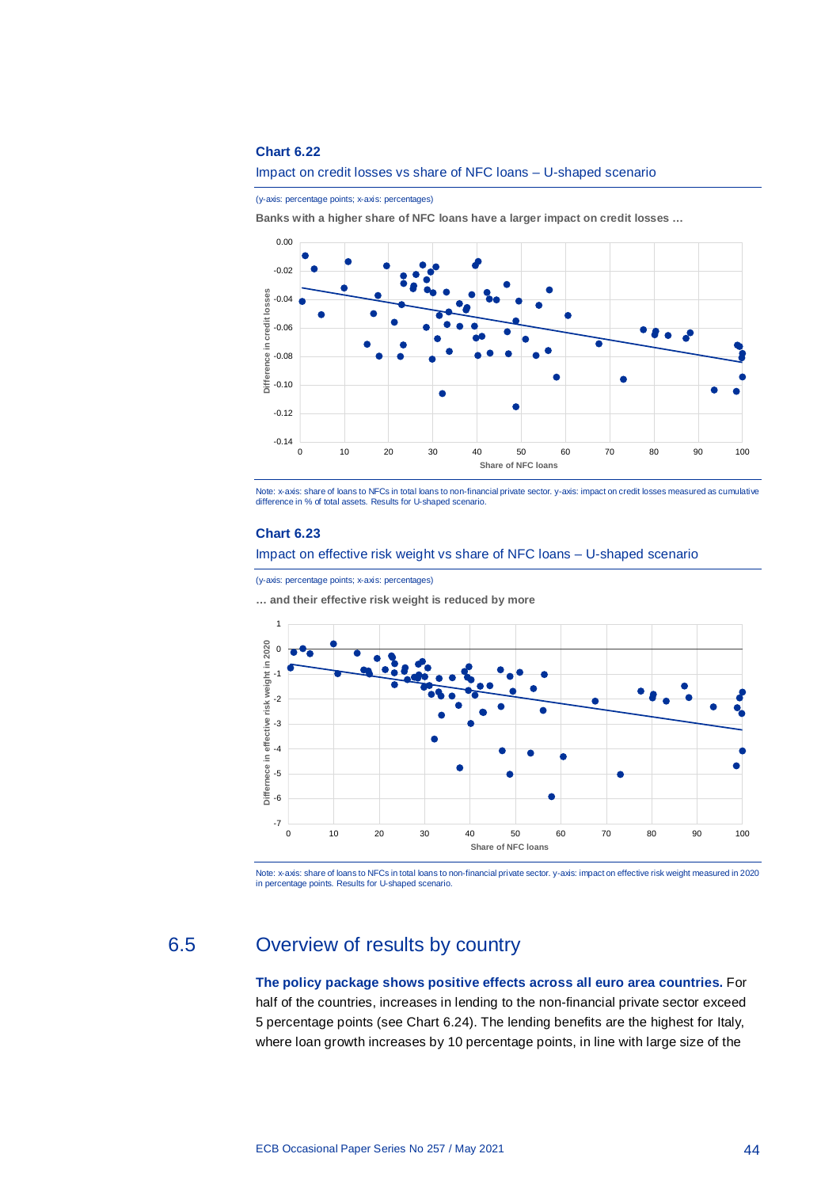**Chart 6.22**

Impact on credit losses vs share of NFC loans – U-shaped scenario

(y-axis: percentage points; x-axis: percentages)

**Banks with a higher share of NFC loans have a larger impact on credit losses …**

Note: x-axis: share of loans to NFCs in total loans to non-financial private sector. y-axis: impact on credit losses measured as cumulative difference in % of total assets. Results for U-shaped scenario.

**Chart 6.23**

Impact on effective risk weight vs share of NFC loans – U-shaped scenario

(y-axis: percentage points; x-axis: percentages)

**… and their effective risk weight is reduced by more**

Note: x-axis: share of loans to NFCs in total loans to non-financial private sector. y-axis: impact on effective risk weight measured in 2020 in percentage points. Results for U-shaped scenario.

## 6.5 Overview of results by country

**The policy package shows positive effects across all euro area countries.** For half of the countries, increases in lending to the non-financial private sector exceed 5 percentage points (see Chart 6.24). The lending benefits are the highest for Italy, where loan growth increases by 10 percentage points, in line with large size of the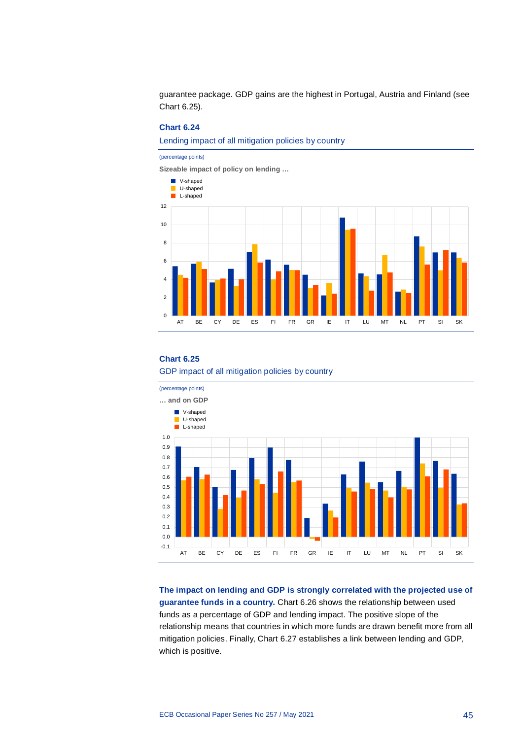guarantee package. GDP gains are the highest in Portugal, Austria and Finland (see Chart 6.25).

**Chart 6.24**

Lending impact of all mitigation policies by country

(percentage points)

**Sizeable impact of policy on lending …**

**Chart 6.25**

GDP impact of all mitigation policies by country

(percentage points)

**… and on GDP**

**The impact on lending and GDP is strongly correlated with the projected use of guarantee funds in a country.** Chart 6.26 shows the relationship between used funds as a percentage of GDP and lending impact. The positive slope of the relationship means that countries in which more funds are drawn benefit more from all mitigation policies. Finally, Chart 6.27 establishes a link between lending and GDP, which is positive.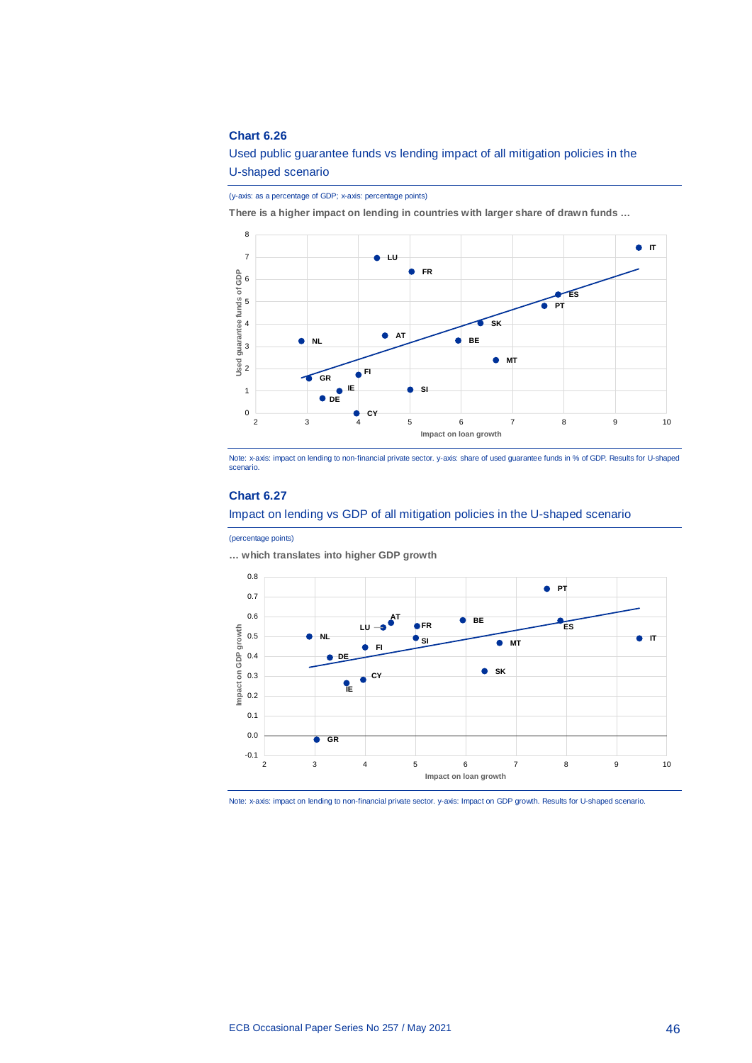## Chart 6.26

Used public guarantee funds vs lending impact of all mitigation policies in the U-shaped scenario

(y-axis: as a percentage of GDP; x-axis: percentage points)

**There is a higher impact on lending in countries with larger share of drawn funds …**

Note: x-axis: impact on lending to non-financial private sector. y-axis: share of used guarantee funds in % of GDP. Results for U-shaped scenario.

## Chart 6.27

Impact on lending vs GDP of all mitigation policies in the U-shaped scenario

(percentage points)

**… which translates into higher GDP growth**

Note: x-axis: impact on lending to non-financial private sector. y-axis: Impact on GDP growth. Results for U-shaped scenario.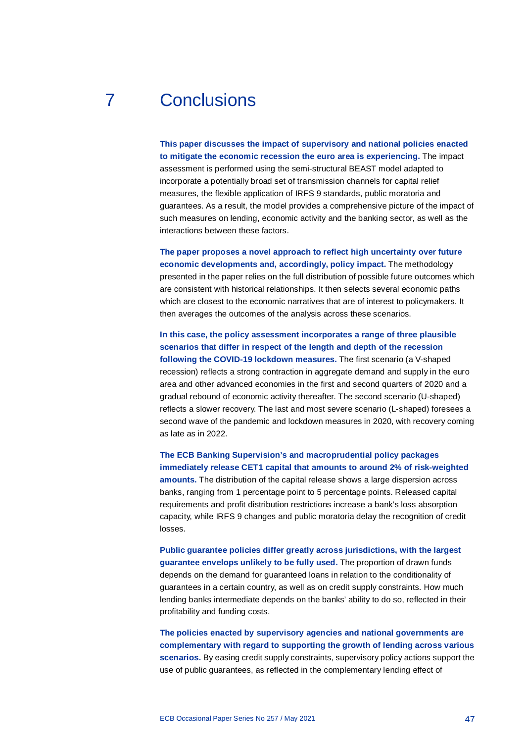# 7 Conclusions

**This paper discusses the impact of supervisory and national policies enacted to mitigate the economic recession the euro area is experiencing.** The impact assessment is performed using the semi-structural BEAST model adapted to incorporate a potentially broad set of transmission channels for capital relief measures, the flexible application of IRFS 9 standards, public moratoria and guarantees. As a result, the model provides a comprehensive picture of the impact of such measures on lending, economic activity and the banking sector, as well as the interactions between these factors.

**The paper proposes a novel approach to reflect high uncertainty over future economic developments and, accordingly, policy impact.** The methodology presented in the paper relies on the full distribution of possible future outcomes which are consistent with historical relationships. It then selects several economic paths which are closest to the economic narratives that are of interest to policymakers. It then averages the outcomes of the analysis across these scenarios.

**In this case, the policy assessment incorporates a range of three plausible scenarios that differ in respect of the length and depth of the recession following the COVID-19 lockdown measures.** The first scenario (a V-shaped recession) reflects a strong contraction in aggregate demand and supply in the euro area and other advanced economies in the first and second quarters of 2020 and a gradual rebound of economic activity thereafter. The second scenario (U-shaped) reflects a slower recovery. The last and most severe scenario (L-shaped) foresees a second wave of the pandemic and lockdown measures in 2020, with recovery coming as late as in 2022.

**The ECB Banking Supervision's and macroprudential policy packages immediately release CET1 capital that amounts to around 2% of risk-weighted amounts.** The distribution of the capital release shows a large dispersion across banks, ranging from 1 percentage point to 5 percentage points. Released capital requirements and profit distribution restrictions increase a bank's loss absorption capacity, while IRFS 9 changes and public moratoria delay the recognition of credit losses.

**Public guarantee policies differ greatly across jurisdictions, with the largest guarantee envelops unlikely to be fully used.** The proportion of drawn funds depends on the demand for guaranteed loans in relation to the conditionality of guarantees in a certain country, as well as on credit supply constraints. How much lending banks intermediate depends on the banks' ability to do so, reflected in their profitability and funding costs.

**The policies enacted by supervisory agencies and national governments are complementary with regard to supporting the growth of lending across various scenarios.** By easing credit supply constraints, supervisory policy actions support the use of public guarantees, as reflected in the complementary lending effect of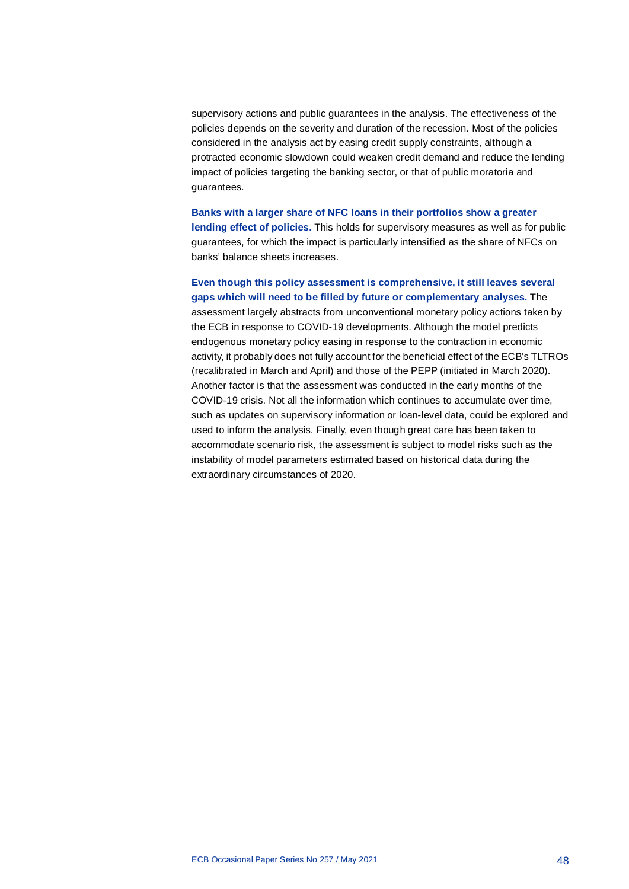supervisory actions and public guarantees in the analysis. The effectiveness of the policies depends on the severity and duration of the recession. Most of the policies considered in the analysis act by easing credit supply constraints, although a protracted economic slowdown could weaken credit demand and reduce the lending impact of policies targeting the banking sector, or that of public moratoria and guarantees.

**Banks with a larger share of NFC loans in their portfolios show a greater lending effect of policies.** This holds for supervisory measures as well as for public guarantees, for which the impact is particularly intensified as the share of NFCs on banks' balance sheets increases.

**Even though this policy assessment is comprehensive, it still leaves several gaps which will need to be filled by future or complementary analyses.** The assessment largely abstracts from unconventional monetary policy actions taken by the ECB in response to COVID-19 developments. Although the model predicts endogenous monetary policy easing in response to the contraction in economic activity, it probably does not fully account for the beneficial effect of the ECB's TLTROs (recalibrated in March and April) and those of the PEPP (initiated in March 2020). Another factor is that the assessment was conducted in the early months of the COVID-19 crisis. Not all the information which continues to accumulate over time, such as updates on supervisory information or loan-level data, could be explored and used to inform the analysis. Finally, even though great care has been taken to accommodate scenario risk, the assessment is subject to model risks such as the instability of model parameters estimated based on historical data during the extraordinary circumstances of 2020.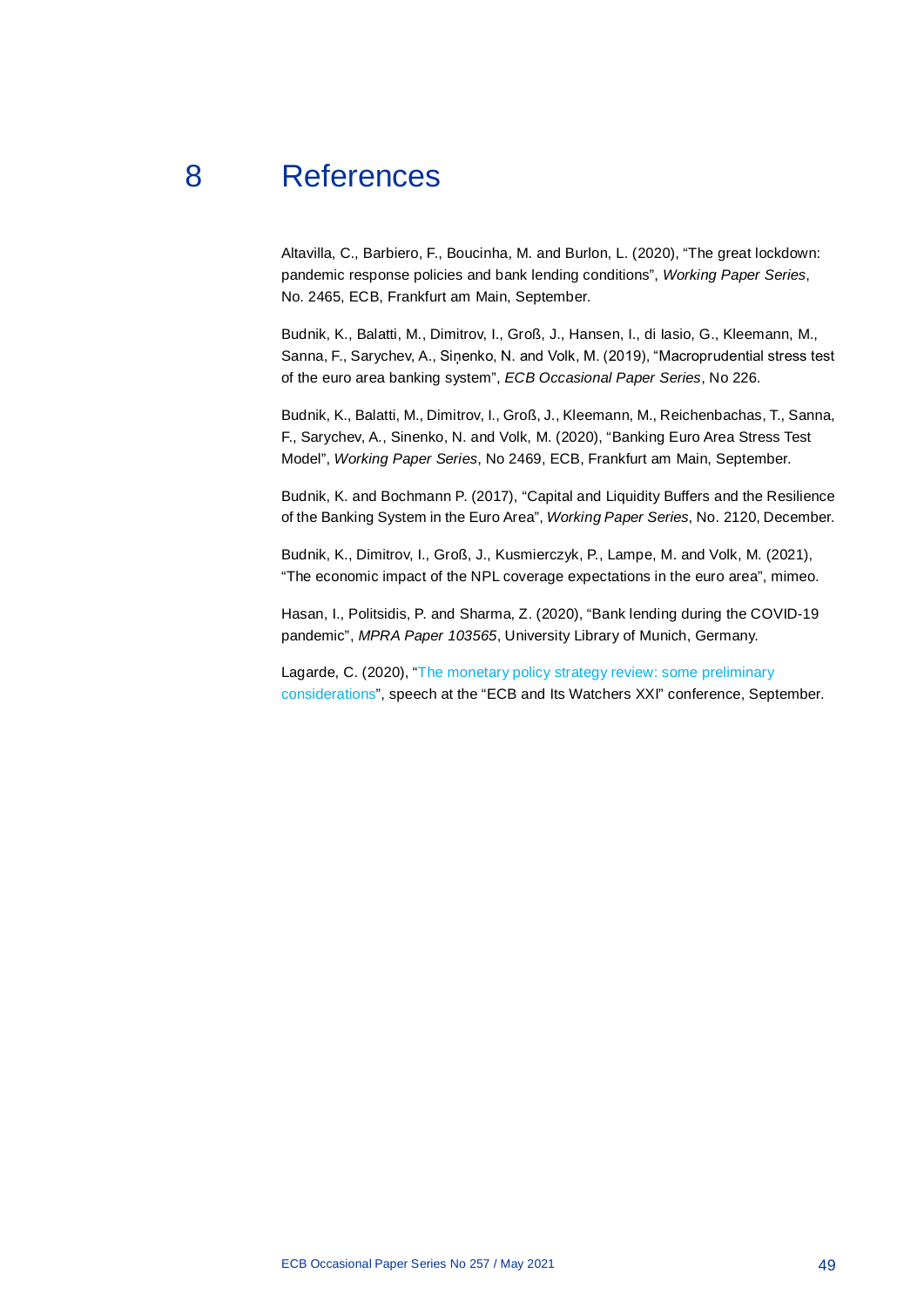# 8 References

Altavilla, C., Barbiero, F., Boucinha, M. and Burlon, L. (2020), “The great lockdown: pandemic response policies and bank lending conditions”, *Working Paper Series*, No. 2465, ECB, Frankfurt am Main, September.

Budnik, K., Balatti, M., Dimitrov, I., Groß, J., Hansen, I., di Iasio, G., Kleemann, M., Sanna, F., Sarychev, A., Siņenko, N. and Volk, M. (2019), “Macroprudential stress test of the euro area banking system”, *ECB Occasional Paper Series*, No 226.

Budnik, K., Balatti, M., Dimitrov, I., Groß, J., Kleemann, M., Reichenbachas, T., Sanna, F., Sarychev, A., Sinenko, N. and Volk, M. (2020), “Banking Euro Area Stress Test Model”, *Working Paper Series*, No 2469, ECB, Frankfurt am Main, September.

Budnik, K. and Bochmann P. (2017), “Capital and Liquidity Buffers and the Resilience of the Banking System in the Euro Area”, *Working Paper Series*, No. 2120, December.

Budnik, K., Dimitrov, I., Groß, J., Kusmierczyk, P., Lampe, M. and Volk, M. (2021), “The economic impact of the NPL coverage expectations in the euro area”, mimeo.

Hasan, I., Politsidis, P. and Sharma, Z. (2020), “Bank lending during the COVID-19 pandemic”, *MPRA Paper 103565*, University Library of Munich, Germany.

Lagarde, C. (2020), “The monetary policy strategy review: some preliminary considerations”, speech at the “ECB and Its Watchers XXI” conference, September.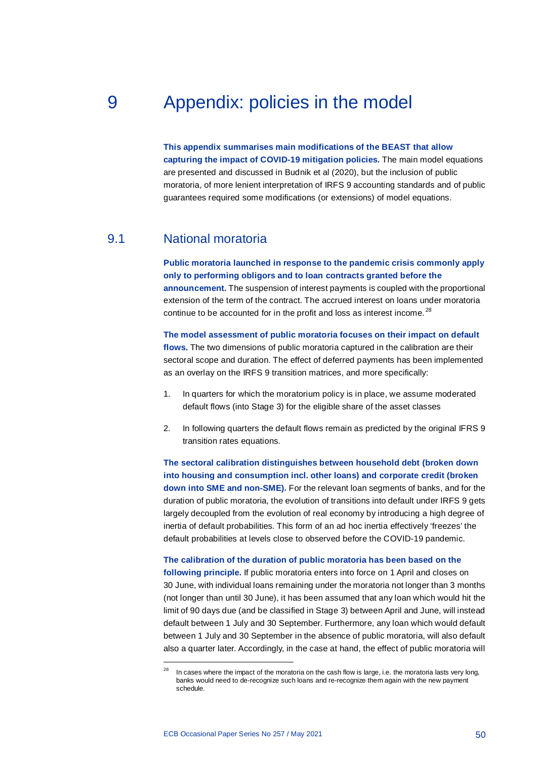# 9 Appendix: policies in the model

**This appendix summarises main modifications of the BEAST that allow capturing the impact of COVID-19 mitigation policies.** The main model equations are presented and discussed in Budnik et al (2020), but the inclusion of public moratoria, of more lenient interpretation of IRFS 9 accounting standards and of public guarantees required some modifications (or extensions) of model equations.

## 9.1 National moratoria

**Public moratoria launched in response to the pandemic crisis commonly apply only to performing obligors and to loan contracts granted before the announcement.** The suspension of interest payments is coupled with the proportional extension of the term of the contract. The accrued interest on loans under moratoria continue to be accounted for in the profit and loss as interest income.[28]

**The model assessment of public moratoria focuses on their impact on default flows.** The two dimensions of public moratoria captured in the calibration are their sectoral scope and duration. The effect of deferred payments has been implemented as an overlay on the IRFS 9 transition matrices, and more specifically:

1. In quarters for which the moratorium policy is in place, we assume moderated default flows (into Stage 3) for the eligible share of the asset classes
2. In following quarters the default flows remain as predicted by the original IFRS 9 transition rates equations.

**The sectoral calibration distinguishes between household debt (broken down into housing and consumption incl. other loans) and corporate credit (broken down into SME and non-SME).** For the relevant loan segments of banks, and for the duration of public moratoria, the evolution of transitions into default under IRFS 9 gets largely decoupled from the evolution of real economy by introducing a high degree of inertia of default probabilities. This form of an ad hoc inertia effectively 'freezes' the default probabilities at levels close to observed before the COVID-19 pandemic.

**The calibration of the duration of public moratoria has been based on the following principle.** If public moratoria enters into force on 1 April and closes on 30 June, with individual loans remaining under the moratoria not longer than 3 months (not longer than until 30 June), it has been assumed that any loan which would hit the limit of 90 days due (and be classified in Stage 3) between April and June, will instead default between 1 July and 30 September. Furthermore, any loan which would default between 1 July and 30 September in the absence of public moratoria, will also default also a quarter later. Accordingly, in the case at hand, the effect of public moratoria will

---

[28] In cases where the impact of the moratoria on the cash flow is large, i.e. the moratoria lasts very long, banks would need to de-recognize such loans and re-recognize them again with the new payment schedule.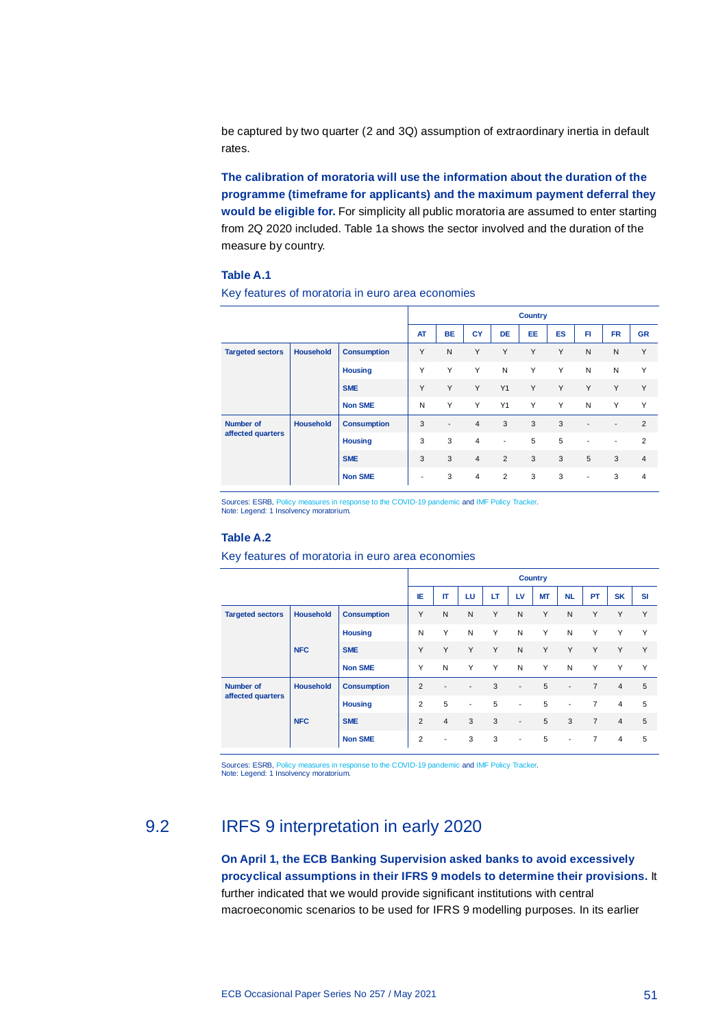be captured by two quarter (2 and 3Q) assumption of extraordinary inertia in default rates.

**The calibration of moratoria will use the information about the duration of the programme (timeframe for applicants) and the maximum payment deferral they would be eligible for.** For simplicity all public moratoria are assumed to enter starting from 2Q 2020 included. Table 1a shows the sector involved and the duration of the measure by country.

**Table A.1**

Key features of moratoria in euro area economies

| | | | Country | | | | | | | | |
|---|---|---|---|---|---|---|---|---|---|---|---|
| | | | AT | BE | CY | DE | EE | ES | FI | FR | GR |
| Targeted sectors | Household | Consumption | Y | N | Y | Y | Y | Y | N | N | Y |
| | | Housing | Y | Y | Y | N | Y | Y | N | N | Y |
| | | SME | Y | Y | Y | Y1 | Y | Y | Y | Y | Y |
| | | Non SME | N | Y | Y | Y1 | Y | Y | N | Y | Y |
| Number of affected quarters | Household | Consumption | 3 | - | 4 | 3 | 3 | 3 | - | - | 2 |
| | | Housing | 3 | 3 | 4 | - | 5 | 5 | - | - | 2 |
| | | SME | 3 | 3 | 4 | 2 | 3 | 3 | 5 | 3 | 4 |
| | | Non SME | - | 3 | 4 | 2 | 3 | 3 | - | 3 | 4 |

Sources: ESRB, Policy measures in response to the COVID-19 pandemic and IMF Policy Tracker.
Note: Legend: 1 Insolvency moratorium.

**Table A.2**

Key features of moratoria in euro area economies

| | | | Country | | | | | | | | | |
|---|---|---|---|---|---|---|---|---|---|---|---|---|
| | | | IE | IT | LU | LT | LV | MT | NL | PT | SK | SI |
| Targeted sectors | Household | Consumption | Y | N | N | Y | N | Y | N | Y | Y | Y |
| | | Housing | N | Y | N | Y | N | Y | N | Y | Y | Y |
| | NFC | SME | Y | Y | Y | Y | N | Y | Y | Y | Y | Y |
| | | Non SME | Y | N | Y | Y | N | Y | N | Y | Y | Y |
| Number of affected quarters | Household | Consumption | 2 | - | - | 3 | - | 5 | - | 7 | 4 | 5 |
| | | Housing | 2 | 5 | - | 5 | - | 5 | - | 7 | 4 | 5 |
| | NFC | SME | 2 | 4 | 3 | 3 | - | 5 | 3 | 7 | 4 | 5 |
| | | Non SME | 2 | - | 3 | 3 | - | 5 | - | 7 | 4 | 5 |

Sources: ESRB, Policy measures in response to the COVID-19 pandemic and IMF Policy Tracker.
Note: Legend: 1 Insolvency moratorium.

## 9.2 IRFS 9 interpretation in early 2020

**On April 1, the ECB Banking Supervision asked banks to avoid excessively procyclical assumptions in their IFRS 9 models to determine their provisions.** It further indicated that we would provide significant institutions with central macroeconomic scenarios to be used for IFRS 9 modelling purposes. In its earlier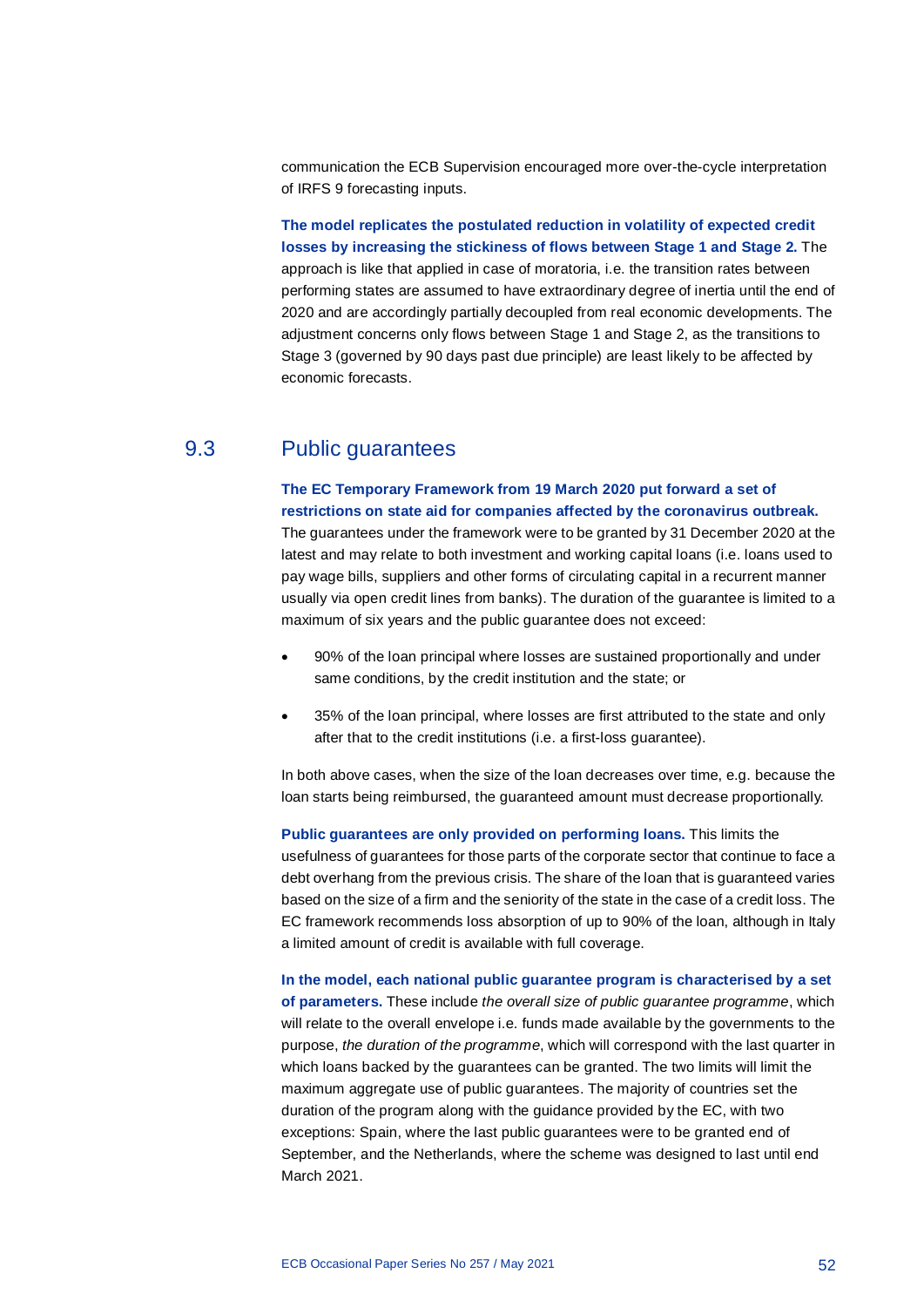communication the ECB Supervision encouraged more over-the-cycle interpretation of IRFS 9 forecasting inputs.

**The model replicates the postulated reduction in volatility of expected credit losses by increasing the stickiness of flows between Stage 1 and Stage 2.** The approach is like that applied in case of moratoria, i.e. the transition rates between performing states are assumed to have extraordinary degree of inertia until the end of 2020 and are accordingly partially decoupled from real economic developments. The adjustment concerns only flows between Stage 1 and Stage 2, as the transitions to Stage 3 (governed by 90 days past due principle) are least likely to be affected by economic forecasts.

## 9.3 Public guarantees

**The EC Temporary Framework from 19 March 2020 put forward a set of restrictions on state aid for companies affected by the coronavirus outbreak.** The guarantees under the framework were to be granted by 31 December 2020 at the latest and may relate to both investment and working capital loans (i.e. loans used to pay wage bills, suppliers and other forms of circulating capital in a recurrent manner usually via open credit lines from banks). The duration of the guarantee is limited to a maximum of six years and the public guarantee does not exceed:

- 90% of the loan principal where losses are sustained proportionally and under same conditions, by the credit institution and the state; or
- 35% of the loan principal, where losses are first attributed to the state and only after that to the credit institutions (i.e. a first-loss guarantee).

In both above cases, when the size of the loan decreases over time, e.g. because the loan starts being reimbursed, the guaranteed amount must decrease proportionally.

**Public guarantees are only provided on performing loans.** This limits the usefulness of guarantees for those parts of the corporate sector that continue to face a debt overhang from the previous crisis. The share of the loan that is guaranteed varies based on the size of a firm and the seniority of the state in the case of a credit loss. The EC framework recommends loss absorption of up to 90% of the loan, although in Italy a limited amount of credit is available with full coverage.

**In the model, each national public guarantee program is characterised by a set of parameters.** These include *the overall size of public guarantee programme*, which will relate to the overall envelope i.e. funds made available by the governments to the purpose, *the duration of the programme*, which will correspond with the last quarter in which loans backed by the guarantees can be granted. The two limits will limit the maximum aggregate use of public guarantees. The majority of countries set the duration of the program along with the guidance provided by the EC, with two exceptions: Spain, where the last public guarantees were to be granted end of September, and the Netherlands, where the scheme was designed to last until end March 2021.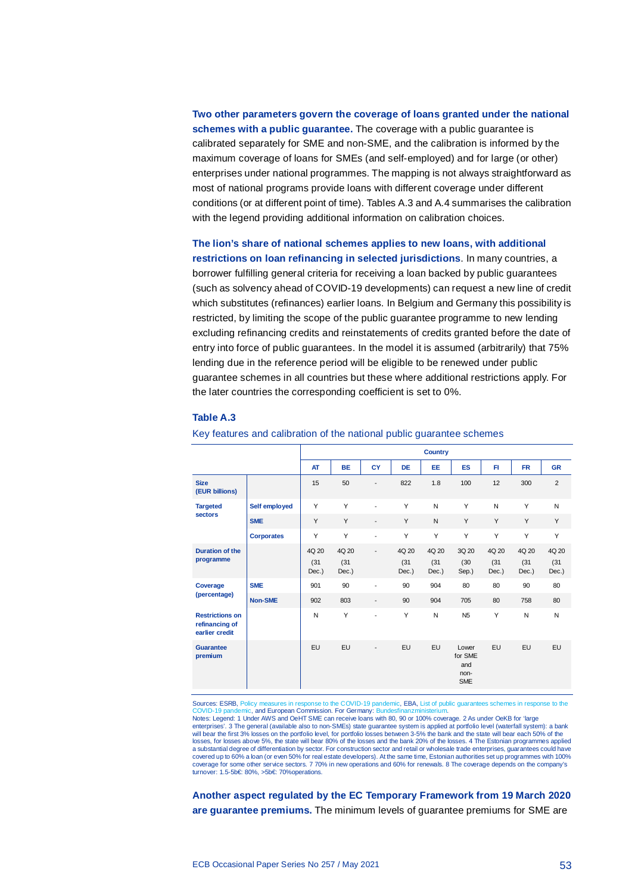**Two other parameters govern the coverage of loans granted under the national schemes with a public guarantee.** The coverage with a public guarantee is calibrated separately for SME and non-SME, and the calibration is informed by the maximum coverage of loans for SMEs (and self-employed) and for large (or other) enterprises under national programmes. The mapping is not always straightforward as most of national programs provide loans with different coverage under different conditions (or at different point of time). Tables A.3 and A.4 summarises the calibration with the legend providing additional information on calibration choices.

**The lion's share of national schemes applies to new loans, with additional restrictions on loan refinancing in selected jurisdictions**. In many countries, a borrower fulfilling general criteria for receiving a loan backed by public guarantees (such as solvency ahead of COVID-19 developments) can request a new line of credit which substitutes (refinances) earlier loans. In Belgium and Germany this possibility is restricted, by limiting the scope of the public guarantee programme to new lending excluding refinancing credits and reinstatements of credits granted before the date of entry into force of public guarantees. In the model it is assumed (arbitrarily) that 75% lending due in the reference period will be eligible to be renewed under public guarantee schemes in all countries but these where additional restrictions apply. For the later countries the corresponding coefficient is set to 0%.

### Table A.3

Key features and calibration of the national public guarantee schemes

| | | Country | | | | | | | | |
|---|---|---|---|---|---|---|---|---|---|---|
| | | **AT** | **BE** | **CY** | **DE** | **EE** | **ES** | **FI** | **FR** | **GR** |
| **Size (EUR billions)** | | 15 | 50 | - | 822 | 1.8 | 100 | 12 | 300 | 2 |
| **Targeted sectors** | **Self employed** | Y | Y | - | Y | N | Y | N | Y | N |
| | **SME** | Y | Y | - | Y | N | Y | Y | Y | Y |
| | **Corporates** | Y | Y | - | Y | Y | Y | Y | Y | Y |
| **Duration of the programme** | | 4Q 20 (31 Dec.) | 4Q 20 (31 Dec.) | - | 4Q 20 (31 Dec.) | 4Q 20 (31 Dec.) | 3Q 20 (30 Sep.) | 4Q 20 (31 Dec.) | 4Q 20 (31 Dec.) | 4Q 20 (31 Dec.) |
| **Coverage (percentage)** | **SME** | 90[1] | 90 | - | 90 | 90[4] | 80 | 80 | 90 | 80 |
| | **Non-SME** | 90[2] | 80[3] | - | 90 | 90[4] | 70[5] | 80 | 75[8] | 80 |
| **Restrictions on refinancing of earlier credit** | | N | Y | - | Y | N | N[5] | Y | N | N |
| **Guarantee premium** | | EU | EU | - | EU | EU | Lower for SME and non-SME | EU | EU | EU |

Sources: ESRB, Policy measures in response to the COVID-19 pandemic, EBA, List of public guarantees schemes in response to the COVID-19 pandemic, and European Commission. For Germany: Bundesfinanzministerium.
Notes: Legend: 1 Under AWS and OeHT SME can receive loans with 80, 90 or 100% coverage. 2 As under OeKB for 'large enterprises'. 3 The general (available also to non-SMEs) state guarantee system is applied at portfolio level (waterfall system): a bank will bear the first 3% losses on the portfolio level, for portfolio losses between 3-5% the bank and the state will bear each 50% of the losses, for losses above 5%, the state will bear 80% of the losses and the bank 20% of the losses. 4 The Estonian programmes applied a substantial degree of differentiation by sector. For construction sector and retail or wholesale trade enterprises, guarantees could have covered up to 60% a loan (or even 50% for real estate developers). At the same time, Estonian authorities set up programmes with 100% coverage for some other service sectors. 7 70% in new operations and 60% for renewals. 8 The coverage depends on the company's turnover: 1.5-5b€: 80%, >5b€: 70%operations.

**Another aspect regulated by the EC Temporary Framework from 19 March 2020 are guarantee premiums.** The minimum levels of guarantee premiums for SME are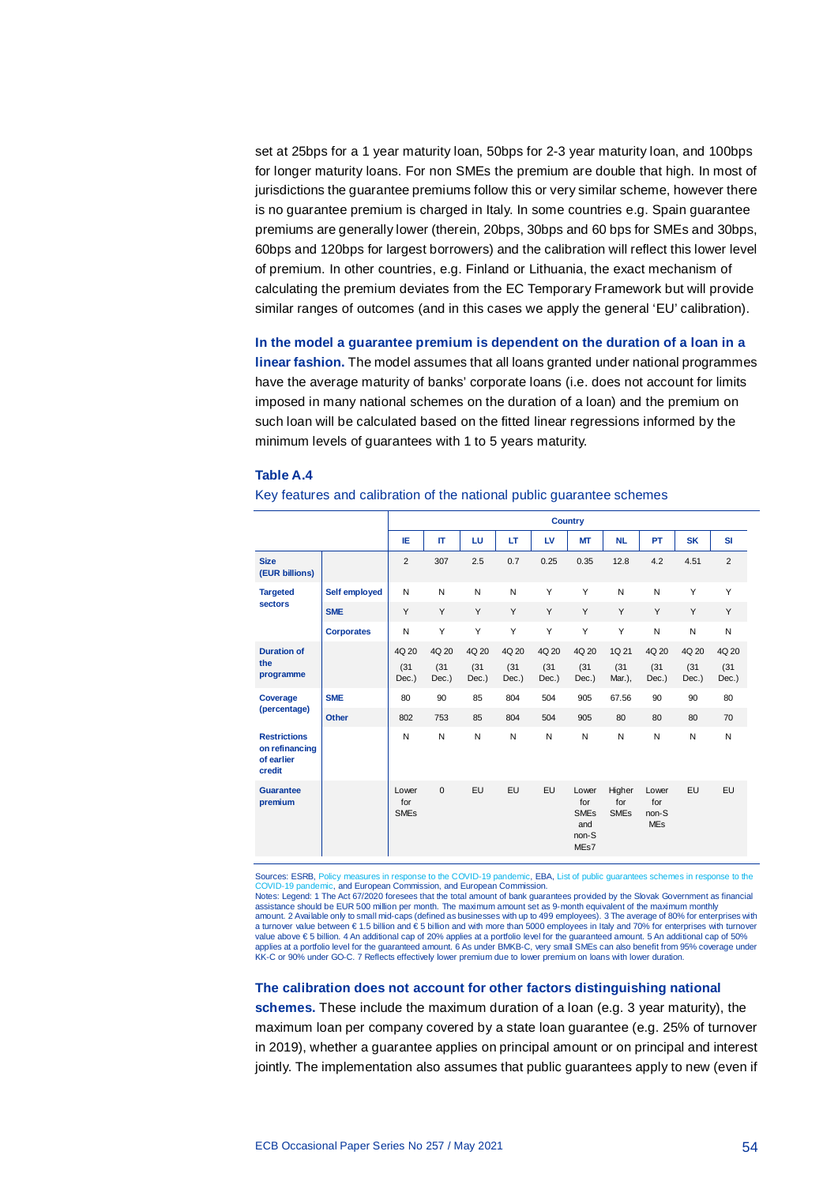set at 25bps for a 1 year maturity loan, 50bps for 2-3 year maturity loan, and 100bps for longer maturity loans. For non SMEs the premium are double that high. In most of jurisdictions the guarantee premiums follow this or very similar scheme, however there is no guarantee premium is charged in Italy. In some countries e.g. Spain guarantee premiums are generally lower (therein, 20bps, 30bps and 60 bps for SMEs and 30bps, 60bps and 120bps for largest borrowers) and the calibration will reflect this lower level of premium. In other countries, e.g. Finland or Lithuania, the exact mechanism of calculating the premium deviates from the EC Temporary Framework but will provide similar ranges of outcomes (and in this cases we apply the general 'EU' calibration).

**In the model a guarantee premium is dependent on the duration of a loan in a linear fashion.** The model assumes that all loans granted under national programmes have the average maturity of banks' corporate loans (i.e. does not account for limits imposed in many national schemes on the duration of a loan) and the premium on such loan will be calculated based on the fitted linear regressions informed by the minimum levels of guarantees with 1 to 5 years maturity.

**Table A.4**

Key features and calibration of the national public guarantee schemes

| | | Country | | | | | | | | | |
|---|---|---|---|---|---|---|---|---|---|---|---|
| | | IE | IT | LU | LT | LV | MT | NL | PT | SK | SI |
| **Size (EUR billions)** | | 2 | 307 | 2.5 | 0.7 | 0.25 | 0.35 | 12.8 | 4.2 | 4.51 | 2 |
| **Targeted sectors** | **Self employed** | N | N | N | N | Y | Y | N | N | Y | Y |
| | **SME** | Y | Y | Y | Y | Y | Y | Y | Y | Y | Y |
| | **Corporates** | N | Y | Y | Y | Y | Y | Y | N | N | N |
| **Duration of the programme** | | 4Q 20 (31 Dec.) | 4Q 20 (31 Dec.) | 4Q 20 (31 Dec.) | 4Q 20 (31 Dec.) | 4Q 20 (31 Dec.) | 4Q 20 (31 Dec.) | 1Q 21 (31 Mar.), | 4Q 20 (31 Dec.) | 4Q 20 (31 Dec.) | 4Q 20 (31 Dec.) |
| **Coverage (percentage)** | **SME** | 80 | 90 | 85 | 804 | 504 | 905 | 67.56 | 90 | 90 | 80 |
| | **Other** | 802 | 753 | 85 | 804 | 504 | 905 | 80 | 80 | 80 | 70 |
| **Restrictions on refinancing of earlier credit** | | N | N | N | N | N | N | N | N | N | N |
| **Guarantee premium** | | Lower for SMEs | 0 | EU | EU | EU | Lower for SMEs and non-SMEs7 | Higher for SMEs | Lower for non-SMEs | EU | EU |

Sources: ESRB, Policy measures in response to the COVID-19 pandemic, EBA, List of public guarantees schemes in response to the COVID-19 pandemic, and European Commission, and European Commission.
Notes: Legend: 1 The Act 67/2020 foresees that the total amount of bank guarantees provided by the Slovak Government as financial assistance should be EUR 500 million per month. The maximum amount set as 9-month equivalent of the maximum monthly amount. 2 Available only to small mid-caps (defined as businesses with up to 499 employees). 3 The average of 80% for enterprises with a turnover value between € 1.5 billion and € 5 billion and with more than 5000 employees in Italy and 70% for enterprises with turnover value above € 5 billion. 4 An additional cap of 20% applies at a portfolio level for the guaranteed amount. 5 An additional cap of 50% applies at a portfolio level for the guaranteed amount. 6 As under BMKB-C, very small SMEs can also benefit from 95% coverage under KK-C or 90% under GO-C. 7 Reflects effectively lower premium due to lower premium on loans with lower duration.

**The calibration does not account for other factors distinguishing national schemes.** These include the maximum duration of a loan (e.g. 3 year maturity), the maximum loan per company covered by a state loan guarantee (e.g. 25% of turnover in 2019), whether a guarantee applies on principal amount or on principal and interest jointly. The implementation also assumes that public guarantees apply to new (even if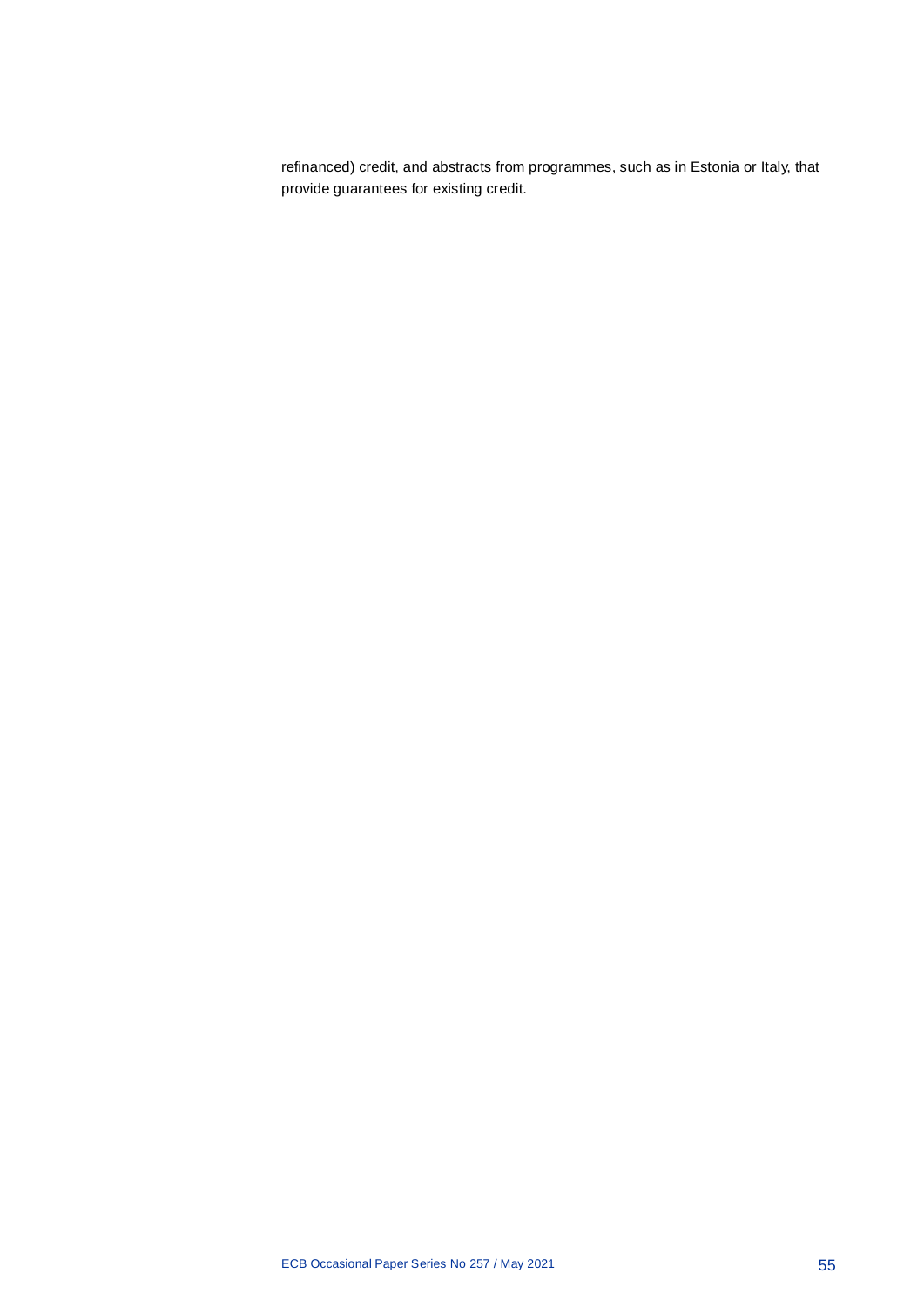refinanced) credit, and abstracts from programmes, such as in Estonia or Italy, that provide guarantees for existing credit.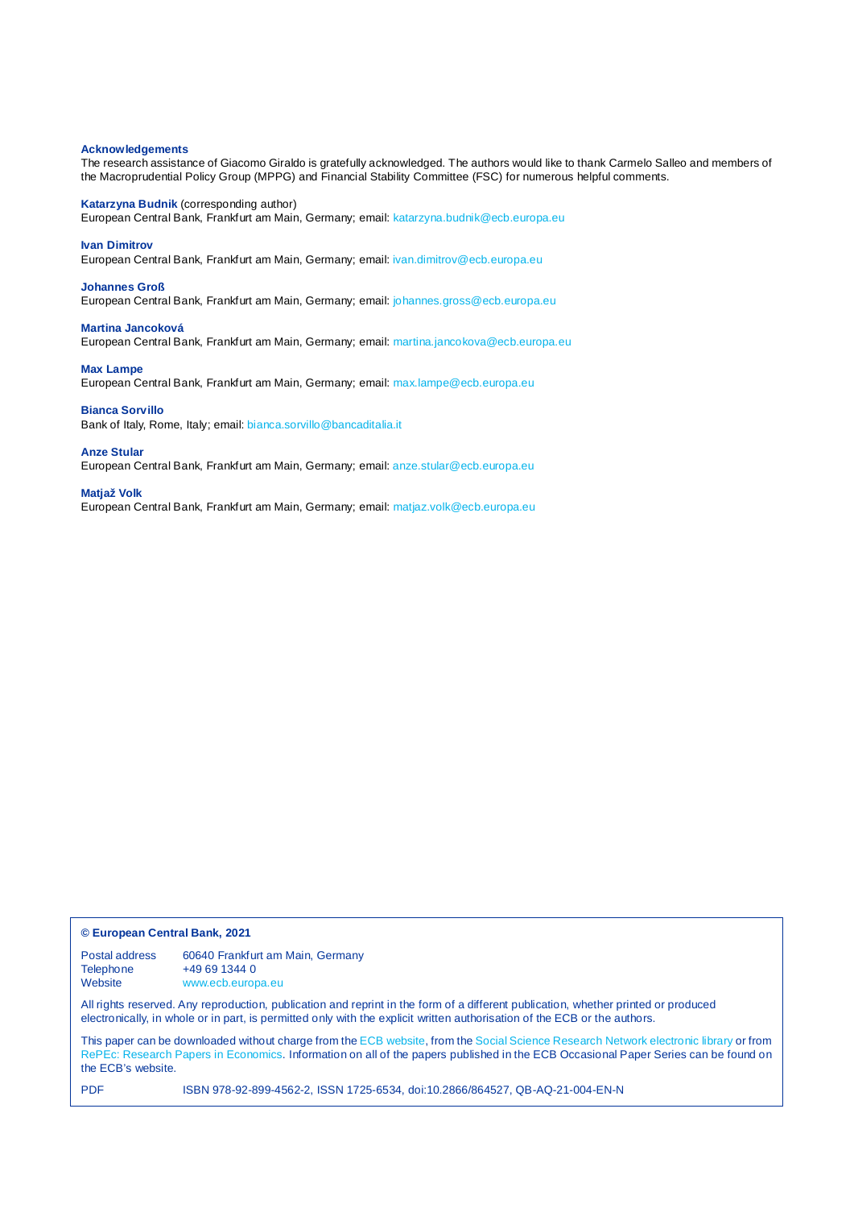**Acknowledgements**

The research assistance of Giacomo Giraldo is gratefully acknowledged. The authors would like to thank Carmelo Salleo and members of the Macroprudential Policy Group (MPPG) and Financial Stability Committee (FSC) for numerous helpful comments.

**Katarzyna Budnik** (corresponding author)
European Central Bank, Frankfurt am Main, Germany; email: katarzyna.budnik@ecb.europa.eu

**Ivan Dimitrov**
European Central Bank, Frankfurt am Main, Germany; email: ivan.dimitrov@ecb.europa.eu

**Johannes Groß**
European Central Bank, Frankfurt am Main, Germany; email: johannes.gross@ecb.europa.eu

**Martina Jancoková**
European Central Bank, Frankfurt am Main, Germany; email: martina.jancokova@ecb.europa.eu

**Max Lampe**
European Central Bank, Frankfurt am Main, Germany; email: max.lampe@ecb.europa.eu

**Bianca Sorvillo**
Bank of Italy, Rome, Italy; email: bianca.sorvillo@bancaditalia.it

**Anze Stular**
European Central Bank, Frankfurt am Main, Germany; email: anze.stular@ecb.europa.eu

**Matjaž Volk**
European Central Bank, Frankfurt am Main, Germany; email: matjaz.volk@ecb.europa.eu

**© European Central Bank, 2021**

| | |
|---|---|
| Postal address | 60640 Frankfurt am Main, Germany |
| Telephone | +49 69 1344 0 |
| Website | www.ecb.europa.eu |

All rights reserved. Any reproduction, publication and reprint in the form of a different publication, whether printed or produced electronically, in whole or in part, is permitted only with the explicit written authorisation of the ECB or the authors.

This paper can be downloaded without charge from the ECB website, from the Social Science Research Network electronic library or from RePEc: Research Papers in Economics. Information on all of the papers published in the ECB Occasional Paper Series can be found on the ECB's website.

| | |
|---|---|
| PDF | ISBN 978-92-899-4562-2, ISSN 1725-6534, doi:10.2866/864527, QB-AQ-21-004-EN-N |